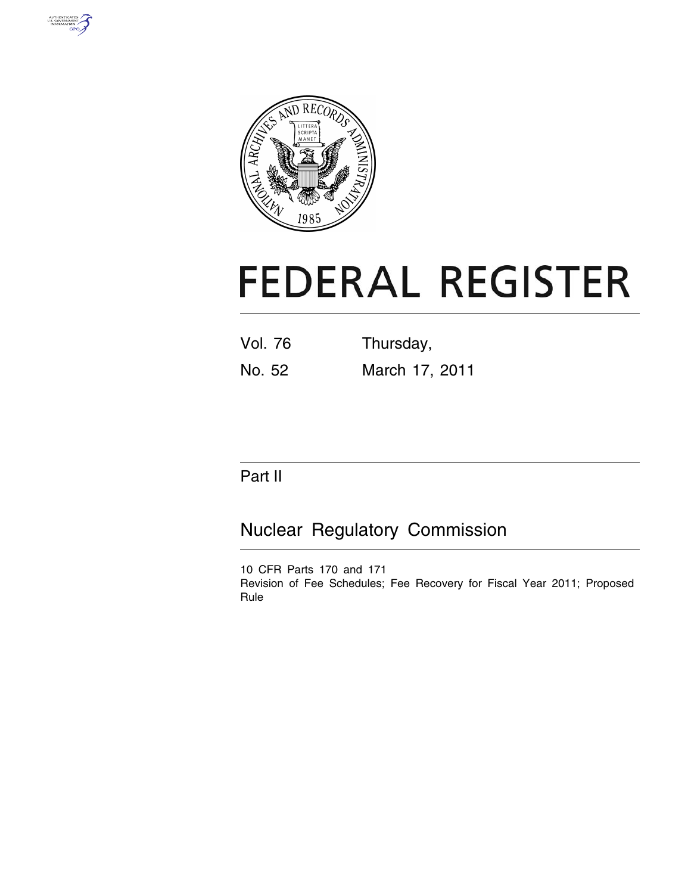# FEDERAL REGISTER

| Vol. 76 | Thursday, |
| --- | --- |
| No. 52 | March 17, 2011 |

## Part II

## Nuclear Regulatory Commission

10 CFR Parts 170 and 171

Revision of Fee Schedules; Fee Recovery for Fiscal Year 2011; Proposed Rule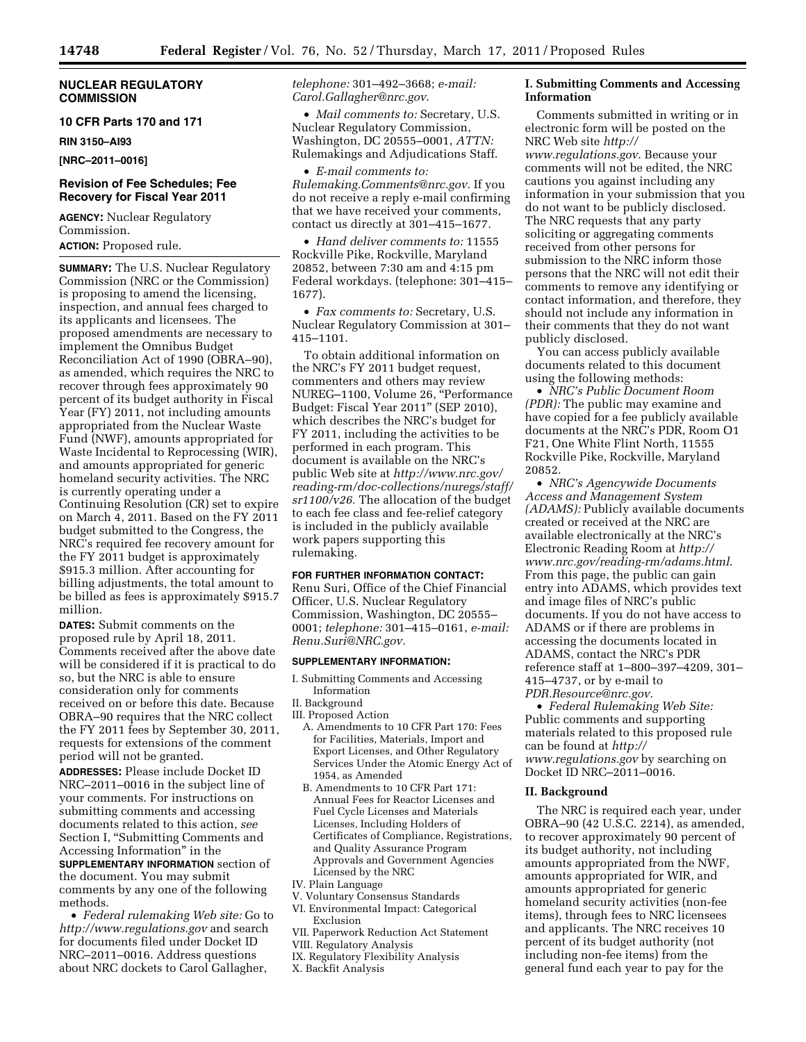**NUCLEAR REGULATORY COMMISSION**

**10 CFR Parts 170 and 171**

**RIN 3150–AI93**

**[NRC–2011–0016]**

## Revision of Fee Schedules; Fee Recovery for Fiscal Year 2011

**AGENCY:** Nuclear Regulatory Commission.

**ACTION:** Proposed rule.

**SUMMARY:** The U.S. Nuclear Regulatory Commission (NRC or the Commission) is proposing to amend the licensing, inspection, and annual fees charged to its applicants and licensees. The proposed amendments are necessary to implement the Omnibus Budget Reconciliation Act of 1990 (OBRA–90), as amended, which requires the NRC to recover through fees approximately 90 percent of its budget authority in Fiscal Year (FY) 2011, not including amounts appropriated from the Nuclear Waste Fund (NWF), amounts appropriated for Waste Incidental to Reprocessing (WIR), and amounts appropriated for generic homeland security activities. The NRC is currently operating under a Continuing Resolution (CR) set to expire on March 4, 2011. Based on the FY 2011 budget submitted to the Congress, the NRC's required fee recovery amount for the FY 2011 budget is approximately $915.3 million. After accounting for billing adjustments, the total amount to be billed as fees is approximately $915.7 million.

**DATES:** Submit comments on the proposed rule by April 18, 2011. Comments received after the above date will be considered if it is practical to do so, but the NRC is able to ensure consideration only for comments received on or before this date. Because OBRA–90 requires that the NRC collect the FY 2011 fees by September 30, 2011, requests for extensions of the comment period will not be granted.

**ADDRESSES:** Please include Docket ID NRC–2011–0016 in the subject line of your comments. For instructions on submitting comments and accessing documents related to this action, *see* Section I, "Submitting Comments and Accessing Information" in the **SUPPLEMENTARY INFORMATION** section of the document. You may submit comments by any one of the following methods.

- *Federal rulemaking Web site:* Go to *http://www.regulations.gov* and search for documents filed under Docket ID NRC–2011–0016. Address questions about NRC dockets to Carol Gallagher, *telephone:* 301–492–3668; *e-mail: Carol.Gallagher@nrc.gov*.
- *Mail comments to:* Secretary, U.S. Nuclear Regulatory Commission, Washington, DC 20555–0001, *ATTN:* Rulemakings and Adjudications Staff.
- *E-mail comments to: Rulemaking.Comments@nrc.gov.* If you do not receive a reply e-mail confirming that we have received your comments, contact us directly at 301–415–1677.
- *Hand deliver comments to:* 11555 Rockville Pike, Rockville, Maryland 20852, between 7:30 am and 4:15 pm Federal workdays. (telephone: 301–415–1677).
- *Fax comments to:* Secretary, U.S. Nuclear Regulatory Commission at 301–415–1101.

To obtain additional information on the NRC's FY 2011 budget request, commenters and others may review NUREG–1100, Volume 26, "Performance Budget: Fiscal Year 2011" (SEP 2010), which describes the NRC's budget for FY 2011, including the activities to be performed in each program. This document is available on the NRC's public Web site at *http://www.nrc.gov/reading-rm/doc-collections/nuregs/staff/sr1100/v26.* The allocation of the budget to each fee class and fee-relief category is included in the publicly available work papers supporting this rulemaking.

**FOR FURTHER INFORMATION CONTACT:** Renu Suri, Office of the Chief Financial Officer, U.S. Nuclear Regulatory Commission, Washington, DC 20555–0001; *telephone:* 301–415–0161, *e-mail: Renu.Suri@NRC.gov.*

**SUPPLEMENTARY INFORMATION:**

I. Submitting Comments and Accessing Information
II. Background
III. Proposed Action
  A. Amendments to 10 CFR Part 170: Fees for Facilities, Materials, Import and Export Licenses, and Other Regulatory Services Under the Atomic Energy Act of 1954, as Amended
  B. Amendments to 10 CFR Part 171: Annual Fees for Reactor Licenses and Fuel Cycle Licenses and Materials Licenses, Including Holders of Certificates of Compliance, Registrations, and Quality Assurance Program Approvals and Government Agencies Licensed by the NRC
IV. Plain Language
V. Voluntary Consensus Standards
VI. Environmental Impact: Categorical Exclusion
VII. Paperwork Reduction Act Statement
VIII. Regulatory Analysis
IX. Regulatory Flexibility Analysis
X. Backfit Analysis

### I. Submitting Comments and Accessing Information

Comments submitted in writing or in electronic form will be posted on the NRC Web site *http://www.regulations.gov*. Because your comments will not be edited, the NRC cautions you against including any information in your submission that you do not want to be publicly disclosed. The NRC requests that any party soliciting or aggregating comments received from other persons for submission to the NRC inform those persons that the NRC will not edit their comments to remove any identifying or contact information, and therefore, they should not include any information in their comments that they do not want publicly disclosed.

You can access publicly available documents related to this document using the following methods:

- *NRC's Public Document Room (PDR):* The public may examine and have copied for a fee publicly available documents at the NRC's PDR, Room O1 F21, One White Flint North, 11555 Rockville Pike, Rockville, Maryland 20852.
- *NRC's Agencywide Documents Access and Management System (ADAMS):* Publicly available documents created or received at the NRC are available electronically at the NRC's Electronic Reading Room at *http://www.nrc.gov/reading-rm/adams.html*. From this page, the public can gain entry into ADAMS, which provides text and image files of NRC's public documents. If you do not have access to ADAMS or if there are problems in accessing the documents located in ADAMS, contact the NRC's PDR reference staff at 1–800–397–4209, 301–415–4737, or by e-mail to *PDR.Resource@nrc.gov.*
- *Federal Rulemaking Web Site:* Public comments and supporting materials related to this proposed rule can be found at *http://www.regulations.gov* by searching on Docket ID NRC–2011–0016.

### II. Background

The NRC is required each year, under OBRA–90 (42 U.S.C. 2214), as amended, to recover approximately 90 percent of its budget authority, not including amounts appropriated from the NWF, amounts appropriated for WIR, and amounts appropriated for generic homeland security activities (non-fee items), through fees to NRC licensees and applicants. The NRC receives 10 percent of its budget authority (not including non-fee items) from the general fund each year to pay for the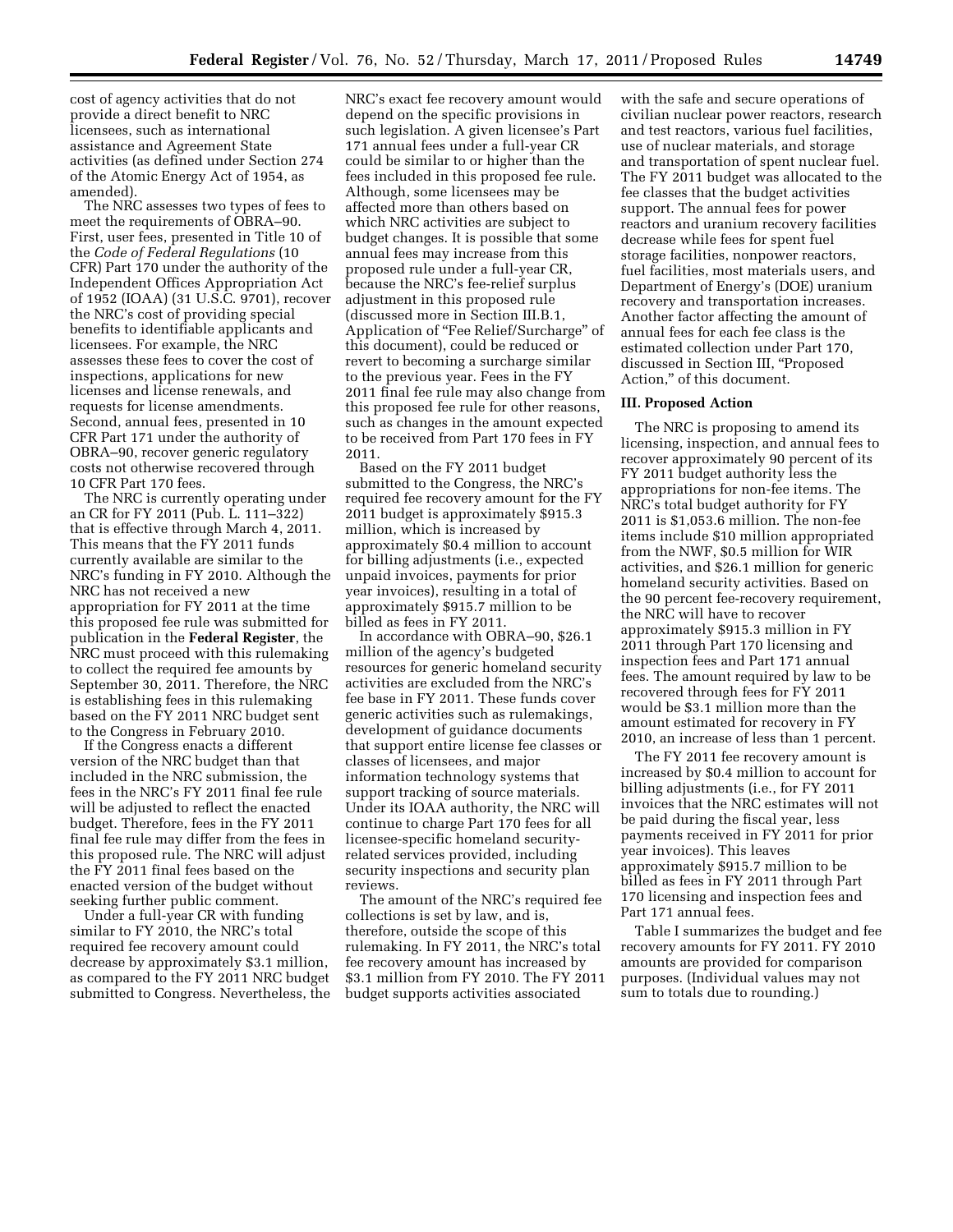cost of agency activities that do not provide a direct benefit to NRC licensees, such as international assistance and Agreement State activities (as defined under Section 274 of the Atomic Energy Act of 1954, as amended).

The NRC assesses two types of fees to meet the requirements of OBRA–90. First, user fees, presented in Title 10 of the *Code of Federal Regulations* (10 CFR) Part 170 under the authority of the Independent Offices Appropriation Act of 1952 (IOAA) (31 U.S.C. 9701), recover the NRC's cost of providing special benefits to identifiable applicants and licensees. For example, the NRC assesses these fees to cover the cost of inspections, applications for new licenses and license renewals, and requests for license amendments. Second, annual fees, presented in 10 CFR Part 171 under the authority of OBRA–90, recover generic regulatory costs not otherwise recovered through 10 CFR Part 170 fees.

The NRC is currently operating under an CR for FY 2011 (Pub. L. 111–322) that is effective through March 4, 2011. This means that the FY 2011 funds currently available are similar to the NRC's funding in FY 2010. Although the NRC has not received a new appropriation for FY 2011 at the time this proposed fee rule was submitted for publication in the **Federal Register**, the NRC must proceed with this rulemaking to collect the required fee amounts by September 30, 2011. Therefore, the NRC is establishing fees in this rulemaking based on the FY 2011 NRC budget sent to the Congress in February 2010.

If the Congress enacts a different version of the NRC budget than that included in the NRC submission, the fees in the NRC's FY 2011 final fee rule will be adjusted to reflect the enacted budget. Therefore, fees in the FY 2011 final fee rule may differ from the fees in this proposed rule. The NRC will adjust the FY 2011 final fees based on the enacted version of the budget without seeking further public comment.

Under a full-year CR with funding similar to FY 2010, the NRC's total required fee recovery amount could decrease by approximately $3.1 million, as compared to the FY 2011 NRC budget submitted to Congress. Nevertheless, the NRC's exact fee recovery amount would depend on the specific provisions in such legislation. A given licensee's Part 171 annual fees under a full-year CR could be similar to or higher than the fees included in this proposed fee rule. Although, some licensees may be affected more than others based on which NRC activities are subject to budget changes. It is possible that some annual fees may increase from this proposed rule under a full-year CR, because the NRC's fee-relief surplus adjustment in this proposed rule (discussed more in Section III.B.1, Application of "Fee Relief/Surcharge" of this document), could be reduced or revert to becoming a surcharge similar to the previous year. Fees in the FY 2011 final fee rule may also change from this proposed fee rule for other reasons, such as changes in the amount expected to be received from Part 170 fees in FY 2011.

Based on the FY 2011 budget submitted to the Congress, the NRC's required fee recovery amount for the FY 2011 budget is approximately $915.3 million, which is increased by approximately $0.4 million to account for billing adjustments (i.e., expected unpaid invoices, payments for prior year invoices), resulting in a total of approximately $915.7 million to be billed as fees in FY 2011.

In accordance with OBRA–90, $26.1 million of the agency's budgeted resources for generic homeland security activities are excluded from the NRC's fee base in FY 2011. These funds cover generic activities such as rulemakings, development of guidance documents that support entire license fee classes or classes of licensees, and major information technology systems that support tracking of source materials. Under its IOAA authority, the NRC will continue to charge Part 170 fees for all licensee-specific homeland security-related services provided, including security inspections and security plan reviews.

The amount of the NRC's required fee collections is set by law, and is, therefore, outside the scope of this rulemaking. In FY 2011, the NRC's total fee recovery amount has increased by $3.1 million from FY 2010. The FY 2011 budget supports activities associated with the safe and secure operations of civilian nuclear power reactors, research and test reactors, various fuel facilities, use of nuclear materials, and storage and transportation of spent nuclear fuel. The FY 2011 budget was allocated to the fee classes that the budget activities support. The annual fees for power reactors and uranium recovery facilities decrease while fees for spent fuel storage facilities, nonpower reactors, fuel facilities, most materials users, and Department of Energy's (DOE) uranium recovery and transportation increases. Another factor affecting the amount of annual fees for each fee class is the estimated collection under Part 170, discussed in Section III, "Proposed Action," of this document.

## III. Proposed Action

The NRC is proposing to amend its licensing, inspection, and annual fees to recover approximately 90 percent of its FY 2011 budget authority less the appropriations for non-fee items. The NRC's total budget authority for FY 2011 is $1,053.6 million. The non-fee items include $10 million appropriated from the NWF, $0.5 million for WIR activities, and $26.1 million for generic homeland security activities. Based on the 90 percent fee-recovery requirement, the NRC will have to recover approximately $915.3 million in FY 2011 through Part 170 licensing and inspection fees and Part 171 annual fees. The amount required by law to be recovered through fees for FY 2011 would be $3.1 million more than the amount estimated for recovery in FY 2010, an increase of less than 1 percent.

The FY 2011 fee recovery amount is increased by $0.4 million to account for billing adjustments (i.e., for FY 2011 invoices that the NRC estimates will not be paid during the fiscal year, less payments received in FY 2011 for prior year invoices). This leaves approximately $915.7 million to be billed as fees in FY 2011 through Part 170 licensing and inspection fees and Part 171 annual fees.

Table I summarizes the budget and fee recovery amounts for FY 2011. FY 2010 amounts are provided for comparison purposes. (Individual values may not sum to totals due to rounding.)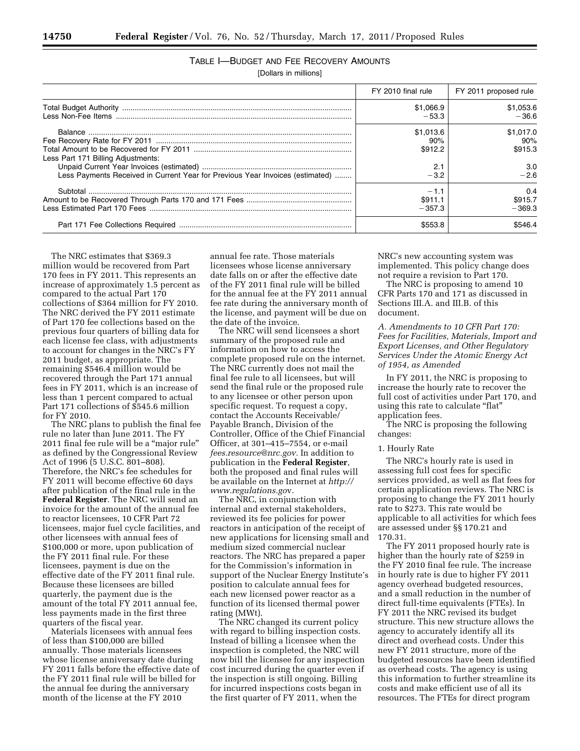TABLE I—BUDGET AND FEE RECOVERY AMOUNTS

[Dollars in millions]

| | FY 2010 final rule | FY 2011 proposed rule |
|---|---|---|
| Total Budget Authority | $1,066.9 | $1,053.6 |
| Less Non-Fee Items | −53.3 | −36.6 |
| Balance | $1,013.6 | $1,017.0 |
| Fee Recovery Rate for FY 2011 | 90% | 90% |
| Total Amount to be Recovered for FY 2011 | $912.2 | $915.3 |
| Less Part 171 Billing Adjustments: | | |
| Unpaid Current Year Invoices (estimated) | 2.1 | 3.0 |
| Less Payments Received in Current Year for Previous Year Invoices (estimated) | −3.2 | −2.6 |
| Subtotal | −1.1 | 0.4 |
| Amount to be Recovered Through Parts 170 and 171 Fees | $911.1 | $915.7 |
| Less Estimated Part 170 Fees | −357.3 | −369.3 |
| Part 171 Fee Collections Required | $553.8 | $546.4 |

The NRC estimates that $369.3 million would be recovered from Part 170 fees in FY 2011. This represents an increase of approximately 1.5 percent as compared to the actual Part 170 collections of $364 million for FY 2010. The NRC derived the FY 2011 estimate of Part 170 fee collections based on the previous four quarters of billing data for each license fee class, with adjustments to account for changes in the NRC's FY 2011 budget, as appropriate. The remaining $546.4 million would be recovered through the Part 171 annual fees in FY 2011, which is an increase of less than 1 percent compared to actual Part 171 collections of $545.6 million for FY 2010.

The NRC plans to publish the final fee rule no later than June 2011. The FY 2011 final fee rule will be a "major rule" as defined by the Congressional Review Act of 1996 (5 U.S.C. 801–808). Therefore, the NRC's fee schedules for FY 2011 will become effective 60 days after publication of the final rule in the **Federal Register**. The NRC will send an invoice for the amount of the annual fee to reactor licensees, 10 CFR Part 72 licensees, major fuel cycle facilities, and other licensees with annual fees of $100,000 or more, upon publication of the FY 2011 final rule. For these licensees, payment is due on the effective date of the FY 2011 final rule. Because these licensees are billed quarterly, the payment due is the amount of the total FY 2011 annual fee, less payments made in the first three quarters of the fiscal year.

Materials licensees with annual fees of less than $100,000 are billed annually. Those materials licensees whose license anniversary date during FY 2011 falls before the effective date of the FY 2011 final rule will be billed for the annual fee during the anniversary month of the license at the FY 2010 annual fee rate. Those materials licensees whose license anniversary date falls on or after the effective date of the FY 2011 final rule will be billed for the annual fee at the FY 2011 annual fee rate during the anniversary month of the license, and payment will be due on the date of the invoice.

The NRC will send licensees a short summary of the proposed rule and information on how to access the complete proposed rule on the internet. The NRC currently does not mail the final fee rule to all licensees, but will send the final rule or the proposed rule to any licensee or other person upon specific request. To request a copy, contact the Accounts Receivable/Payable Branch, Division of the Controller, Office of the Chief Financial Officer, at 301–415–7554, or e-mail *fees.resource@nrc.gov*. In addition to publication in the **Federal Register**, both the proposed and final rules will be available on the Internet at *http://www.regulations.gov*.

The NRC, in conjunction with internal and external stakeholders, reviewed its fee policies for power reactors in anticipation of the receipt of new applications for licensing small and medium sized commercial nuclear reactors. The NRC has prepared a paper for the Commission's information in support of the Nuclear Energy Institute's position to calculate annual fees for each new licensed power reactor as a function of its licensed thermal power rating (MWt).

The NRC changed its current policy with regard to billing inspection costs. Instead of billing a licensee when the inspection is completed, the NRC will now bill the licensee for any inspection cost incurred during the quarter even if the inspection is still ongoing. Billing for incurred inspections costs began in the first quarter of FY 2011, when the NRC's new accounting system was implemented. This policy change does not require a revision to Part 170.

The NRC is proposing to amend 10 CFR Parts 170 and 171 as discussed in Sections III.A. and III.B. of this document.

*A. Amendments to 10 CFR Part 170: Fees for Facilities, Materials, Import and Export Licenses, and Other Regulatory Services Under the Atomic Energy Act of 1954, as Amended*

In FY 2011, the NRC is proposing to increase the hourly rate to recover the full cost of activities under Part 170, and using this rate to calculate "flat" application fees.

The NRC is proposing the following changes:

1. Hourly Rate

The NRC's hourly rate is used in assessing full cost fees for specific services provided, as well as flat fees for certain application reviews. The NRC is proposing to change the FY 2011 hourly rate to $273. This rate would be applicable to all activities for which fees are assessed under §§ 170.21 and 170.31.

The FY 2011 proposed hourly rate is higher than the hourly rate of $259 in the FY 2010 final fee rule. The increase in hourly rate is due to higher FY 2011 agency overhead budgeted resources, and a small reduction in the number of direct full-time equivalents (FTEs). In FY 2011 the NRC revised its budget structure. This new structure allows the agency to accurately identify all its direct and overhead costs. Under this new FY 2011 structure, more of the budgeted resources have been identified as overhead costs. The agency is using this information to further streamline its costs and make efficient use of all its resources. The FTEs for direct program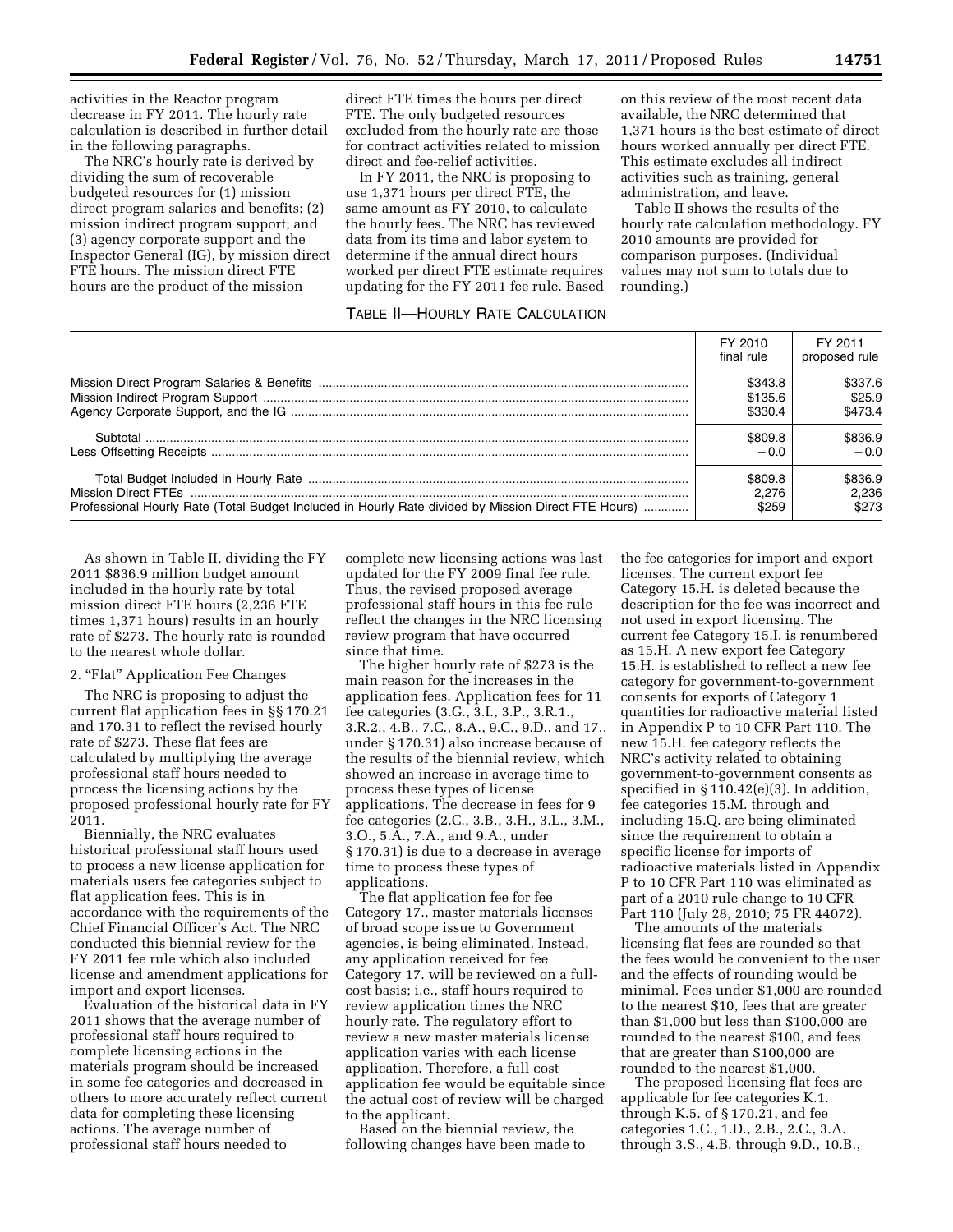activities in the Reactor program decrease in FY 2011. The hourly rate calculation is described in further detail in the following paragraphs.

The NRC's hourly rate is derived by dividing the sum of recoverable budgeted resources for (1) mission direct program salaries and benefits; (2) mission indirect program support; and (3) agency corporate support and the Inspector General (IG), by mission direct FTE hours. The mission direct FTE hours are the product of the mission direct FTE times the hours per direct FTE. The only budgeted resources excluded from the hourly rate are those for contract activities related to mission direct and fee-relief activities.

In FY 2011, the NRC is proposing to use 1,371 hours per direct FTE, the same amount as FY 2010, to calculate the hourly fees. The NRC has reviewed data from its time and labor system to determine if the annual direct hours worked per direct FTE estimate requires updating for the FY 2011 fee rule. Based on this review of the most recent data available, the NRC determined that 1,371 hours is the best estimate of direct hours worked annually per direct FTE. This estimate excludes all indirect activities such as training, general administration, and leave.

Table II shows the results of the hourly rate calculation methodology. FY 2010 amounts are provided for comparison purposes. (Individual values may not sum to totals due to rounding.)

TABLE II—HOURLY RATE CALCULATION

| | FY 2010 final rule | FY 2011 proposed rule |
|---|---|---|
| Mission Direct Program Salaries & Benefits | $343.8 | $337.6 |
| Mission Indirect Program Support | $135.6 | $25.9 |
| Agency Corporate Support, and the IG | $330.4 | $473.4 |
| Subtotal | $809.8 | $836.9 |
| Less Offsetting Receipts | −0.0 | −0.0 |
| Total Budget Included in Hourly Rate | $809.8 | $836.9 |
| Mission Direct FTEs | 2,276 | 2,236 |
| Professional Hourly Rate (Total Budget Included in Hourly Rate divided by Mission Direct FTE Hours) | $259 | $273 |

As shown in Table II, dividing the FY 2011 $836.9 million budget amount included in the hourly rate by total mission direct FTE hours (2,236 FTE times 1,371 hours) results in an hourly rate of $273. The hourly rate is rounded to the nearest whole dollar.

2. "Flat" Application Fee Changes

The NRC is proposing to adjust the current flat application fees in §§ 170.21 and 170.31 to reflect the revised hourly rate of $273. These flat fees are calculated by multiplying the average professional staff hours needed to process the licensing actions by the proposed professional hourly rate for FY 2011.

Biennially, the NRC evaluates historical professional staff hours used to process a new license application for materials users fee categories subject to flat application fees. This is in accordance with the requirements of the Chief Financial Officer's Act. The NRC conducted this biennial review for the FY 2011 fee rule which also included license and amendment applications for import and export licenses.

Evaluation of the historical data in FY 2011 shows that the average number of professional staff hours required to complete licensing actions in the materials program should be increased in some fee categories and decreased in others to more accurately reflect current data for completing these licensing actions. The average number of professional staff hours needed to complete new licensing actions was last updated for the FY 2009 final fee rule. Thus, the revised proposed average professional staff hours in this fee rule reflect the changes in the NRC licensing review program that have occurred since that time.

The higher hourly rate of $273 is the main reason for the increases in the application fees. Application fees for 11 fee categories (3.G., 3.I., 3.P., 3.R.1., 3.R.2., 4.B., 7.C., 8.A., 9.C., 9.D., and 17., under § 170.31) also increase because of the results of the biennial review, which showed an increase in average time to process these types of license applications. The decrease in fees for 9 fee categories (2.C., 3.B., 3.H., 3.L., 3.M., 3.O., 5.A., 7.A., and 9.A., under § 170.31) is due to a decrease in average time to process these types of applications.

The flat application fee for fee Category 17., master materials licenses of broad scope issue to Government agencies, is being eliminated. Instead, any application received for fee Category 17. will be reviewed on a full-cost basis; i.e., staff hours required to review application times the NRC hourly rate. The regulatory effort to review a new master materials license application varies with each license application. Therefore, a full cost application fee would be equitable since the actual cost of review will be charged to the applicant.

Based on the biennial review, the following changes have been made to the fee categories for import and export licenses. The current export fee Category 15.H. is deleted because the description for the fee was incorrect and not used in export licensing. The current fee Category 15.I. is renumbered as 15.H. A new export fee Category 15.H. is established to reflect a new fee category for government-to-government consents for exports of Category 1 quantities for radioactive material listed in Appendix P to 10 CFR Part 110. The new 15.H. fee category reflects the NRC's activity related to obtaining government-to-government consents as specified in § 110.42(e)(3). In addition, fee categories 15.M. through and including 15.Q. are being eliminated since the requirement to obtain a specific license for imports of radioactive materials listed in Appendix P to 10 CFR Part 110 was eliminated as part of a 2010 rule change to 10 CFR Part 110 (July 28, 2010; 75 FR 44072).

The amounts of the materials licensing flat fees are rounded so that the fees would be convenient to the user and the effects of rounding would be minimal. Fees under $1,000 are rounded to the nearest $10, fees that are greater than $1,000 but less than $100,000 are rounded to the nearest $100, and fees that are greater than $100,000 are rounded to the nearest $1,000.

The proposed licensing flat fees are applicable for fee categories K.1. through K.5. of § 170.21, and fee categories 1.C., 1.D., 2.B., 2.C., 3.A. through 3.S., 4.B. through 9.D., 10.B.,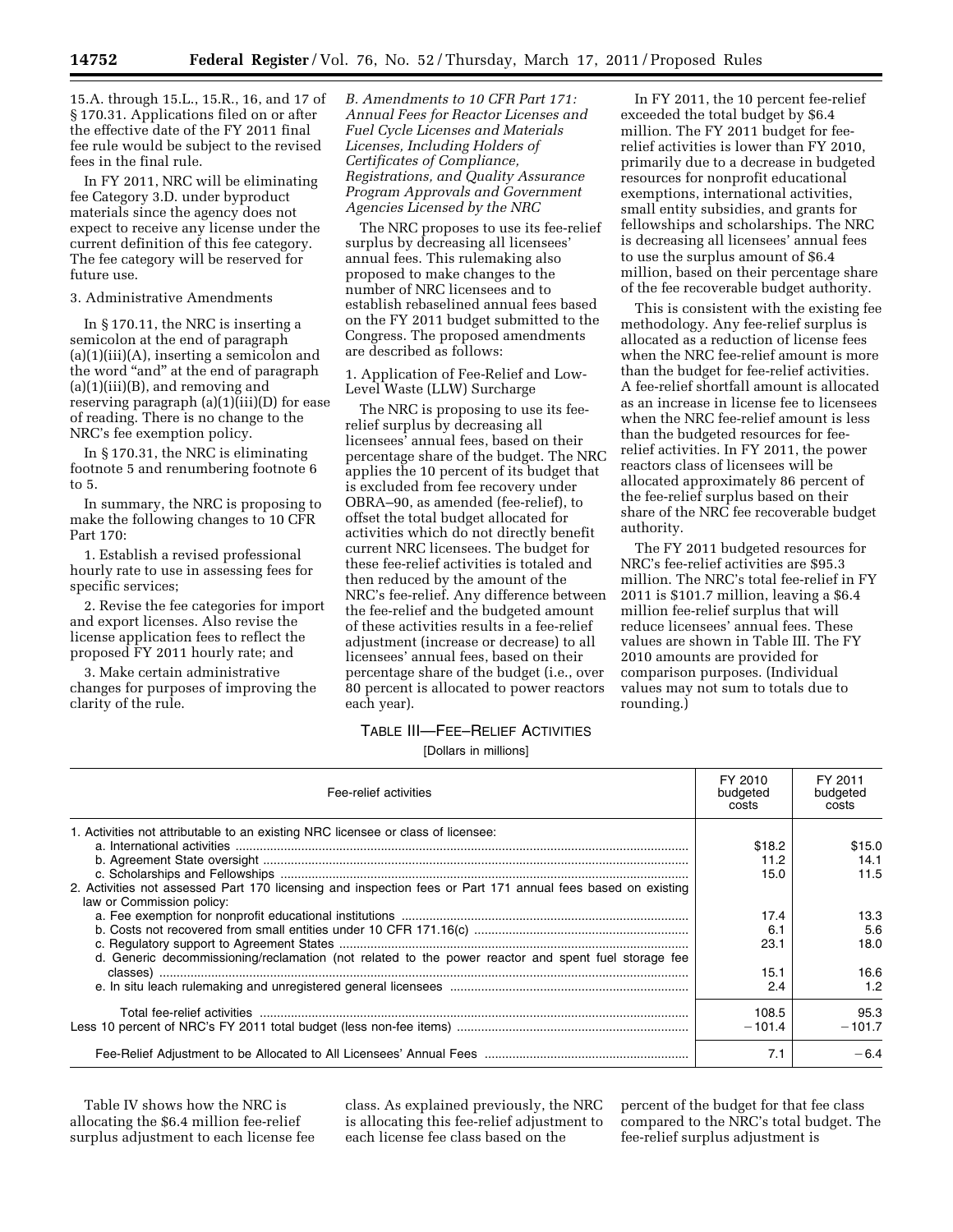15.A. through 15.L., 15.R., 16, and 17 of § 170.31. Applications filed on or after the effective date of the FY 2011 final fee rule would be subject to the revised fees in the final rule.

In FY 2011, NRC will be eliminating fee Category 3.D. under byproduct materials since the agency does not expect to receive any license under the current definition of this fee category. The fee category will be reserved for future use.

3. Administrative Amendments

In § 170.11, the NRC is inserting a semicolon at the end of paragraph (a)(1)(iii)(A), inserting a semicolon and the word "and" at the end of paragraph (a)(1)(iii)(B), and removing and reserving paragraph (a)(1)(iii)(D) for ease of reading. There is no change to the NRC's fee exemption policy.

In § 170.31, the NRC is eliminating footnote 5 and renumbering footnote 6 to 5.

In summary, the NRC is proposing to make the following changes to 10 CFR Part 170:

1. Establish a revised professional hourly rate to use in assessing fees for specific services;

2. Revise the fee categories for import and export licenses. Also revise the license application fees to reflect the proposed FY 2011 hourly rate; and

3. Make certain administrative changes for purposes of improving the clarity of the rule.

*B. Amendments to 10 CFR Part 171: Annual Fees for Reactor Licenses and Fuel Cycle Licenses and Materials Licenses, Including Holders of Certificates of Compliance, Registrations, and Quality Assurance Program Approvals and Government Agencies Licensed by the NRC*

The NRC proposes to use its fee-relief surplus by decreasing all licensees' annual fees. This rulemaking also proposed to make changes to the number of NRC licensees and to establish rebaselined annual fees based on the FY 2011 budget submitted to the Congress. The proposed amendments are described as follows:

1. Application of Fee-Relief and Low-Level Waste (LLW) Surcharge

The NRC is proposing to use its fee-relief surplus by decreasing all licensees' annual fees, based on their percentage share of the budget. The NRC applies the 10 percent of its budget that is excluded from fee recovery under OBRA–90, as amended (fee-relief), to offset the total budget allocated for activities which do not directly benefit current NRC licensees. The budget for these fee-relief activities is totaled and then reduced by the amount of the NRC's fee-relief. Any difference between the fee-relief and the budgeted amount of these activities results in a fee-relief adjustment (increase or decrease) to all licensees' annual fees, based on their percentage share of the budget (i.e., over 80 percent is allocated to power reactors each year).

In FY 2011, the 10 percent fee-relief exceeded the total budget by $6.4 million. The FY 2011 budget for fee-relief activities is lower than FY 2010, primarily due to a decrease in budgeted resources for nonprofit educational exemptions, international activities, small entity subsidies, and grants for fellowships and scholarships. The NRC is decreasing all licensees' annual fees to use the surplus amount of $6.4 million, based on their percentage share of the fee recoverable budget authority.

This is consistent with the existing fee methodology. Any fee-relief surplus is allocated as a reduction of license fees when the NRC fee-relief amount is more than the budget for fee-relief activities. A fee-relief shortfall amount is allocated as an increase in license fee to licensees when the NRC fee-relief amount is less than the budgeted resources for fee-relief activities. In FY 2011, the power reactors class of licensees will be allocated approximately 86 percent of the fee-relief surplus based on their share of the NRC fee recoverable budget authority.

The FY 2011 budgeted resources for NRC's fee-relief activities are $95.3 million. The NRC's total fee-relief in FY 2011 is $101.7 million, leaving a $6.4 million fee-relief surplus that will reduce licensees' annual fees. These values are shown in Table III. The FY 2010 amounts are provided for comparison purposes. (Individual values may not sum to totals due to rounding.)

TABLE III—FEE–RELIEF ACTIVITIES

[Dollars in millions]

| Fee-relief activities | FY 2010 budgeted costs | FY 2011 budgeted costs |
|---|---|---|
| 1. Activities not attributable to an existing NRC licensee or class of licensee: | | |
| a. International activities | $18.2 | $15.0 |
| b. Agreement State oversight | 11.2 | 14.1 |
| c. Scholarships and Fellowships | 15.0 | 11.5 |
| 2. Activities not assessed Part 170 licensing and inspection fees or Part 171 annual fees based on existing law or Commission policy: | | |
| a. Fee exemption for nonprofit educational institutions | 17.4 | 13.3 |
| b. Costs not recovered from small entities under 10 CFR 171.16(c) | 6.1 | 5.6 |
| c. Regulatory support to Agreement States | 23.1 | 18.0 |
| d. Generic decommissioning/reclamation (not related to the power reactor and spent fuel storage fee classes) | 15.1 | 16.6 |
| e. In situ leach rulemaking and unregistered general licensees | 2.4 | 1.2 |
| Total fee-relief activities | 108.5 | 95.3 |
| Less 10 percent of NRC's FY 2011 total budget (less non-fee items) | −101.4 | −101.7 |
| Fee-Relief Adjustment to be Allocated to All Licensees' Annual Fees | 7.1 | −6.4 |

Table IV shows how the NRC is allocating the $6.4 million fee-relief surplus adjustment to each license fee class. As explained previously, the NRC is allocating this fee-relief adjustment to each license fee class based on the percent of the budget for that fee class compared to the NRC's total budget. The fee-relief surplus adjustment is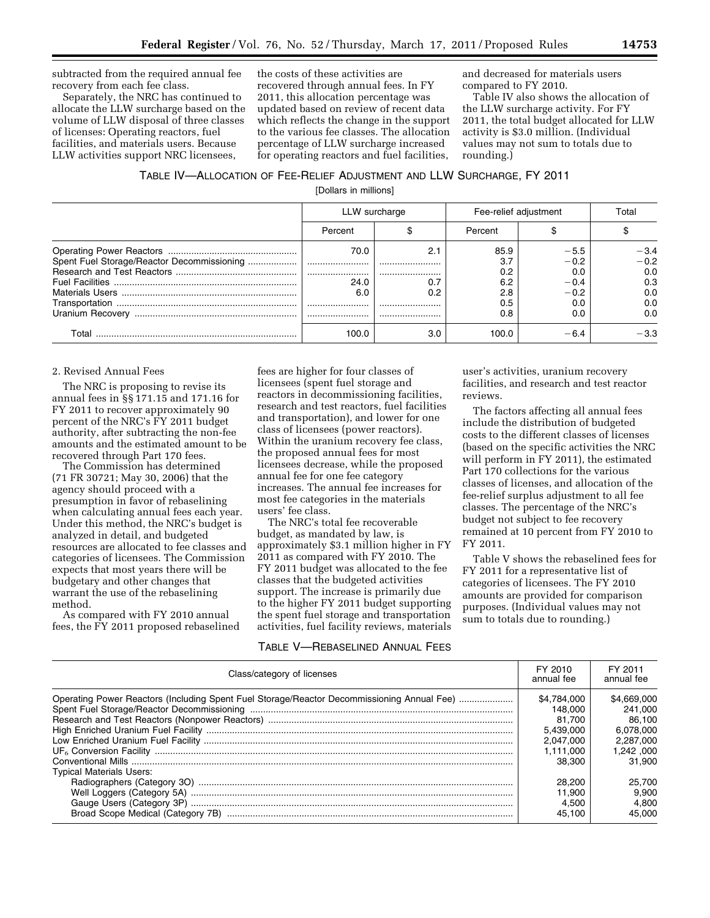subtracted from the required annual fee recovery from each fee class.

Separately, the NRC has continued to allocate the LLW surcharge based on the volume of LLW disposal of three classes of licenses: Operating reactors, fuel facilities, and materials users. Because LLW activities support NRC licensees, the costs of these activities are recovered through annual fees. In FY 2011, this allocation percentage was updated based on review of recent data which reflects the change in the support to the various fee classes. The allocation percentage of LLW surcharge increased for operating reactors and fuel facilities, and decreased for materials users compared to FY 2010.

Table IV also shows the allocation of the LLW surcharge activity. For FY 2011, the total budget allocated for LLW activity is $3.0 million. (Individual values may not sum to totals due to rounding.)

TABLE IV—ALLOCATION OF FEE-RELIEF ADJUSTMENT AND LLW SURCHARGE, FY 2011

[Dollars in millions]

| | LLW surcharge | | Fee-relief adjustment | | Total |
|---|---|---|---|---|---|
| | Percent | $ | Percent | $ | $ |
| Operating Power Reactors | 70.0 | 2.1 | 85.9 | −5.5 | −3.4 |
| Spent Fuel Storage/Reactor Decommissioning | | | 3.7 | −0.2 | −0.2 |
| Research and Test Reactors | | | 0.2 | 0.0 | 0.0 |
| Fuel Facilities | 24.0 | 0.7 | 6.2 | −0.4 | 0.3 |
| Materials Users | 6.0 | 0.2 | 2.8 | −0.2 | 0.0 |
| Transportation | | | 0.5 | 0.0 | 0.0 |
| Uranium Recovery | | | 0.8 | 0.0 | 0.0 |
| Total | 100.0 | 3.0 | 100.0 | −6.4 | −3.3 |

2. Revised Annual Fees

The NRC is proposing to revise its annual fees in §§ 171.15 and 171.16 for FY 2011 to recover approximately 90 percent of the NRC's FY 2011 budget authority, after subtracting the non-fee amounts and the estimated amount to be recovered through Part 170 fees.

The Commission has determined (71 FR 30721; May 30, 2006) that the agency should proceed with a presumption in favor of rebaselining when calculating annual fees each year. Under this method, the NRC's budget is analyzed in detail, and budgeted resources are allocated to fee classes and categories of licensees. The Commission expects that most years there will be budgetary and other changes that warrant the use of the rebaselining method.

As compared with FY 2010 annual fees, the FY 2011 proposed rebaselined fees are higher for four classes of licensees (spent fuel storage and reactors in decommissioning facilities, research and test reactors, fuel facilities and transportation), and lower for one class of licensees (power reactors). Within the uranium recovery fee class, the proposed annual fees for most licensees decrease, while the proposed annual fee for one fee category increases. The annual fee increases for most fee categories in the materials users' fee class.

The NRC's total fee recoverable budget, as mandated by law, is approximately $3.1 million higher in FY 2011 as compared with FY 2010. The FY 2011 budget was allocated to the fee classes that the budgeted activities support. The increase is primarily due to the higher FY 2011 budget supporting the spent fuel storage and transportation activities, fuel facility reviews, materials user's activities, uranium recovery facilities, and research and test reactor reviews.

The factors affecting all annual fees include the distribution of budgeted costs to the different classes of licenses (based on the specific activities the NRC will perform in FY 2011), the estimated Part 170 collections for the various classes of licenses, and allocation of the fee-relief surplus adjustment to all fee classes. The percentage of the NRC's budget not subject to fee recovery remained at 10 percent from FY 2010 to FY 2011.

Table V shows the rebaselined fees for FY 2011 for a representative list of categories of licensees. The FY 2010 amounts are provided for comparison purposes. (Individual values may not sum to totals due to rounding.)

TABLE V—REBASELINED ANNUAL FEES

| Class/category of licenses | FY 2010 annual fee | FY 2011 annual fee |
|---|---|---|
| Operating Power Reactors (Including Spent Fuel Storage/Reactor Decommissioning Annual Fee) | $4,784,000 | $4,669,000 |
| Spent Fuel Storage/Reactor Decommissioning | 148,000 | 241,000 |
| Research and Test Reactors (Nonpower Reactors) | 81,700 | 86,100 |
| High Enriched Uranium Fuel Facility | 5,439,000 | 6,078,000 |
| Low Enriched Uranium Fuel Facility | 2,047,000 | 2,287,000 |
| $UF_6$ Conversion Facility | 1,111,000 | 1,242 ,000 |
| Conventional Mills | 38,300 | 31,900 |
| Typical Materials Users: | | |
| Radiographers (Category 3O) | 28,200 | 25,700 |
| Well Loggers (Category 5A) | 11,900 | 9,900 |
| Gauge Users (Category 3P) | 4,500 | 4,800 |
| Broad Scope Medical (Category 7B) | 45,100 | 45,000 |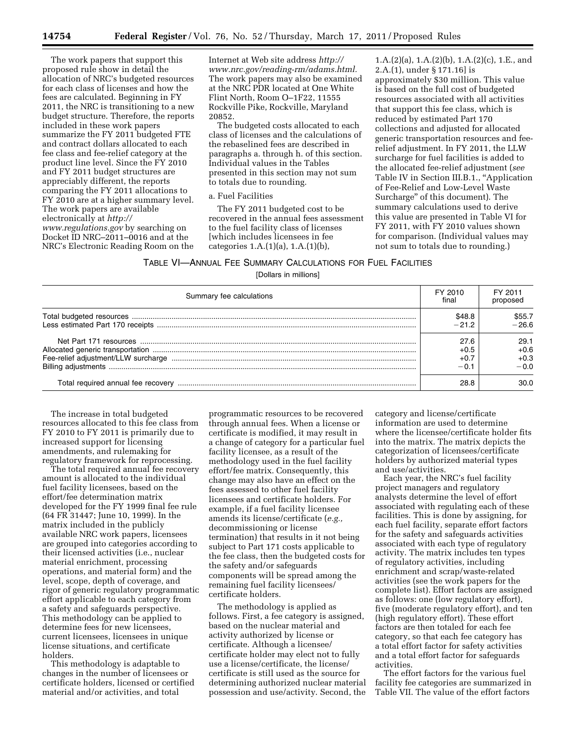The work papers that support this proposed rule show in detail the allocation of NRC's budgeted resources for each class of licenses and how the fees are calculated. Beginning in FY 2011, the NRC is transitioning to a new budget structure. Therefore, the reports included in these work papers summarize the FY 2011 budgeted FTE and contract dollars allocated to each fee class and fee-relief category at the product line level. Since the FY 2010 and FY 2011 budget structures are appreciably different, the reports comparing the FY 2011 allocations to FY 2010 are at a higher summary level. The work papers are available electronically at *http://www.regulations.gov* by searching on Docket ID NRC–2011–0016 and at the NRC's Electronic Reading Room on the Internet at Web site address *http://www.nrc.gov/reading-rm/adams.html.* The work papers may also be examined at the NRC PDR located at One White Flint North, Room O–1F22, 11555 Rockville Pike, Rockville, Maryland 20852.

The budgeted costs allocated to each class of licenses and the calculations of the rebaselined fees are described in paragraphs a. through h. of this section. Individual values in the Tables presented in this section may not sum to totals due to rounding.

a. Fuel Facilities

The FY 2011 budgeted cost to be recovered in the annual fees assessment to the fuel facility class of licenses [which includes licensees in fee categories 1.A.(1)(a), 1.A.(1)(b), 1.A.(2)(a), 1.A.(2)(b), 1.A.(2)(c), 1.E., and 2.A.(1), under § 171.16] is approximately $30 million. This value is based on the full cost of budgeted resources associated with all activities that support this fee class, which is reduced by estimated Part 170 collections and adjusted for allocated generic transportation resources and fee-relief adjustment. In FY 2011, the LLW surcharge for fuel facilities is added to the allocated fee-relief adjustment (*see* Table IV in Section III.B.1., "Application of Fee-Relief and Low-Level Waste Surcharge" of this document). The summary calculations used to derive this value are presented in Table VI for FY 2011, with FY 2010 values shown for comparison. (Individual values may not sum to totals due to rounding.)

TABLE VI—ANNUAL FEE SUMMARY CALCULATIONS FOR FUEL FACILITIES

[Dollars in millions]

| Summary fee calculations | FY 2010 final | FY 2011 proposed |
|---|---|---|
| Total budgeted resources | $48.8 | $55.7 |
| Less estimated Part 170 receipts | −21.2 | −26.6 |
| Net Part 171 resources | 27.6 | 29.1 |
| Allocated generic transportation | +0.5 | +0.6 |
| Fee-relief adjustment/LLW surcharge | +0.7 | +0.3 |
| Billing adjustments | −0.1 | −0.0 |
| Total required annual fee recovery | 28.8 | 30.0 |

The increase in total budgeted resources allocated to this fee class from FY 2010 to FY 2011 is primarily due to increased support for licensing amendments, and rulemaking for regulatory framework for reprocessing.

The total required annual fee recovery amount is allocated to the individual fuel facility licensees, based on the effort/fee determination matrix developed for the FY 1999 final fee rule (64 FR 31447; June 10, 1999). In the matrix included in the publicly available NRC work papers, licensees are grouped into categories according to their licensed activities (i.e., nuclear material enrichment, processing operations, and material form) and the level, scope, depth of coverage, and rigor of generic regulatory programmatic effort applicable to each category from a safety and safeguards perspective. This methodology can be applied to determine fees for new licensees, current licensees, licensees in unique license situations, and certificate holders.

This methodology is adaptable to changes in the number of licensees or certificate holders, licensed or certified material and/or activities, and total programmatic resources to be recovered through annual fees. When a license or certificate is modified, it may result in a change of category for a particular fuel facility licensee, as a result of the methodology used in the fuel facility effort/fee matrix. Consequently, this change may also have an effect on the fees assessed to other fuel facility licensees and certificate holders. For example, if a fuel facility licensee amends its license/certificate (*e.g.,* decommissioning or license termination) that results in it not being subject to Part 171 costs applicable to the fee class, then the budgeted costs for the safety and/or safeguards components will be spread among the remaining fuel facility licensees/certificate holders.

The methodology is applied as follows. First, a fee category is assigned, based on the nuclear material and activity authorized by license or certificate. Although a licensee/certificate holder may elect not to fully use a license/certificate, the license/certificate is still used as the source for determining authorized nuclear material possession and use/activity. Second, the category and license/certificate information are used to determine where the licensee/certificate holder fits into the matrix. The matrix depicts the categorization of licensees/certificate holders by authorized material types and use/activities.

Each year, the NRC's fuel facility project managers and regulatory analysts determine the level of effort associated with regulating each of these facilities. This is done by assigning, for each fuel facility, separate effort factors for the safety and safeguards activities associated with each type of regulatory activity. The matrix includes ten types of regulatory activities, including enrichment and scrap/waste-related activities (see the work papers for the complete list). Effort factors are assigned as follows: one (low regulatory effort), five (moderate regulatory effort), and ten (high regulatory effort). These effort factors are then totaled for each fee category, so that each fee category has a total effort factor for safety activities and a total effort factor for safeguards activities.

The effort factors for the various fuel facility fee categories are summarized in Table VII. The value of the effort factors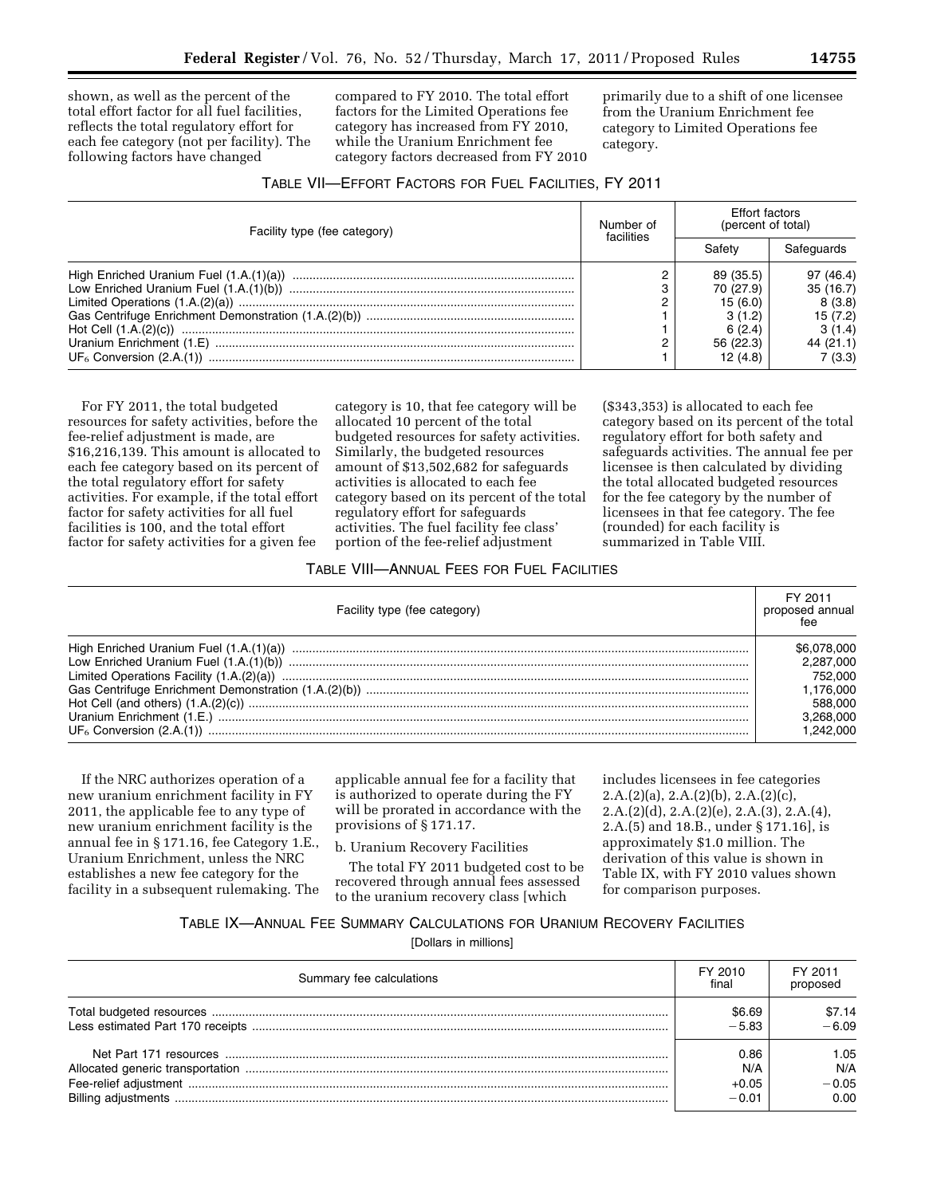shown, as well as the percent of the total effort factor for all fuel facilities, reflects the total regulatory effort for each fee category (not per facility). The following factors have changed compared to FY 2010. The total effort factors for the Limited Operations fee category has increased from FY 2010, while the Uranium Enrichment fee category factors decreased from FY 2010 primarily due to a shift of one licensee from the Uranium Enrichment fee category to Limited Operations fee category.

TABLE VII—EFFORT FACTORS FOR FUEL FACILITIES, FY 2011

| Facility type (fee category) | Number of facilities | Effort factors (percent of total) | |
|---|---|---|---|
| | | Safety | Safeguards |
| High Enriched Uranium Fuel (1.A.(1)(a)) | 2 | 89 (35.5) | 97 (46.4) |
| Low Enriched Uranium Fuel (1.A.(1)(b)) | 3 | 70 (27.9) | 35 (16.7) |
| Limited Operations (1.A.(2)(a)) | 2 | 15 (6.0) | 8 (3.8) |
| Gas Centrifuge Enrichment Demonstration (1.A.(2)(b)) | 1 | 3 (1.2) | 15 (7.2) |
| Hot Cell (1.A.(2)(c)) | 1 | 6 (2.4) | 3 (1.4) |
| Uranium Enrichment (1.E) | 2 | 56 (22.3) | 44 (21.1) |
| $UF_6$ Conversion (2.A.(1)) | 1 | 12 (4.8) | 7 (3.3) |

For FY 2011, the total budgeted resources for safety activities, before the fee-relief adjustment is made, are $16,216,139. This amount is allocated to each fee category based on its percent of the total regulatory effort for safety activities. For example, if the total effort factor for safety activities for all fuel facilities is 100, and the total effort factor for safety activities for a given fee category is 10, that fee category will be allocated 10 percent of the total budgeted resources for safety activities. Similarly, the budgeted resources amount of $13,502,682 for safeguards activities is allocated to each fee category based on its percent of the total regulatory effort for safeguards activities. The fuel facility fee class' portion of the fee-relief adjustment ($343,353) is allocated to each fee category based on its percent of the total regulatory effort for both safety and safeguards activities. The annual fee per licensee is then calculated by dividing the total allocated budgeted resources for the fee category by the number of licensees in that fee category. The fee (rounded) for each facility is summarized in Table VIII.

TABLE VIII—ANNUAL FEES FOR FUEL FACILITIES

| Facility type (fee category) | FY 2011 proposed annual fee |
|---|---|
| High Enriched Uranium Fuel (1.A.(1)(a)) | $6,078,000 |
| Low Enriched Uranium Fuel (1.A.(1)(b)) | 2,287,000 |
| Limited Operations Facility (1.A.(2)(a)) | 752,000 |
| Gas Centrifuge Enrichment Demonstration (1.A.(2)(b)) | 1,176,000 |
| Hot Cell (and others) (1.A.(2)(c)) | 588,000 |
| Uranium Enrichment (1.E.) | 3,268,000 |
| $UF_6$ Conversion (2.A.(1)) | 1,242,000 |

If the NRC authorizes operation of a new uranium enrichment facility in FY 2011, the applicable fee to any type of new uranium enrichment facility is the annual fee in § 171.16, fee Category 1.E., Uranium Enrichment, unless the NRC establishes a new fee category for the facility in a subsequent rulemaking. The applicable annual fee for a facility that is authorized to operate during the FY will be prorated in accordance with the provisions of § 171.17.

b. Uranium Recovery Facilities

The total FY 2011 budgeted cost to be recovered through annual fees assessed to the uranium recovery class [which includes licensees in fee categories 2.A.(2)(a), 2.A.(2)(b), 2.A.(2)(c), 2.A.(2)(d), 2.A.(2)(e), 2.A.(3), 2.A.(4), 2.A.(5) and 18.B., under § 171.16], is approximately $1.0 million. The derivation of this value is shown in Table IX, with FY 2010 values shown for comparison purposes.

TABLE IX—ANNUAL FEE SUMMARY CALCULATIONS FOR URANIUM RECOVERY FACILITIES

[Dollars in millions]

| Summary fee calculations | FY 2010 final | FY 2011 proposed |
|---|---|---|
| Total budgeted resources | $6.69 | $7.14 |
| Less estimated Part 170 receipts | −5.83 | −6.09 |
| Net Part 171 resources | 0.86 | 1.05 |
| Allocated generic transportation | N/A | N/A |
| Fee-relief adjustment | +0.05 | −0.05 |
| Billing adjustments | −0.01 | 0.00 |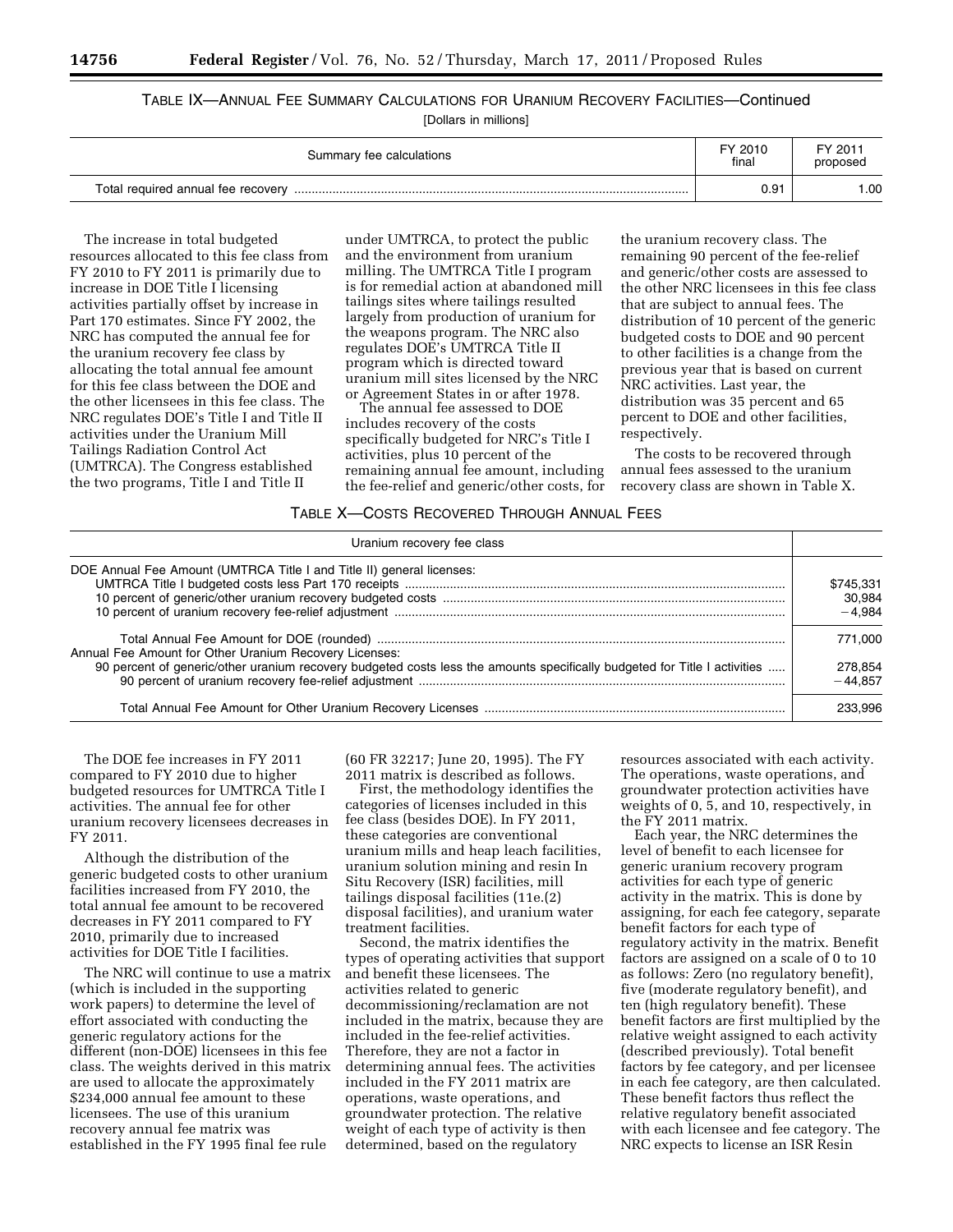TABLE IX—ANNUAL FEE SUMMARY CALCULATIONS FOR URANIUM RECOVERY FACILITIES—Continued

[Dollars in millions]

| Summary fee calculations | FY 2010 final | FY 2011 proposed |
|---|---|---|
| Total required annual fee recovery | 0.91 | 1.00 |

The increase in total budgeted resources allocated to this fee class from FY 2010 to FY 2011 is primarily due to increase in DOE Title I licensing activities partially offset by increase in Part 170 estimates. Since FY 2002, the NRC has computed the annual fee for the uranium recovery fee class by allocating the total annual fee amount for this fee class between the DOE and the other licensees in this fee class. The NRC regulates DOE's Title I and Title II activities under the Uranium Mill Tailings Radiation Control Act (UMTRCA). The Congress established the two programs, Title I and Title II under UMTRCA, to protect the public and the environment from uranium milling. The UMTRCA Title I program is for remedial action at abandoned mill tailings sites where tailings resulted largely from production of uranium for the weapons program. The NRC also regulates DOE's UMTRCA Title II program which is directed toward uranium mill sites licensed by the NRC or Agreement States in or after 1978.

The annual fee assessed to DOE includes recovery of the costs specifically budgeted for NRC's Title I activities, plus 10 percent of the remaining annual fee amount, including the fee-relief and generic/other costs, for the uranium recovery class. The remaining 90 percent of the fee-relief and generic/other costs are assessed to the other NRC licensees in this fee class that are subject to annual fees. The distribution of 10 percent of the generic budgeted costs to DOE and 90 percent to other facilities is a change from the previous year that is based on current NRC activities. Last year, the distribution was 35 percent and 65 percent to DOE and other facilities, respectively.

The costs to be recovered through annual fees assessed to the uranium recovery class are shown in Table X.

TABLE X—COSTS RECOVERED THROUGH ANNUAL FEES

| Uranium recovery fee class | |
|---|---|
| DOE Annual Fee Amount (UMTRCA Title I and Title II) general licenses: | |
| UMTRCA Title I budgeted costs less Part 170 receipts | $745,331 |
| 10 percent of generic/other uranium recovery budgeted costs | 30,984 |
| 10 percent of uranium recovery fee-relief adjustment | −4,984 |
| Total Annual Fee Amount for DOE (rounded) | 771,000 |
| Annual Fee Amount for Other Uranium Recovery Licenses: | |
| 90 percent of generic/other uranium recovery budgeted costs less the amounts specifically budgeted for Title I activities | 278,854 |
| 90 percent of uranium recovery fee-relief adjustment | −44,857 |
| Total Annual Fee Amount for Other Uranium Recovery Licenses | 233,996 |

The DOE fee increases in FY 2011 compared to FY 2010 due to higher budgeted resources for UMTRCA Title I activities. The annual fee for other uranium recovery licensees decreases in FY 2011.

Although the distribution of the generic budgeted costs to other uranium facilities increased from FY 2010, the total annual fee amount to be recovered decreases in FY 2011 compared to FY 2010, primarily due to increased activities for DOE Title I facilities.

The NRC will continue to use a matrix (which is included in the supporting work papers) to determine the level of effort associated with conducting the generic regulatory actions for the different (non-DOE) licensees in this fee class. The weights derived in this matrix are used to allocate the approximately $234,000 annual fee amount to these licensees. The use of this uranium recovery annual fee matrix was established in the FY 1995 final fee rule (60 FR 32217; June 20, 1995). The FY 2011 matrix is described as follows.

First, the methodology identifies the categories of licenses included in this fee class (besides DOE). In FY 2011, these categories are conventional uranium mills and heap leach facilities, uranium solution mining and resin In Situ Recovery (ISR) facilities, mill tailings disposal facilities (11e.(2) disposal facilities), and uranium water treatment facilities.

Second, the matrix identifies the types of operating activities that support and benefit these licensees. The activities related to generic decommissioning/reclamation are not included in the matrix, because they are included in the fee-relief activities. Therefore, they are not a factor in determining annual fees. The activities included in the FY 2011 matrix are operations, waste operations, and groundwater protection. The relative weight of each type of activity is then determined, based on the regulatory resources associated with each activity. The operations, waste operations, and groundwater protection activities have weights of 0, 5, and 10, respectively, in the FY 2011 matrix.

Each year, the NRC determines the level of benefit to each licensee for generic uranium recovery program activities for each type of generic activity in the matrix. This is done by assigning, for each fee category, separate benefit factors for each type of regulatory activity in the matrix. Benefit factors are assigned on a scale of 0 to 10 as follows: Zero (no regulatory benefit), five (moderate regulatory benefit), and ten (high regulatory benefit). These benefit factors are first multiplied by the relative weight assigned to each activity (described previously). Total benefit factors by fee category, and per licensee in each fee category, are then calculated. These benefit factors thus reflect the relative regulatory benefit associated with each licensee and fee category. The NRC expects to license an ISR Resin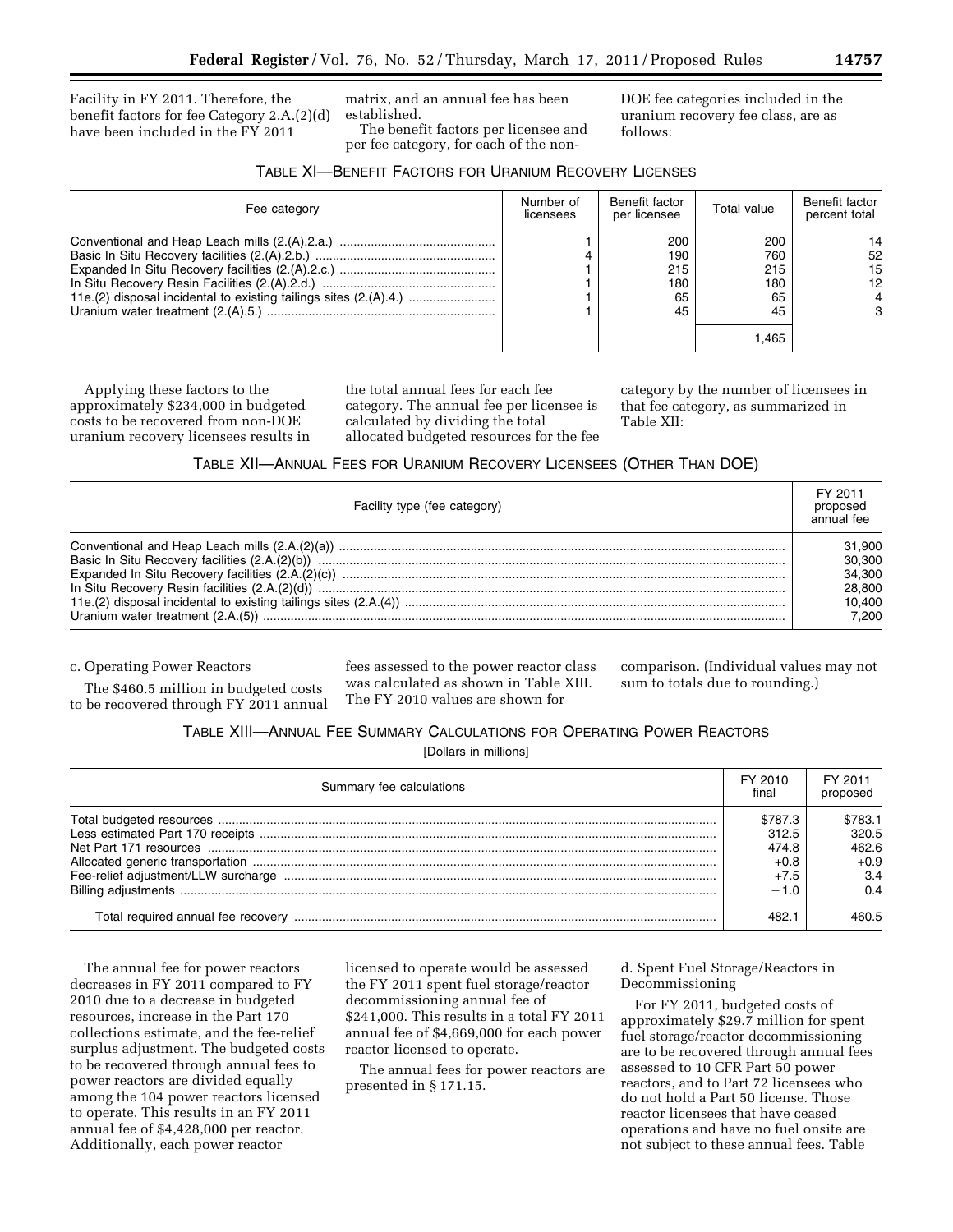Facility in FY 2011. Therefore, the benefit factors for fee Category 2.A.(2)(d) have been included in the FY 2011 matrix, and an annual fee has been established.

The benefit factors per licensee and per fee category, for each of the non-DOE fee categories included in the uranium recovery fee class, are as follows:

TABLE XI—BENEFIT FACTORS FOR URANIUM RECOVERY LICENSES

| Fee category | Number of licensees | Benefit factor per licensee | Total value | Benefit factor percent total |
|---|---|---|---|---|
| Conventional and Heap Leach mills (2.(A).2.a.) | 1 | 200 | 200 | 14 |
| Basic In Situ Recovery facilities (2.(A).2.b.) | 4 | 190 | 760 | 52 |
| Expanded In Situ Recovery facilities (2.(A).2.c.) | 1 | 215 | 215 | 15 |
| In Situ Recovery Resin Facilities (2.(A).2.d.) | 1 | 180 | 180 | 12 |
| 11e.(2) disposal incidental to existing tailings sites (2.(A).4.) | 1 | 65 | 65 | 4 |
| Uranium water treatment (2.(A).5.) | 1 | 45 | 45 | 3 |
| | | | 1,465 | |

Applying these factors to the approximately $234,000 in budgeted costs to be recovered from non-DOE uranium recovery licensees results in the total annual fees for each fee category. The annual fee per licensee is calculated by dividing the total allocated budgeted resources for the fee category by the number of licensees in that fee category, as summarized in Table XII:

TABLE XII—ANNUAL FEES FOR URANIUM RECOVERY LICENSEES (OTHER THAN DOE)

| Facility type (fee category) | FY 2011 proposed annual fee |
|---|---|
| Conventional and Heap Leach mills (2.A.(2)(a)) | 31,900 |
| Basic In Situ Recovery facilities (2.A.(2)(b)) | 30,300 |
| Expanded In Situ Recovery facilities (2.A.(2)(c)) | 34,300 |
| In Situ Recovery Resin facilities (2.A.(2)(d)) | 28,800 |
| 11e.(2) disposal incidental to existing tailings sites (2.A.(4)) | 10,400 |
| Uranium water treatment (2.A.(5)) | 7,200 |

c. Operating Power Reactors

The $460.5 million in budgeted costs to be recovered through FY 2011 annual fees assessed to the power reactor class was calculated as shown in Table XIII. The FY 2010 values are shown for comparison. (Individual values may not sum to totals due to rounding.)

TABLE XIII—ANNUAL FEE SUMMARY CALCULATIONS FOR OPERATING POWER REACTORS

[Dollars in millions]

| Summary fee calculations | FY 2010 final | FY 2011 proposed |
|---|---|---|
| Total budgeted resources | $787.3 | $783.1 |
| Less estimated Part 170 receipts | −312.5 | −320.5 |
| Net Part 171 resources | 474.8 | 462.6 |
| Allocated generic transportation | +0.8 | +0.9 |
| Fee-relief adjustment/LLW surcharge | +7.5 | −3.4 |
| Billing adjustments | −1.0 | 0.4 |
| Total required annual fee recovery | 482.1 | 460.5 |

The annual fee for power reactors decreases in FY 2011 compared to FY 2010 due to a decrease in budgeted resources, increase in the Part 170 collections estimate, and the fee-relief surplus adjustment. The budgeted costs to be recovered through annual fees to power reactors are divided equally among the 104 power reactors licensed to operate. This results in an FY 2011 annual fee of $4,428,000 per reactor. Additionally, each power reactor licensed to operate would be assessed the FY 2011 spent fuel storage/reactor decommissioning annual fee of $241,000. This results in a total FY 2011 annual fee of $4,669,000 for each power reactor licensed to operate.

The annual fees for power reactors are presented in § 171.15.

d. Spent Fuel Storage/Reactors in Decommissioning

For FY 2011, budgeted costs of approximately $29.7 million for spent fuel storage/reactor decommissioning are to be recovered through annual fees assessed to 10 CFR Part 50 power reactors, and to Part 72 licensees who do not hold a Part 50 license. Those reactor licensees that have ceased operations and have no fuel onsite are not subject to these annual fees. Table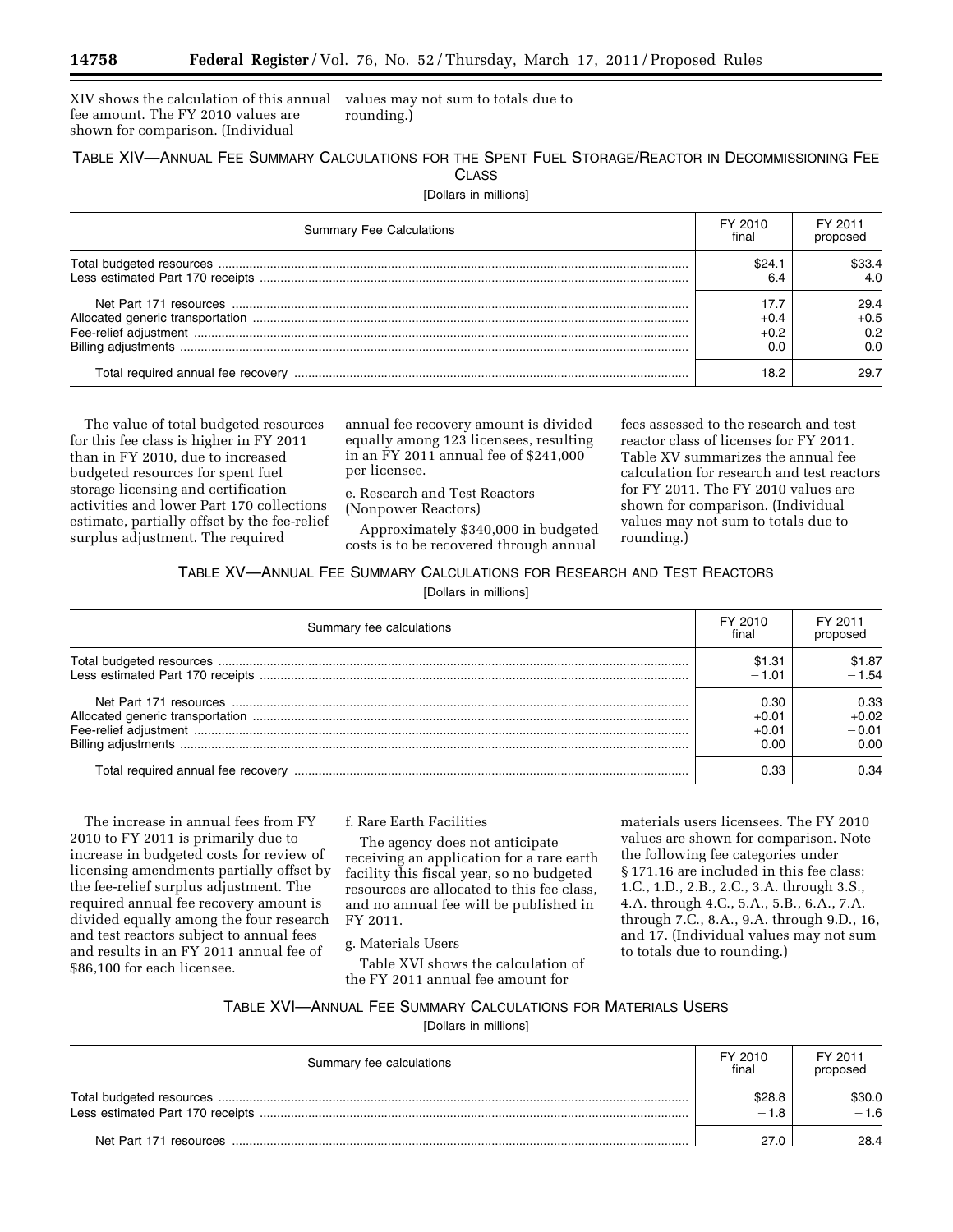XIV shows the calculation of this annual fee amount. The FY 2010 values are shown for comparison. (Individual values may not sum to totals due to rounding.)

TABLE XIV—ANNUAL FEE SUMMARY CALCULATIONS FOR THE SPENT FUEL STORAGE/REACTOR IN DECOMMISSIONING FEE CLASS

[Dollars in millions]

| Summary Fee Calculations | FY 2010 final | FY 2011 proposed |
|---|---|---|
| Total budgeted resources | $24.1 | $33.4 |
| Less estimated Part 170 receipts | −6.4 | −4.0 |
| Net Part 171 resources | 17.7 | 29.4 |
| Allocated generic transportation | +0.4 | +0.5 |
| Fee-relief adjustment | +0.2 | −0.2 |
| Billing adjustments | 0.0 | 0.0 |
| Total required annual fee recovery | 18.2 | 29.7 |

The value of total budgeted resources for this fee class is higher in FY 2011 than in FY 2010, due to increased budgeted resources for spent fuel storage licensing and certification activities and lower Part 170 collections estimate, partially offset by the fee-relief surplus adjustment. The required annual fee recovery amount is divided equally among 123 licensees, resulting in an FY 2011 annual fee of $241,000 per licensee.

e. Research and Test Reactors (Nonpower Reactors)

Approximately $340,000 in budgeted costs is to be recovered through annual fees assessed to the research and test reactor class of licenses for FY 2011. Table XV summarizes the annual fee calculation for research and test reactors for FY 2011. The FY 2010 values are shown for comparison. (Individual values may not sum to totals due to rounding.)

TABLE XV—ANNUAL FEE SUMMARY CALCULATIONS FOR RESEARCH AND TEST REACTORS

[Dollars in millions]

| Summary fee calculations | FY 2010 final | FY 2011 proposed |
|---|---|---|
| Total budgeted resources | $1.31 | $1.87 |
| Less estimated Part 170 receipts | −1.01 | −1.54 |
| Net Part 171 resources | 0.30 | 0.33 |
| Allocated generic transportation | +0.01 | +0.02 |
| Fee-relief adjustment | +0.01 | −0.01 |
| Billing adjustments | 0.00 | 0.00 |
| Total required annual fee recovery | 0.33 | 0.34 |

The increase in annual fees from FY 2010 to FY 2011 is primarily due to increase in budgeted costs for review of licensing amendments partially offset by the fee-relief surplus adjustment. The required annual fee recovery amount is divided equally among the four research and test reactors subject to annual fees and results in an FY 2011 annual fee of $86,100 for each licensee.

f. Rare Earth Facilities

The agency does not anticipate receiving an application for a rare earth facility this fiscal year, so no budgeted resources are allocated to this fee class, and no annual fee will be published in FY 2011.

g. Materials Users

Table XVI shows the calculation of the FY 2011 annual fee amount for materials users licensees. The FY 2010 values are shown for comparison. Note the following fee categories under § 171.16 are included in this fee class: 1.C., 1.D., 2.B., 2.C., 3.A. through 3.S., 4.A. through 4.C., 5.A., 5.B., 6.A., 7.A. through 7.C., 8.A., 9.A. through 9.D., 16, and 17. (Individual values may not sum to totals due to rounding.)

TABLE XVI—ANNUAL FEE SUMMARY CALCULATIONS FOR MATERIALS USERS

[Dollars in millions]

| Summary fee calculations | FY 2010 final | FY 2011 proposed |
|---|---|---|
| Total budgeted resources | $28.8 | $30.0 |
| Less estimated Part 170 receipts | −1.8 | −1.6 |
| Net Part 171 resources | 27.0 | 28.4 |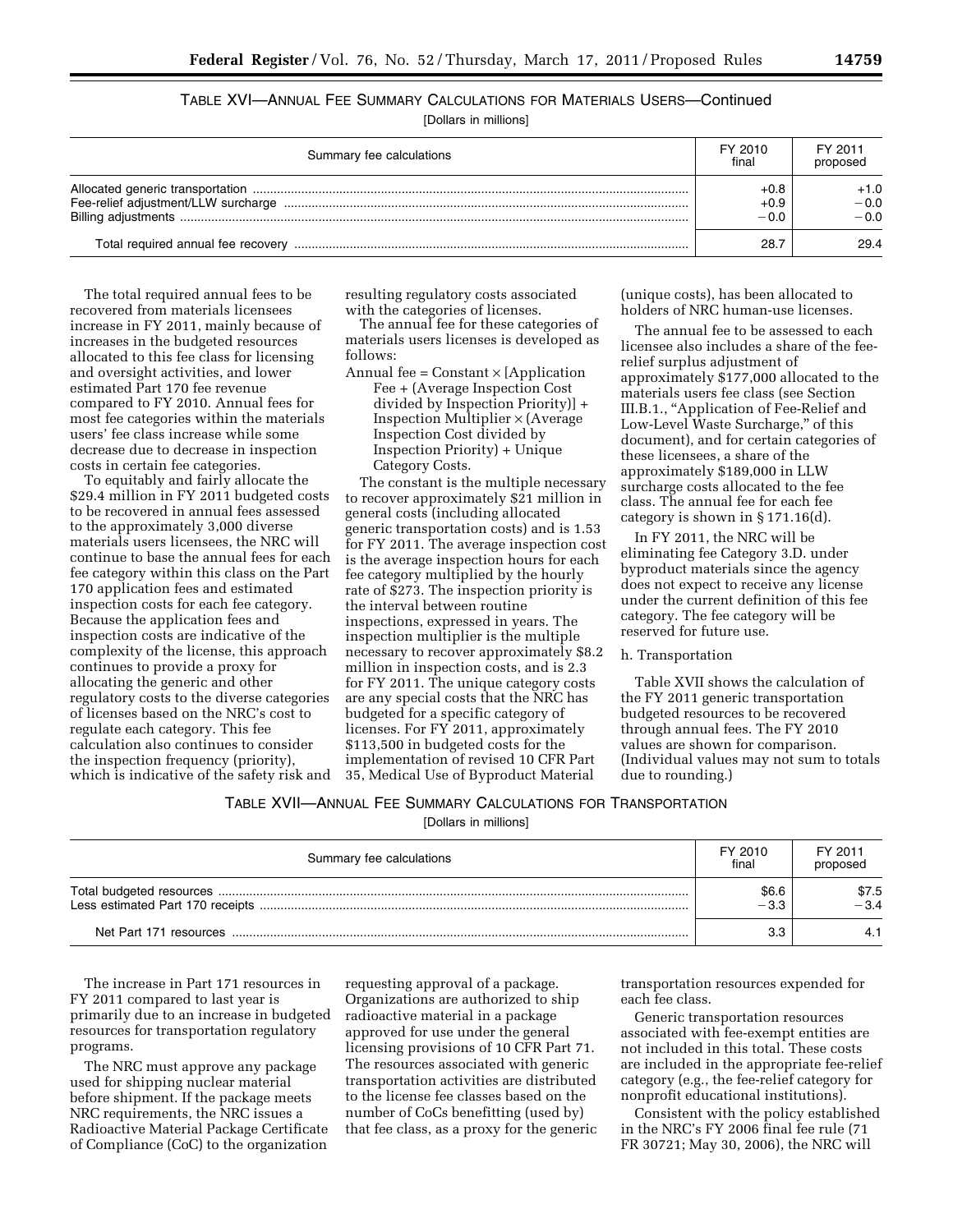TABLE XVI—ANNUAL FEE SUMMARY CALCULATIONS FOR MATERIALS USERS—Continued

[Dollars in millions]

| Summary fee calculations | FY 2010 final | FY 2011 proposed |
|---|---|---|
| Allocated generic transportation | +0.8 | +1.0 |
| Fee-relief adjustment/LLW surcharge | +0.9 | −0.0 |
| Billing adjustments | −0.0 | −0.0 |
| Total required annual fee recovery | 28.7 | 29.4 |

The total required annual fees to be recovered from materials licensees increase in FY 2011, mainly because of increases in the budgeted resources allocated to this fee class for licensing and oversight activities, and lower estimated Part 170 fee revenue compared to FY 2010. Annual fees for most fee categories within the materials users' fee class increase while some decrease due to decrease in inspection costs in certain fee categories.

To equitably and fairly allocate the $29.4 million in FY 2011 budgeted costs to be recovered in annual fees assessed to the approximately 3,000 diverse materials users licensees, the NRC will continue to base the annual fees for each fee category within this class on the Part 170 application fees and estimated inspection costs for each fee category. Because the application fees and inspection costs are indicative of the complexity of the license, this approach continues to provide a proxy for allocating the generic and other regulatory costs to the diverse categories of licenses based on the NRC's cost to regulate each category. This fee calculation also continues to consider the inspection frequency (priority), which is indicative of the safety risk and resulting regulatory costs associated with the categories of licenses.

The annual fee for these categories of materials users licenses is developed as follows:

Annual fee = Constant × [Application Fee + (Average Inspection Cost divided by Inspection Priority)] + Inspection Multiplier × (Average Inspection Cost divided by Inspection Priority) + Unique Category Costs.

The constant is the multiple necessary to recover approximately $21 million in general costs (including allocated generic transportation costs) and is 1.53 for FY 2011. The average inspection cost is the average inspection hours for each fee category multiplied by the hourly rate of $273. The inspection priority is the interval between routine inspections, expressed in years. The inspection multiplier is the multiple necessary to recover approximately $8.2 million in inspection costs, and is 2.3 for FY 2011. The unique category costs are any special costs that the NRC has budgeted for a specific category of licenses. For FY 2011, approximately $113,500 in budgeted costs for the implementation of revised 10 CFR Part 35, Medical Use of Byproduct Material (unique costs), has been allocated to holders of NRC human-use licenses.

The annual fee to be assessed to each licensee also includes a share of the fee-relief surplus adjustment of approximately $177,000 allocated to the materials users fee class (see Section III.B.1., "Application of Fee-Relief and Low-Level Waste Surcharge," of this document), and for certain categories of these licensees, a share of the approximately $189,000 in LLW surcharge costs allocated to the fee class. The annual fee for each fee category is shown in § 171.16(d).

In FY 2011, the NRC will be eliminating fee Category 3.D. under byproduct materials since the agency does not expect to receive any license under the current definition of this fee category. The fee category will be reserved for future use.

h. Transportation

Table XVII shows the calculation of the FY 2011 generic transportation budgeted resources to be recovered through annual fees. The FY 2010 values are shown for comparison. (Individual values may not sum to totals due to rounding.)

TABLE XVII—ANNUAL FEE SUMMARY CALCULATIONS FOR TRANSPORTATION

[Dollars in millions]

| Summary fee calculations | FY 2010 final | FY 2011 proposed |
|---|---|---|
| Total budgeted resources | $6.6 | $7.5 |
| Less estimated Part 170 receipts | −3.3 | −3.4 |
| Net Part 171 resources | 3.3 | 4.1 |

The increase in Part 171 resources in FY 2011 compared to last year is primarily due to an increase in budgeted resources for transportation regulatory programs.

The NRC must approve any package used for shipping nuclear material before shipment. If the package meets NRC requirements, the NRC issues a Radioactive Material Package Certificate of Compliance (CoC) to the organization requesting approval of a package. Organizations are authorized to ship radioactive material in a package approved for use under the general licensing provisions of 10 CFR Part 71. The resources associated with generic transportation activities are distributed to the license fee classes based on the number of CoCs benefitting (used by) that fee class, as a proxy for the generic transportation resources expended for each fee class.

Generic transportation resources associated with fee-exempt entities are not included in this total. These costs are included in the appropriate fee-relief category (e.g., the fee-relief category for nonprofit educational institutions).

Consistent with the policy established in the NRC's FY 2006 final fee rule (71 FR 30721; May 30, 2006), the NRC will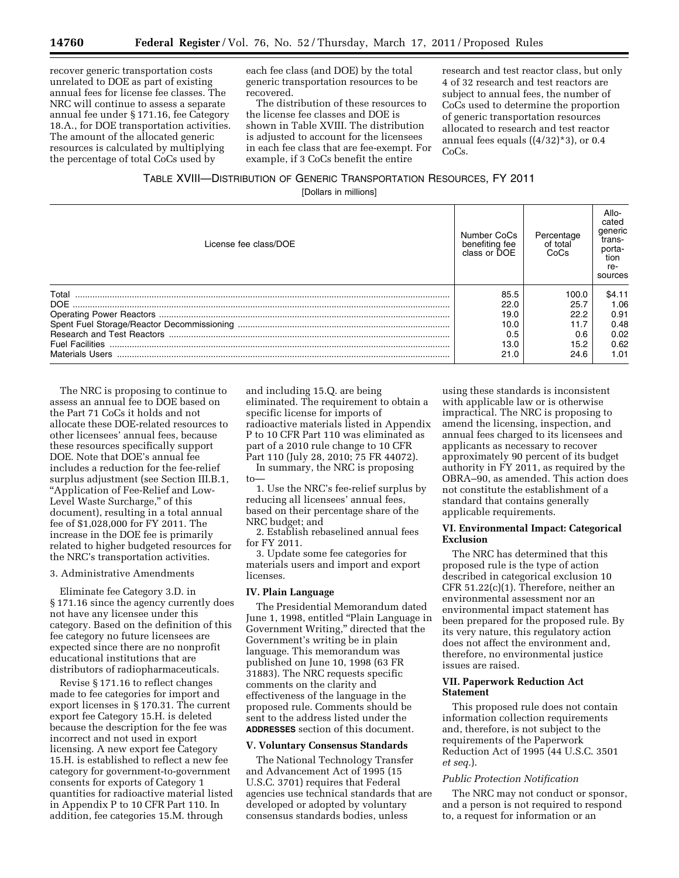recover generic transportation costs unrelated to DOE as part of existing annual fees for license fee classes. The NRC will continue to assess a separate annual fee under § 171.16, fee Category 18.A., for DOE transportation activities. The amount of the allocated generic resources is calculated by multiplying the percentage of total CoCs used by each fee class (and DOE) by the total generic transportation resources to be recovered.

The distribution of these resources to the license fee classes and DOE is shown in Table XVIII. The distribution is adjusted to account for the licensees in each fee class that are fee-exempt. For example, if 3 CoCs benefit the entire research and test reactor class, but only 4 of 32 research and test reactors are subject to annual fees, the number of CoCs used to determine the proportion of generic transportation resources allocated to research and test reactor annual fees equals ((4/32)*3), or 0.4 CoCs.

TABLE XVIII—DISTRIBUTION OF GENERIC TRANSPORTATION RESOURCES, FY 2011

[Dollars in millions]

| License fee class/DOE | Number CoCs benefiting fee class or DOE | Percentage of total CoCs | Allocated generic transportation resources |
|---|---|---|---|
| Total | 85.5 | 100.0 | $4.11 |
| DOE | 22.0 | 25.7 | 1.06 |
| Operating Power Reactors | 19.0 | 22.2 | 0.91 |
| Spent Fuel Storage/Reactor Decommissioning | 10.0 | 11.7 | 0.48 |
| Research and Test Reactors | 0.5 | 0.6 | 0.02 |
| Fuel Facilities | 13.0 | 15.2 | 0.62 |
| Materials Users | 21.0 | 24.6 | 1.01 |

The NRC is proposing to continue to assess an annual fee to DOE based on the Part 71 CoCs it holds and not allocate these DOE-related resources to other licensees' annual fees, because these resources specifically support DOE. Note that DOE's annual fee includes a reduction for the fee-relief surplus adjustment (see Section III.B.1, "Application of Fee-Relief and Low-Level Waste Surcharge," of this document), resulting in a total annual fee of $1,028,000 for FY 2011. The increase in the DOE fee is primarily related to higher budgeted resources for the NRC's transportation activities.

3. Administrative Amendments

Eliminate fee Category 3.D. in § 171.16 since the agency currently does not have any licensee under this category. Based on the definition of this fee category no future licensees are expected since there are no nonprofit educational institutions that are distributors of radiopharmaceuticals.

Revise § 171.16 to reflect changes made to fee categories for import and export licenses in § 170.31. The current export fee Category 15.H. is deleted because the description for the fee was incorrect and not used in export licensing. A new export fee Category 15.H. is established to reflect a new fee category for government-to-government consents for exports of Category 1 quantities for radioactive material listed in Appendix P to 10 CFR Part 110. In addition, fee categories 15.M. through and including 15.Q. are being eliminated. The requirement to obtain a specific license for imports of radioactive materials listed in Appendix P to 10 CFR Part 110 was eliminated as part of a 2010 rule change to 10 CFR Part 110 (July 28, 2010; 75 FR 44072).

In summary, the NRC is proposing to—

1. Use the NRC's fee-relief surplus by reducing all licensees' annual fees, based on their percentage share of the NRC budget; and

2. Establish rebaselined annual fees for FY 2011.

3. Update some fee categories for materials users and import and export licenses.

### IV. Plain Language

The Presidential Memorandum dated June 1, 1998, entitled "Plain Language in Government Writing," directed that the Government's writing be in plain language. This memorandum was published on June 10, 1998 (63 FR 31883). The NRC requests specific comments on the clarity and effectiveness of the language in the proposed rule. Comments should be sent to the address listed under the **ADDRESSES** section of this document.

### V. Voluntary Consensus Standards

The National Technology Transfer and Advancement Act of 1995 (15 U.S.C. 3701) requires that Federal agencies use technical standards that are developed or adopted by voluntary consensus standards bodies, unless using these standards is inconsistent with applicable law or is otherwise impractical. The NRC is proposing to amend the licensing, inspection, and annual fees charged to its licensees and applicants as necessary to recover approximately 90 percent of its budget authority in FY 2011, as required by the OBRA–90, as amended. This action does not constitute the establishment of a standard that contains generally applicable requirements.

### VI. Environmental Impact: Categorical Exclusion

The NRC has determined that this proposed rule is the type of action described in categorical exclusion 10 CFR 51.22(c)(1). Therefore, neither an environmental assessment nor an environmental impact statement has been prepared for the proposed rule. By its very nature, this regulatory action does not affect the environment and, therefore, no environmental justice issues are raised.

### VII. Paperwork Reduction Act Statement

This proposed rule does not contain information collection requirements and, therefore, is not subject to the requirements of the Paperwork Reduction Act of 1995 (44 U.S.C. 3501 *et seq.*).

*Public Protection Notification*

The NRC may not conduct or sponsor, and a person is not required to respond to, a request for information or an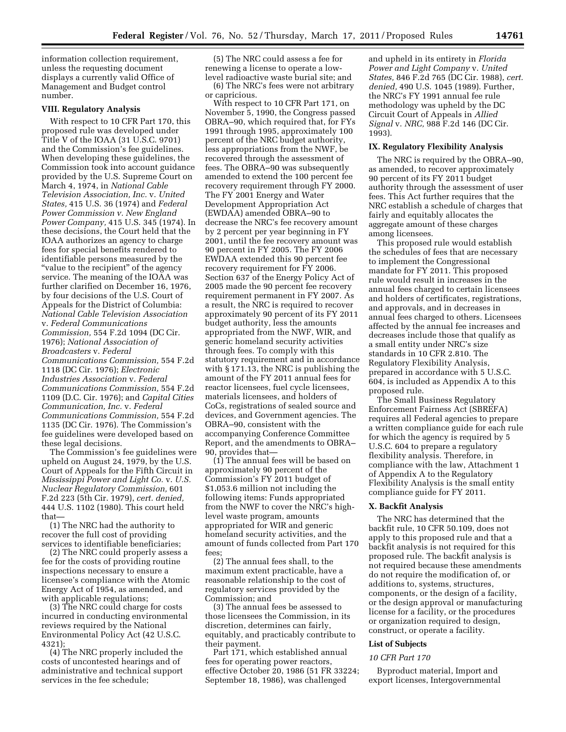information collection requirement, unless the requesting document displays a currently valid Office of Management and Budget control number.

### VIII. Regulatory Analysis

With respect to 10 CFR Part 170, this proposed rule was developed under Title V of the IOAA (31 U.S.C. 9701) and the Commission's fee guidelines. When developing these guidelines, the Commission took into account guidance provided by the U.S. Supreme Court on March 4, 1974, in *National Cable Television Association, Inc.* v. *United States,* 415 U.S. 36 (1974) and *Federal Power Commission v. New England Power Company,* 415 U.S. 345 (1974). In these decisions, the Court held that the IOAA authorizes an agency to charge fees for special benefits rendered to identifiable persons measured by the "value to the recipient" of the agency service. The meaning of the IOAA was further clarified on December 16, 1976, by four decisions of the U.S. Court of Appeals for the District of Columbia: *National Cable Television Association* v. *Federal Communications Commission,* 554 F.2d 1094 (DC Cir. 1976); *National Association of Broadcasters* v. *Federal Communications Commission,* 554 F.2d 1118 (DC Cir. 1976); *Electronic Industries Association* v. *Federal Communications Commission,* 554 F.2d 1109 (D.C. Cir. 1976); and *Capital Cities Communication, Inc.* v. *Federal Communications Commission,* 554 F.2d 1135 (DC Cir. 1976). The Commission's fee guidelines were developed based on these legal decisions.

The Commission's fee guidelines were upheld on August 24, 1979, by the U.S. Court of Appeals for the Fifth Circuit in *Mississippi Power and Light Co.* v. *U.S. Nuclear Regulatory Commission,* 601 F.2d 223 (5th Cir. 1979), *cert. denied,* 444 U.S. 1102 (1980). This court held that—

(1) The NRC had the authority to recover the full cost of providing services to identifiable beneficiaries;

(2) The NRC could properly assess a fee for the costs of providing routine inspections necessary to ensure a licensee's compliance with the Atomic Energy Act of 1954, as amended, and with applicable regulations;

(3) The NRC could charge for costs incurred in conducting environmental reviews required by the National Environmental Policy Act (42 U.S.C. 4321);

(4) The NRC properly included the costs of uncontested hearings and of administrative and technical support services in the fee schedule;

(5) The NRC could assess a fee for renewing a license to operate a low-level radioactive waste burial site; and

(6) The NRC's fees were not arbitrary or capricious.

With respect to 10 CFR Part 171, on November 5, 1990, the Congress passed OBRA–90, which required that, for FYs 1991 through 1995, approximately 100 percent of the NRC budget authority, less appropriations from the NWF, be recovered through the assessment of fees. The OBRA–90 was subsequently amended to extend the 100 percent fee recovery requirement through FY 2000. The FY 2001 Energy and Water Development Appropriation Act (EWDAA) amended OBRA–90 to decrease the NRC's fee recovery amount by 2 percent per year beginning in FY 2001, until the fee recovery amount was 90 percent in FY 2005. The FY 2006 EWDAA extended this 90 percent fee recovery requirement for FY 2006. Section 637 of the Energy Policy Act of 2005 made the 90 percent fee recovery requirement permanent in FY 2007. As a result, the NRC is required to recover approximately 90 percent of its FY 2011 budget authority, less the amounts appropriated from the NWF, WIR, and generic homeland security activities through fees. To comply with this statutory requirement and in accordance with § 171.13, the NRC is publishing the amount of the FY 2011 annual fees for reactor licensees, fuel cycle licensees, materials licensees, and holders of CoCs, registrations of sealed source and devices, and Government agencies. The OBRA–90, consistent with the accompanying Conference Committee Report, and the amendments to OBRA–90, provides that—

(1) The annual fees will be based on approximately 90 percent of the Commission's FY 2011 budget of $1,053.6 million not including the following items: Funds appropriated from the NWF to cover the NRC's high-level waste program, amounts appropriated for WIR and generic homeland security activities, and the amount of funds collected from Part 170 fees;

(2) The annual fees shall, to the maximum extent practicable, have a reasonable relationship to the cost of regulatory services provided by the Commission; and

(3) The annual fees be assessed to those licensees the Commission, in its discretion, determines can fairly, equitably, and practicably contribute to their payment.

Part 171, which established annual fees for operating power reactors, effective October 20, 1986 (51 FR 33224; September 18, 1986), was challenged and upheld in its entirety in *Florida Power and Light Company* v. *United States,* 846 F.2d 765 (DC Cir. 1988), *cert. denied,* 490 U.S. 1045 (1989). Further, the NRC's FY 1991 annual fee rule methodology was upheld by the DC Circuit Court of Appeals in *Allied Signal* v. *NRC,* 988 F.2d 146 (DC Cir. 1993).

### IX. Regulatory Flexibility Analysis

The NRC is required by the OBRA–90, as amended, to recover approximately 90 percent of its FY 2011 budget authority through the assessment of user fees. This Act further requires that the NRC establish a schedule of charges that fairly and equitably allocates the aggregate amount of these charges among licensees.

This proposed rule would establish the schedules of fees that are necessary to implement the Congressional mandate for FY 2011. This proposed rule would result in increases in the annual fees charged to certain licensees and holders of certificates, registrations, and approvals, and in decreases in annual fees charged to others. Licensees affected by the annual fee increases and decreases include those that qualify as a small entity under NRC's size standards in 10 CFR 2.810. The Regulatory Flexibility Analysis, prepared in accordance with 5 U.S.C. 604, is included as Appendix A to this proposed rule.

The Small Business Regulatory Enforcement Fairness Act (SBREFA) requires all Federal agencies to prepare a written compliance guide for each rule for which the agency is required by 5 U.S.C. 604 to prepare a regulatory flexibility analysis. Therefore, in compliance with the law, Attachment 1 of Appendix A to the Regulatory Flexibility Analysis is the small entity compliance guide for FY 2011.

### X. Backfit Analysis

The NRC has determined that the backfit rule, 10 CFR 50.109, does not apply to this proposed rule and that a backfit analysis is not required for this proposed rule. The backfit analysis is not required because these amendments do not require the modification of, or additions to, systems, structures, components, or the design of a facility, or the design approval or manufacturing license for a facility, or the procedures or organization required to design, construct, or operate a facility.

### List of Subjects

*10 CFR Part 170*

Byproduct material, Import and export licenses, Intergovernmental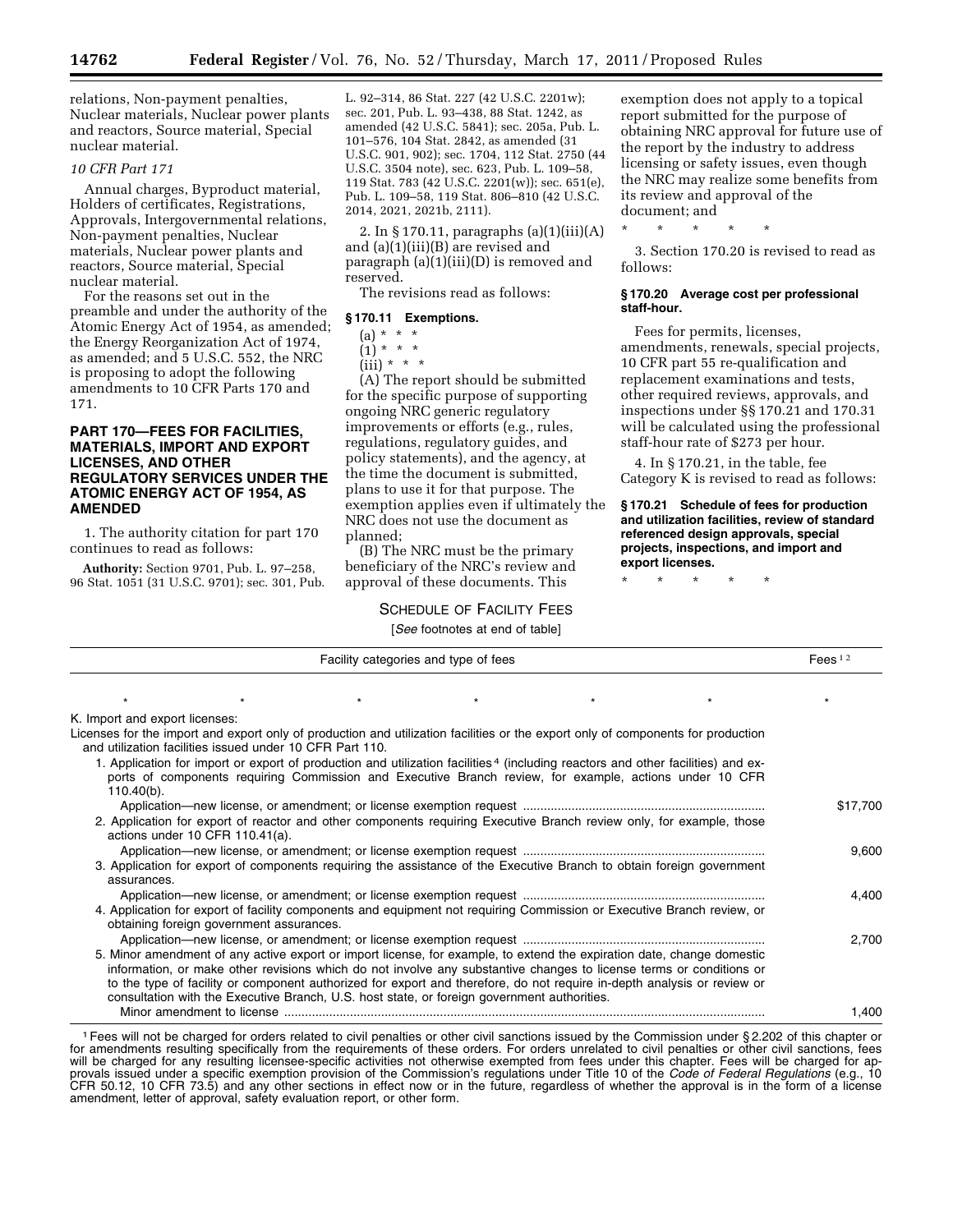relations, Non-payment penalties, Nuclear materials, Nuclear power plants and reactors, Source material, Special nuclear material.

*10 CFR Part 171*

Annual charges, Byproduct material, Holders of certificates, Registrations, Approvals, Intergovernmental relations, Non-payment penalties, Nuclear materials, Nuclear power plants and reactors, Source material, Special nuclear material.

For the reasons set out in the preamble and under the authority of the Atomic Energy Act of 1954, as amended; the Energy Reorganization Act of 1974, as amended; and 5 U.S.C. 552, the NRC is proposing to adopt the following amendments to 10 CFR Parts 170 and 171.

## PART 170—FEES FOR FACILITIES, MATERIALS, IMPORT AND EXPORT LICENSES, AND OTHER REGULATORY SERVICES UNDER THE ATOMIC ENERGY ACT OF 1954, AS AMENDED

1. The authority citation for part 170 continues to read as follows:

**Authority:** Section 9701, Pub. L. 97–258, 96 Stat. 1051 (31 U.S.C. 9701); sec. 301, Pub. L. 92–314, 86 Stat. 227 (42 U.S.C. 2201w); sec. 201, Pub. L. 93–438, 88 Stat. 1242, as amended (42 U.S.C. 5841); sec. 205a, Pub. L. 101–576, 104 Stat. 2842, as amended (31 U.S.C. 901, 902); sec. 1704, 112 Stat. 2750 (44 U.S.C. 3504 note), sec. 623, Pub. L. 109–58, 119 Stat. 783 (42 U.S.C. 2201(w)); sec. 651(e), Pub. L. 109–58, 119 Stat. 806–810 (42 U.S.C. 2014, 2021, 2021b, 2111).

2. In § 170.11, paragraphs (a)(1)(iii)(A) and (a)(1)(iii)(B) are revised and paragraph (a)(1)(iii)(D) is removed and reserved.

The revisions read as follows:

### § 170.11 Exemptions.

(a) * * *

(1) * * *

(iii) * * *

(A) The report should be submitted for the specific purpose of supporting ongoing NRC generic regulatory improvements or efforts (e.g., rules, regulations, regulatory guides, and policy statements), and the agency, at the time the document is submitted, plans to use it for that purpose. The exemption applies even if ultimately the NRC does not use the document as planned;

(B) The NRC must be the primary beneficiary of the NRC's review and approval of these documents. This exemption does not apply to a topical report submitted for the purpose of obtaining NRC approval for future use of the report by the industry to address licensing or safety issues, even though the NRC may realize some benefits from its review and approval of the document; and

\* \* \* \* \*

3. Section 170.20 is revised to read as follows:

### § 170.20 Average cost per professional staff-hour.

Fees for permits, licenses, amendments, renewals, special projects, 10 CFR part 55 re-qualification and replacement examinations and tests, other required reviews, approvals, and inspections under §§ 170.21 and 170.31 will be calculated using the professional staff-hour rate of $273 per hour.

4. In § 170.21, in the table, fee Category K is revised to read as follows:

### § 170.21 Schedule of fees for production and utilization facilities, review of standard referenced design approvals, special projects, inspections, and import and export licenses.

\* \* \* \* \*

SCHEDULE OF FACILITY FEES

[*See* footnotes at end of table]

| Facility categories and type of fees | Fees [1,2] |
|---|---|
| \* \* \* \* \* \* | \* |
| K. Import and export licenses: | |
| Licenses for the import and export only of production and utilization facilities or the export only of components for production and utilization facilities issued under 10 CFR Part 110. | |
| 1. Application for import or export of production and utilization facilities [4] (including reactors and other facilities) and exports of components requiring Commission and Executive Branch review, for example, actions under 10 CFR 110.40(b). | |
| Application—new license, or amendment; or license exemption request | $17,700 |
| 2. Application for export of reactor and other components requiring Executive Branch review only, for example, those actions under 10 CFR 110.41(a). | |
| Application—new license, or amendment; or license exemption request | 9,600 |
| 3. Application for export of components requiring the assistance of the Executive Branch to obtain foreign government assurances. | |
| Application—new license, or amendment; or license exemption request | 4,400 |
| 4. Application for export of facility components and equipment not requiring Commission or Executive Branch review, or obtaining foreign government assurances. | |
| Application—new license, or amendment; or license exemption request | 2,700 |
| 5. Minor amendment of any active export or import license, for example, to extend the expiration date, change domestic information, or make other revisions which do not involve any substantive changes to license terms or conditions or to the type of facility or component authorized for export and therefore, do not require in-depth analysis or review or consultation with the Executive Branch, U.S. host state, or foreign government authorities. | |
| Minor amendment to license | 1,400 |

[1] Fees will not be charged for orders related to civil penalties or other civil sanctions issued by the Commission under § 2.202 of this chapter or for amendments resulting specifically from the requirements of these orders. For orders unrelated to civil penalties or other civil sanctions, fees will be charged for any resulting licensee-specific activities not otherwise exempted from fees under this chapter. Fees will be charged for approvals issued under a specific exemption provision of the Commission's regulations under Title 10 of the *Code of Federal Regulations* (e.g., 10 CFR 50.12, 10 CFR 73.5) and any other sections in effect now or in the future, regardless of whether the approval is in the form of a license amendment, letter of approval, safety evaluation report, or other form.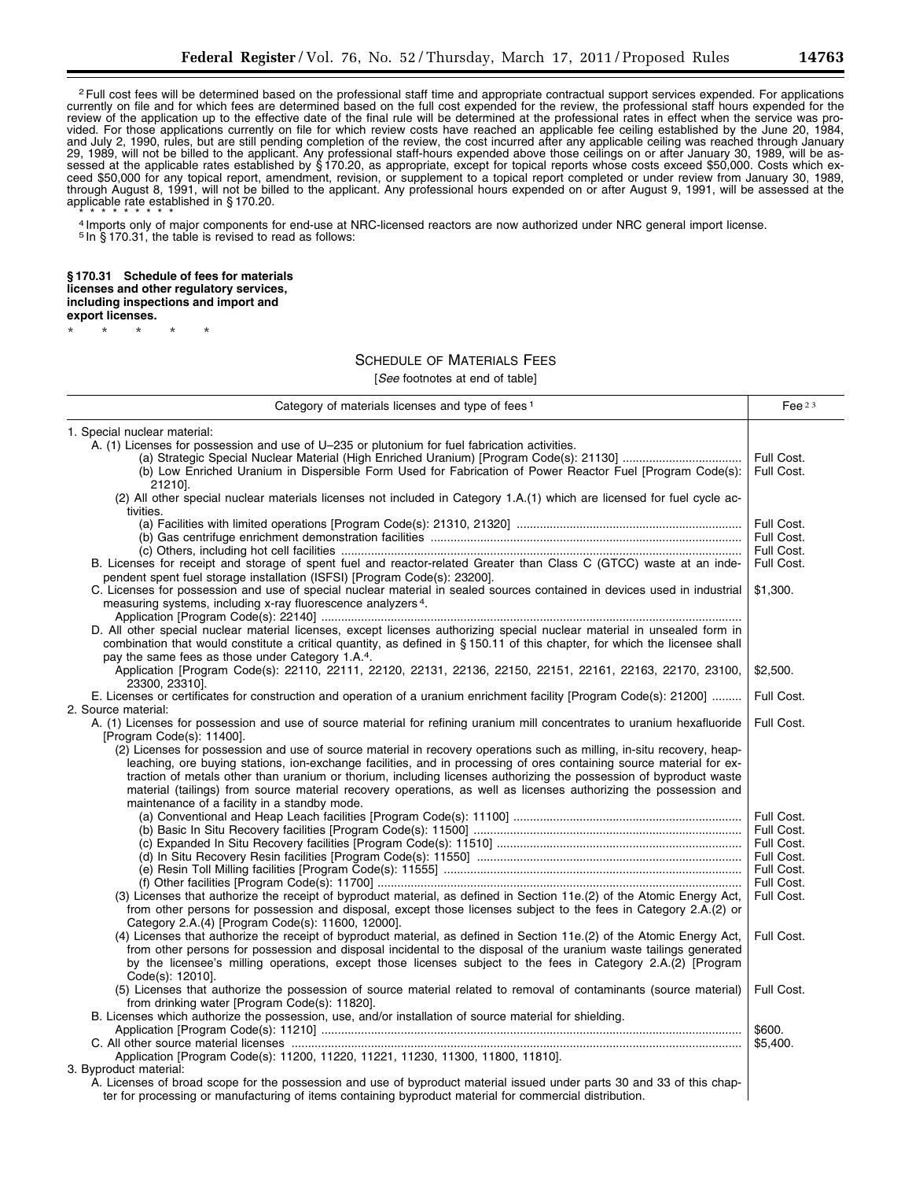[2] Full cost fees will be determined based on the professional staff time and appropriate contractual support services expended. For applications currently on file and for which fees are determined based on the full cost expended for the review, the professional staff hours expended for the review of the application up to the effective date of the final rule will be determined at the professional rates in effect when the service was provided. For those applications currently on file for which review costs have reached an applicable fee ceiling established by the June 20, 1984, and July 2, 1990, rules, but are still pending completion of the review, the cost incurred after any applicable ceiling was reached through January 29, 1989, will not be billed to the applicant. Any professional staff-hours expended above those ceilings on or after January 30, 1989, will be assessed at the applicable rates established by § 170.20, as appropriate, except for topical reports whose costs exceed $50,000. Costs which exceed $50,000 for any topical report, amendment, revision, or supplement to a topical report completed or under review from January 30, 1989, through August 8, 1991, will not be billed to the applicant. Any professional hours expended on or after August 9, 1991, will be assessed at the applicable rate established in § 170.20.

\* \* \* \* \* \* \* \* \*

[4] Imports only of major components for end-use at NRC-licensed reactors are now authorized under NRC general import license.

[5] In § 170.31, the table is revised to read as follows:

**§ 170.31 Schedule of fees for materials licenses and other regulatory services, including inspections and import and export licenses.**

\* \* \* \* \*

SCHEDULE OF MATERIALS FEES

[*See* footnotes at end of table]

| Category of materials licenses and type of fees [1] | Fee [2 3] |
|---|---|
| 1. Special nuclear material: | |
| A. (1) Licenses for possession and use of U–235 or plutonium for fuel fabrication activities. | |
| (a) Strategic Special Nuclear Material (High Enriched Uranium) [Program Code(s): 21130] | Full Cost. |
| (b) Low Enriched Uranium in Dispersible Form Used for Fabrication of Power Reactor Fuel [Program Code(s): 21210]. | Full Cost. |
| (2) All other special nuclear materials licenses not included in Category 1.A.(1) which are licensed for fuel cycle activities. | |
| (a) Facilities with limited operations [Program Code(s): 21310, 21320] | Full Cost. |
| (b) Gas centrifuge enrichment demonstration facilities | Full Cost. |
| (c) Others, including hot cell facilities | Full Cost. |
| B. Licenses for receipt and storage of spent fuel and reactor-related Greater than Class C (GTCC) waste at an independent spent fuel storage installation (ISFSI) [Program Code(s): 23200]. | Full Cost. |
| C. Licenses for possession and use of special nuclear material in sealed sources contained in devices used in industrial measuring systems, including x-ray fluorescence analyzers [4]. Application [Program Code(s): 22140] | $1,300. |
| D. All other special nuclear material licenses, except licenses authorizing special nuclear material in unsealed form in combination that would constitute a critical quantity, as defined in § 150.11 of this chapter, for which the licensee shall pay the same fees as those under Category 1.A.[4]. | |
| Application [Program Code(s): 22110, 22111, 22120, 22131, 22136, 22150, 22151, 22161, 22163, 22170, 23100, 23300, 23310]. | $2,500. |
| E. Licenses or certificates for construction and operation of a uranium enrichment facility [Program Code(s): 21200] | Full Cost. |
| 2. Source material: | |
| A. (1) Licenses for possession and use of source material for refining uranium mill concentrates to uranium hexafluoride [Program Code(s): 11400]. | Full Cost. |
| (2) Licenses for possession and use of source material in recovery operations such as milling, in-situ recovery, heap-leaching, ore buying stations, ion-exchange facilities, and in processing of ores containing source material for extraction of metals other than uranium or thorium, including licenses authorizing the possession of byproduct waste material (tailings) from source material recovery operations, as well as licenses authorizing the possession and maintenance of a facility in a standby mode. | |
| (a) Conventional and Heap Leach facilities [Program Code(s): 11100] | Full Cost. |
| (b) Basic In Situ Recovery facilities [Program Code(s): 11500] | Full Cost. |
| (c) Expanded In Situ Recovery facilities [Program Code(s): 11510] | Full Cost. |
| (d) In Situ Recovery Resin facilities [Program Code(s): 11550] | Full Cost. |
| (e) Resin Toll Milling facilities [Program Code(s): 11555] | Full Cost. |
| (f) Other facilities [Program Code(s): 11700] | Full Cost. |
| (3) Licenses that authorize the receipt of byproduct material, as defined in Section 11e.(2) of the Atomic Energy Act, from other persons for possession and disposal, except those licenses subject to the fees in Category 2.A.(2) or Category 2.A.(4) [Program Code(s): 11600, 12000]. | Full Cost. |
| (4) Licenses that authorize the receipt of byproduct material, as defined in Section 11e.(2) of the Atomic Energy Act, from other persons for possession and disposal incidental to the disposal of the uranium waste tailings generated by the licensee's milling operations, except those licenses subject to the fees in Category 2.A.(2) [Program Code(s): 12010]. | Full Cost. |
| (5) Licenses that authorize the possession of source material related to removal of contaminants (source material) from drinking water [Program Code(s): 11820]. | Full Cost. |
| B. Licenses which authorize the possession, use, and/or installation of source material for shielding. | |
| Application [Program Code(s): 11210] | $600. |
| C. All other source material licenses | $5,400. |
| Application [Program Code(s): 11200, 11220, 11221, 11230, 11300, 11800, 11810]. | |
| 3. Byproduct material: | |
| A. Licenses of broad scope for the possession and use of byproduct material issued under parts 30 and 33 of this chapter for processing or manufacturing of items containing byproduct material for commercial distribution. | |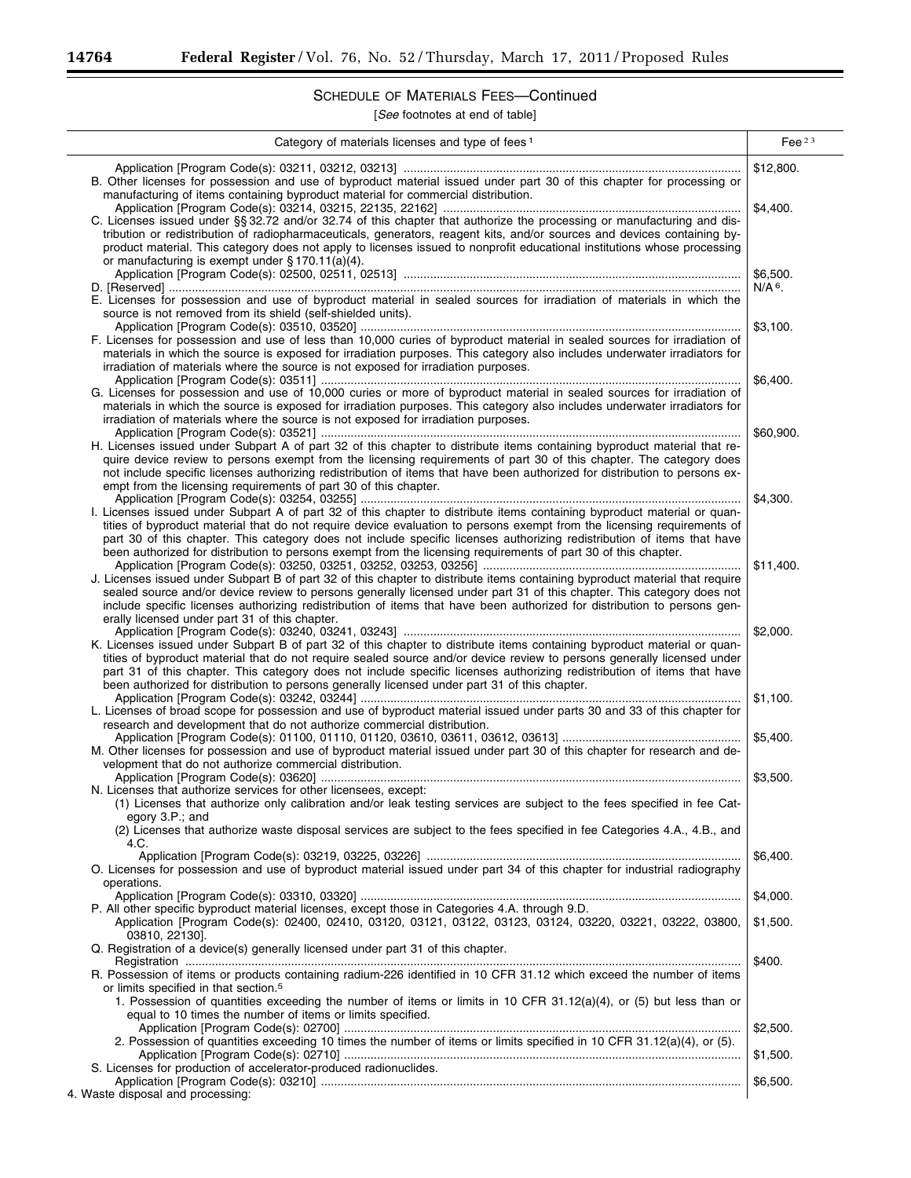## SCHEDULE OF MATERIALS FEES—Continued

[*See* footnotes at end of table]

| Category of materials licenses and type of fees [1] | Fee [2,3] |
|---|---|
| Application [Program Code(s): 03211, 03212, 03213] | $12,800. |
| B. Other licenses for possession and use of byproduct material issued under part 30 of this chapter for processing or manufacturing of items containing byproduct material for commercial distribution. | |
| Application [Program Code(s): 03214, 03215, 22135, 22162] | $4,400. |
| C. Licenses issued under §§ 32.72 and/or 32.74 of this chapter that authorize the processing or manufacturing and distribution or redistribution of radiopharmaceuticals, generators, reagent kits, and/or sources and devices containing byproduct material. This category does not apply to licenses issued to nonprofit educational institutions whose processing or manufacturing is exempt under § 170.11(a)(4). | |
| Application [Program Code(s): 02500, 02511, 02513] | $6,500. |
| D. [Reserved] | N/A [6]. |
| E. Licenses for possession and use of byproduct material in sealed sources for irradiation of materials in which the source is not removed from its shield (self-shielded units). | |
| Application [Program Code(s): 03510, 03520] | $3,100. |
| F. Licenses for possession and use of less than 10,000 curies of byproduct material in sealed sources for irradiation of materials in which the source is exposed for irradiation purposes. This category also includes underwater irradiators for irradiation of materials where the source is not exposed for irradiation purposes. | |
| Application [Program Code(s): 03511] | $6,400. |
| G. Licenses for possession and use of 10,000 curies or more of byproduct material in sealed sources for irradiation of materials in which the source is exposed for irradiation purposes. This category also includes underwater irradiators for irradiation of materials where the source is not exposed for irradiation purposes. | |
| Application [Program Code(s): 03521] | $60,900. |
| H. Licenses issued under Subpart A of part 32 of this chapter to distribute items containing byproduct material that require device review to persons exempt from the licensing requirements of part 30 of this chapter. The category does not include specific licenses authorizing redistribution of items that have been authorized for distribution to persons exempt from the licensing requirements of part 30 of this chapter. | |
| Application [Program Code(s): 03254, 03255] | $4,300. |
| I. Licenses issued under Subpart A of part 32 of this chapter to distribute items containing byproduct material or quantities of byproduct material that do not require device evaluation to persons exempt from the licensing requirements of part 30 of this chapter. This category does not include specific licenses authorizing redistribution of items that have been authorized for distribution to persons exempt from the licensing requirements of part 30 of this chapter. | |
| Application [Program Code(s): 03250, 03251, 03252, 03253, 03256] | $11,400. |
| J. Licenses issued under Subpart B of part 32 of this chapter to distribute items containing byproduct material that require sealed source and/or device review to persons generally licensed under part 31 of this chapter. This category does not include specific licenses authorizing redistribution of items that have been authorized for distribution to persons generally licensed under part 31 of this chapter. | |
| Application [Program Code(s): 03240, 03241, 03243] | $2,000. |
| K. Licenses issued under Subpart B of part 32 of this chapter to distribute items containing byproduct material or quantities of byproduct material that do not require sealed source and/or device review to persons generally licensed under part 31 of this chapter. This category does not include specific licenses authorizing redistribution of items that have been authorized for distribution to persons generally licensed under part 31 of this chapter. | |
| Application [Program Code(s): 03242, 03244] | $1,100. |
| L. Licenses of broad scope for possession and use of byproduct material issued under parts 30 and 33 of this chapter for research and development that do not authorize commercial distribution. | |
| Application [Program Code(s): 01100, 01110, 01120, 03610, 03611, 03612, 03613] | $5,400. |
| M. Other licenses for possession and use of byproduct material issued under part 30 of this chapter for research and development that do not authorize commercial distribution. | |
| Application [Program Code(s): 03620] | $3,500. |
| N. Licenses that authorize services for other licensees, except: | |
| (1) Licenses that authorize only calibration and/or leak testing services are subject to the fees specified in fee Category 3.P.; and | |
| (2) Licenses that authorize waste disposal services are subject to the fees specified in fee Categories 4.A., 4.B., and 4.C. | |
| Application [Program Code(s): 03219, 03225, 03226] | $6,400. |
| O. Licenses for possession and use of byproduct material issued under part 34 of this chapter for industrial radiography operations. | |
| Application [Program Code(s): 03310, 03320] | $4,000. |
| P. All other specific byproduct material licenses, except those in Categories 4.A. through 9.D. | |
| Application [Program Code(s): 02400, 02410, 03120, 03121, 03122, 03123, 03124, 03220, 03221, 03222, 03800, 03810, 22130]. | $1,500. |
| Q. Registration of a device(s) generally licensed under part 31 of this chapter. | |
| Registration | $400. |
| R. Possession of items or products containing radium-226 identified in 10 CFR 31.12 which exceed the number of items or limits specified in that section.[5] | |
| 1. Possession of quantities exceeding the number of items or limits in 10 CFR 31.12(a)(4), or (5) but less than or equal to 10 times the number of items or limits specified. | |
| Application [Program Code(s): 02700] | $2,500. |
| 2. Possession of quantities exceeding 10 times the number of items or limits specified in 10 CFR 31.12(a)(4), or (5). | |
| Application [Program Code(s): 02710] | $1,500. |
| S. Licenses for production of accelerator-produced radionuclides. | |
| Application [Program Code(s): 03210] | $6,500. |
| 4. Waste disposal and processing: | |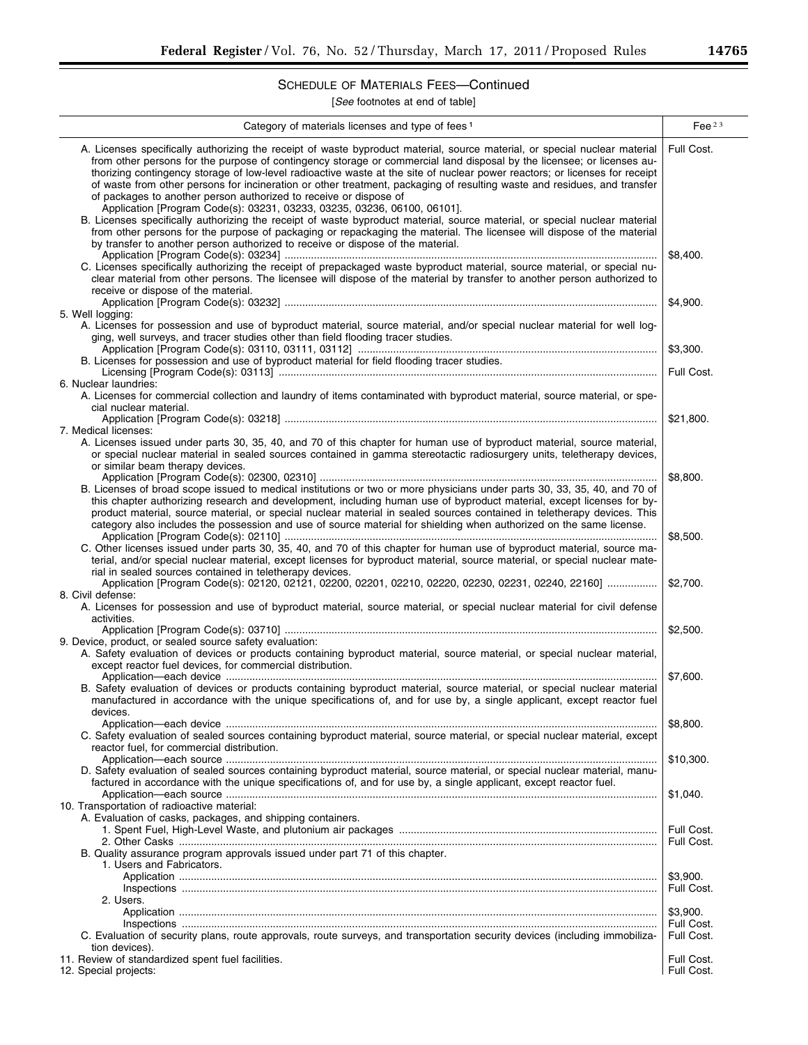SCHEDULE OF MATERIALS FEES—Continued

[*See* footnotes at end of table]

| Category of materials licenses and type of fees [1] | Fee [2 3] |
|---|---|
| A. Licenses specifically authorizing the receipt of waste byproduct material, source material, or special nuclear material from other persons for the purpose of contingency storage or commercial land disposal by the licensee; or licenses authorizing contingency storage of low-level radioactive waste at the site of nuclear power reactors; or licenses for receipt of waste from other persons for incineration or other treatment, packaging of resulting waste and residues, and transfer of packages to another person authorized to receive or dispose of | Full Cost. |
| Application [Program Code(s): 03231, 03233, 03235, 03236, 06100, 06101]. | |
| B. Licenses specifically authorizing the receipt of waste byproduct material, source material, or special nuclear material from other persons for the purpose of packaging or repackaging the material. The licensee will dispose of the material by transfer to another person authorized to receive or dispose of the material. | |
| Application [Program Code(s): 03234] | $8,400. |
| C. Licenses specifically authorizing the receipt of prepackaged waste byproduct material, source material, or special nuclear material from other persons. The licensee will dispose of the material by transfer to another person authorized to receive or dispose of the material. | |
| Application [Program Code(s): 03232] | $4,900. |
| 5. Well logging: | |
| A. Licenses for possession and use of byproduct material, source material, and/or special nuclear material for well logging, well surveys, and tracer studies other than field flooding tracer studies. | |
| Application [Program Code(s): 03110, 03111, 03112] | $3,300. |
| B. Licenses for possession and use of byproduct material for field flooding tracer studies. | |
| Licensing [Program Code(s): 03113] | Full Cost. |
| 6. Nuclear laundries: | |
| A. Licenses for commercial collection and laundry of items contaminated with byproduct material, source material, or special nuclear material. | |
| Application [Program Code(s): 03218] | $21,800. |
| 7. Medical licenses: | |
| A. Licenses issued under parts 30, 35, 40, and 70 of this chapter for human use of byproduct material, source material, or special nuclear material in sealed sources contained in gamma stereotactic radiosurgery units, teletherapy devices, or similar beam therapy devices. | |
| Application [Program Code(s): 02300, 02310] | $8,800. |
| B. Licenses of broad scope issued to medical institutions or two or more physicians under parts 30, 33, 35, 40, and 70 of this chapter authorizing research and development, including human use of byproduct material, except licenses for byproduct material, source material, or special nuclear material in sealed sources contained in teletherapy devices. This category also includes the possession and use of source material for shielding when authorized on the same license. | |
| Application [Program Code(s): 02110] | $8,500. |
| C. Other licenses issued under parts 30, 35, 40, and 70 of this chapter for human use of byproduct material, source material, and/or special nuclear material, except licenses for byproduct material, source material, or special nuclear material in sealed sources contained in teletherapy devices. | |
| Application [Program Code(s): 02120, 02121, 02200, 02201, 02210, 02220, 02230, 02231, 02240, 22160] | $2,700. |
| 8. Civil defense: | |
| A. Licenses for possession and use of byproduct material, source material, or special nuclear material for civil defense activities. | |
| Application [Program Code(s): 03710] | $2,500. |
| 9. Device, product, or sealed source safety evaluation: | |
| A. Safety evaluation of devices or products containing byproduct material, source material, or special nuclear material, except reactor fuel devices, for commercial distribution. | |
| Application—each device | $7,600. |
| B. Safety evaluation of devices or products containing byproduct material, source material, or special nuclear material manufactured in accordance with the unique specifications of, and for use by, a single applicant, except reactor fuel devices. | |
| Application—each device | $8,800. |
| C. Safety evaluation of sealed sources containing byproduct material, source material, or special nuclear material, except reactor fuel, for commercial distribution. | |
| Application—each source | $10,300. |
| D. Safety evaluation of sealed sources containing byproduct material, source material, or special nuclear material, manufactured in accordance with the unique specifications of, and for use by, a single applicant, except reactor fuel. | |
| Application—each source | $1,040. |
| 10. Transportation of radioactive material: | |
| A. Evaluation of casks, packages, and shipping containers. | |
| 1. Spent Fuel, High-Level Waste, and plutonium air packages | Full Cost. |
| 2. Other Casks | Full Cost. |
| B. Quality assurance program approvals issued under part 71 of this chapter. | |
| 1. Users and Fabricators. | |
| Application | $3,900. |
| Inspections | Full Cost. |
| 2. Users. | |
| Application | $3,900. |
| Inspections | Full Cost. |
| C. Evaluation of security plans, route approvals, route surveys, and transportation security devices (including immobilization devices). | Full Cost. |
| 11. Review of standardized spent fuel facilities. | Full Cost. |
| 12. Special projects: | Full Cost. |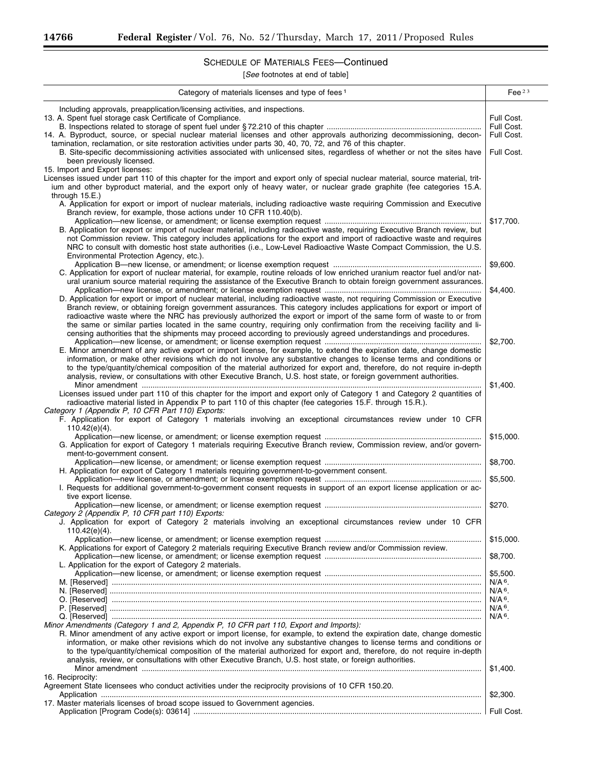SCHEDULE OF MATERIALS FEES—Continued

[*See* footnotes at end of table]

| Category of materials licenses and type of fees [1] | Fee [2 3] |
|---|---|
| Including approvals, preapplication/licensing activities, and inspections. | |
| 13. A. Spent fuel storage cask Certificate of Compliance. | Full Cost. |
| B. Inspections related to storage of spent fuel under § 72.210 of this chapter | Full Cost. |
| 14. A. Byproduct, source, or special nuclear material licenses and other approvals authorizing decommissioning, decontamination, reclamation, or site restoration activities under parts 30, 40, 70, 72, and 76 of this chapter. | Full Cost. |
| B. Site-specific decommissioning activities associated with unlicensed sites, regardless of whether or not the sites have been previously licensed. | Full Cost. |
| 15. Import and Export licenses: | |
| Licenses issued under part 110 of this chapter for the import and export only of special nuclear material, source material, tritium and other byproduct material, and the export only of heavy water, or nuclear grade graphite (fee categories 15.A. through 15.E.) | |
| A. Application for export or import of nuclear materials, including radioactive waste requiring Commission and Executive Branch review, for example, those actions under 10 CFR 110.40(b). | |
| Application—new license, or amendment; or license exemption request | $17,700. |
| B. Application for export or import of nuclear material, including radioactive waste, requiring Executive Branch review, but not Commission review. This category includes applications for the export and import of radioactive waste and requires NRC to consult with domestic host state authorities (i.e., Low-Level Radioactive Waste Compact Commission, the U.S. Environmental Protection Agency, etc.). | |
| Application B—new license, or amendment; or license exemption request | $9,600. |
| C. Application for export of nuclear material, for example, routine reloads of low enriched uranium reactor fuel and/or natural uranium source material requiring the assistance of the Executive Branch to obtain foreign government assurances. | |
| Application—new license, or amendment; or license exemption request | $4,400. |
| D. Application for export or import of nuclear material, including radioactive waste, not requiring Commission or Executive Branch review, or obtaining foreign government assurances. This category includes applications for export or import of radioactive waste where the NRC has previously authorized the export or import of the same form of waste to or from the same or similar parties located in the same country, requiring only confirmation from the receiving facility and licensing authorities that the shipments may proceed according to previously agreed understandings and procedures. | |
| Application—new license, or amendment; or license exemption request | $2,700. |
| E. Minor amendment of any active export or import license, for example, to extend the expiration date, change domestic information, or make other revisions which do not involve any substantive changes to license terms and conditions or to the type/quantity/chemical composition of the material authorized for export and, therefore, do not require in-depth analysis, review, or consultations with other Executive Branch, U.S. host state, or foreign government authorities. | |
| Minor amendment | $1,400. |
| Licenses issued under part 110 of this chapter for the import and export only of Category 1 and Category 2 quantities of radioactive material listed in Appendix P to part 110 of this chapter (fee categories 15.F. through 15.R.). | |
| *Category 1 (Appendix P, 10 CFR Part 110) Exports:* | |
| F. Application for export of Category 1 materials involving an exceptional circumstances review under 10 CFR 110.42(e)(4). | |
| Application—new license, or amendment; or license exemption request | $15,000. |
| G. Application for export of Category 1 materials requiring Executive Branch review, Commission review, and/or government-to-government consent. | |
| Application—new license, or amendment; or license exemption request | $8,700. |
| H. Application for export of Category 1 materials requiring government-to-government consent. | |
| Application—new license, or amendment; or license exemption request | $5,500. |
| I. Requests for additional government-to-government consent requests in support of an export license application or active export license. | |
| Application—new license, or amendment; or license exemption request | $270. |
| *Category 2 (Appendix P, 10 CFR part 110) Exports:* | |
| J. Application for export of Category 2 materials involving an exceptional circumstances review under 10 CFR 110.42(e)(4). | |
| Application—new license, or amendment; or license exemption request | $15,000. |
| K. Applications for export of Category 2 materials requiring Executive Branch review and/or Commission review. | |
| Application—new license, or amendment; or license exemption request | $8,700. |
| L. Application for the export of Category 2 materials. | |
| Application—new license, or amendment; or license exemption request | $5,500. |
| M. [Reserved] | N/A [6]. |
| N. [Reserved] | N/A [6]. |
| O. [Reserved] | N/A [6]. |
| P. [Reserved] | N/A [6]. |
| Q. [Reserved] | N/A [6]. |
| *Minor Amendments (Category 1 and 2, Appendix P, 10 CFR part 110, Export and Imports):* | |
| R. Minor amendment of any active export or import license, for example, to extend the expiration date, change domestic information, or make other revisions which do not involve any substantive changes to license terms and conditions or to the type/quantity/chemical composition of the material authorized for export and, therefore, do not require in-depth analysis, review, or consultations with other Executive Branch, U.S. host state, or foreign government authorities. | |
| Minor amendment | $1,400. |
| 16. Reciprocity: | |
| Agreement State licensees who conduct activities under the reciprocity provisions of 10 CFR 150.20. | |
| Application | $2,300. |
| 17. Master materials licenses of broad scope issued to Government agencies. | |
| Application [Program Code(s): 03614] | Full Cost. |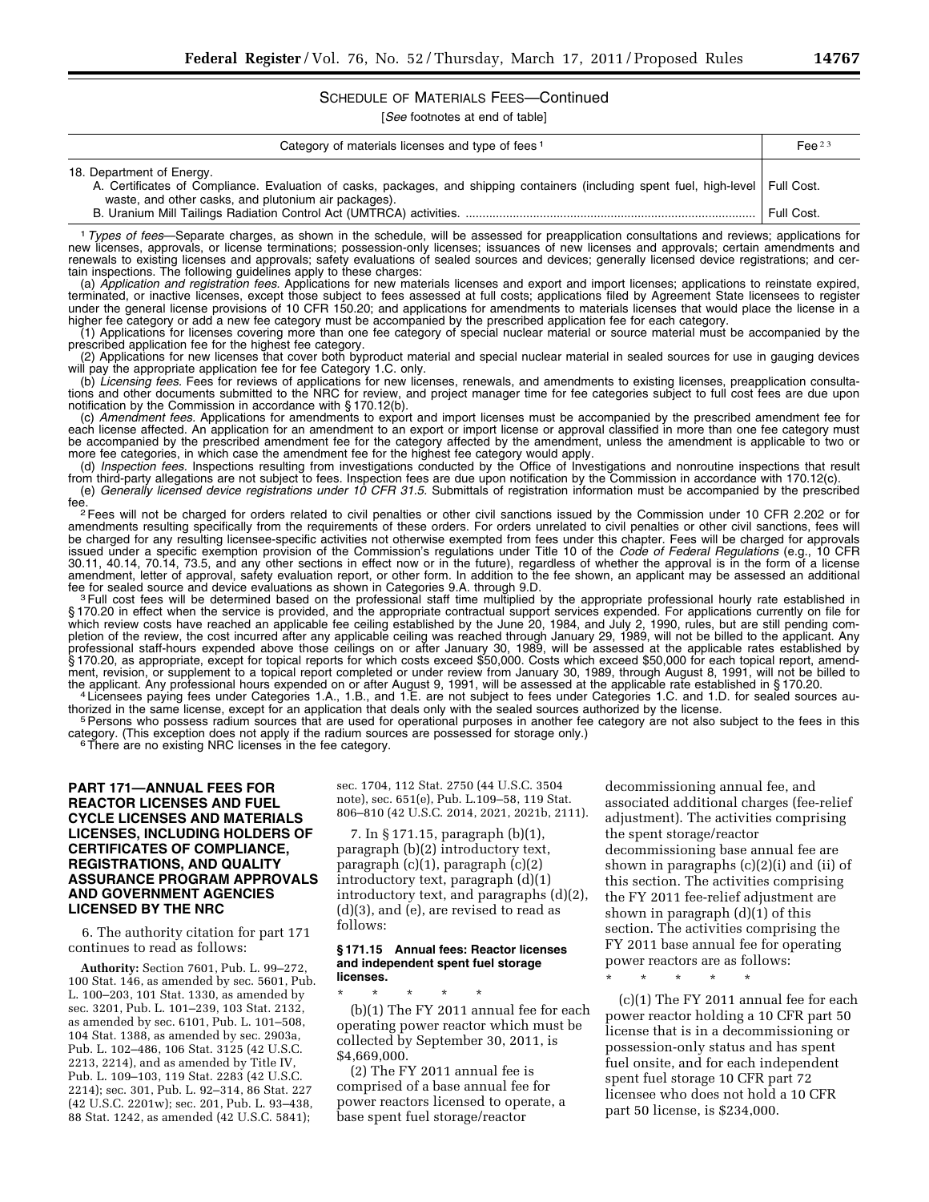SCHEDULE OF MATERIALS FEES—Continued

[*See* footnotes at end of table]

| Category of materials licenses and type of fees [1] | Fee [2,3] |
|---|---|
| 18. Department of Energy. | |
| A. Certificates of Compliance. Evaluation of casks, packages, and shipping containers (including spent fuel, high-level waste, and other casks, and plutonium air packages). | Full Cost. |
| B. Uranium Mill Tailings Radiation Control Act (UMTRCA) activities. | Full Cost. |

[1] *Types of fees*—Separate charges, as shown in the schedule, will be assessed for preapplication consultations and reviews; applications for new licenses, approvals, or license terminations; possession-only licenses; issuances of new licenses and approvals; certain amendments and renewals to existing licenses and approvals; safety evaluations of sealed sources and devices; generally licensed device registrations; and certain inspections. The following guidelines apply to these charges:

(a) *Application and registration fees.* Applications for new materials licenses and export and import licenses; applications to reinstate expired, terminated, or inactive licenses, except those subject to fees assessed at full costs; applications filed by Agreement State licensees to register under the general license provisions of 10 CFR 150.20; and applications for amendments to materials licenses that would place the license in a higher fee category or add a new fee category must be accompanied by the prescribed application fee for each category.

(1) Applications for licenses covering more than one fee category of special nuclear material or source material must be accompanied by the prescribed application fee for the highest fee category.

(2) Applications for new licenses that cover both byproduct material and special nuclear material in sealed sources for use in gauging devices will pay the appropriate application fee for fee Category 1.C. only.

(b) *Licensing fees.* Fees for reviews of applications for new licenses, renewals, and amendments to existing licenses, preapplication consultations and other documents submitted to the NRC for review, and project manager time for fee categories subject to full cost fees are due upon notification by the Commission in accordance with § 170.12(b).

(c) *Amendment fees.* Applications for amendments to export and import licenses must be accompanied by the prescribed amendment fee for each license affected. An application for an amendment to an export or import license or approval classified in more than one fee category must be accompanied by the prescribed amendment fee for the category affected by the amendment, unless the amendment is applicable to two or more fee categories, in which case the amendment fee for the highest fee category would apply.

(d) *Inspection fees.* Inspections resulting from investigations conducted by the Office of Investigations and nonroutine inspections that result from third-party allegations are not subject to fees. Inspection fees are due upon notification by the Commission in accordance with 170.12(c).

(e) *Generally licensed device registrations under 10 CFR 31.5.* Submittals of registration information must be accompanied by the prescribed fee.

[2] Fees will not be charged for orders related to civil penalties or other civil sanctions issued by the Commission under 10 CFR 2.202 or for amendments resulting specifically from the requirements of these orders. For orders unrelated to civil penalties or other civil sanctions, fees will be charged for any resulting licensee-specific activities not otherwise exempted from fees under this chapter. Fees will be charged for approvals issued under a specific exemption provision of the Commission's regulations under Title 10 of the *Code of Federal Regulations* (e.g., 10 CFR 30.11, 40.14, 70.14, 73.5, and any other sections in effect now or in the future), regardless of whether the approval is in the form of a license amendment, letter of approval, safety evaluation report, or other form. In addition to the fee shown, an applicant may be assessed an additional fee for sealed source and device evaluations as shown in Categories 9.A. through 9.D.

[3] Full cost fees will be determined based on the professional staff time multiplied by the appropriate professional hourly rate established in § 170.20 in effect when the service is provided, and the appropriate contractual support services expended. For applications currently on file for which review costs have reached an applicable fee ceiling established by the June 20, 1984, and July 2, 1990, rules, but are still pending completion of the review, the cost incurred after any applicable ceiling was reached through January 29, 1989, will not be billed to the applicant. Any professional staff-hours expended above those ceilings on or after January 30, 1989, will be assessed at the applicable rates established by § 170.20, as appropriate, except for topical reports for which costs exceed $50,000. Costs which exceed $50,000 for each topical report, amendment, revision, or supplement to a topical report completed or under review from January 30, 1989, through August 8, 1991, will not be billed to the applicant. Any professional hours expended on or after August 9, 1991, will be assessed at the applicable rate established in § 170.20.

[4] Licensees paying fees under Categories 1.A., 1.B., and 1.E. are not subject to fees under Categories 1.C. and 1.D. for sealed sources authorized in the same license, except for an application that deals only with the sealed sources authorized by the license.

[5] Persons who possess radium sources that are used for operational purposes in another fee category are not also subject to the fees in this category. (This exception does not apply if the radium sources are possessed for storage only.)

[6] There are no existing NRC licenses in the fee category.

## PART 171—ANNUAL FEES FOR REACTOR LICENSES AND FUEL CYCLE LICENSES AND MATERIALS LICENSES, INCLUDING HOLDERS OF CERTIFICATES OF COMPLIANCE, REGISTRATIONS, AND QUALITY ASSURANCE PROGRAM APPROVALS AND GOVERNMENT AGENCIES LICENSED BY THE NRC

6. The authority citation for part 171 continues to read as follows:

**Authority:** Section 7601, Pub. L. 99–272, 100 Stat. 146, as amended by sec. 5601, Pub. L. 100–203, 101 Stat. 1330, as amended by sec. 3201, Pub. L. 101–239, 103 Stat. 2132, as amended by sec. 6101, Pub. L. 101–508, 104 Stat. 1388, as amended by sec. 2903a, Pub. L. 102–486, 106 Stat. 3125 (42 U.S.C. 2213, 2214), and as amended by Title IV, Pub. L. 109–103, 119 Stat. 2283 (42 U.S.C. 2214); sec. 301, Pub. L. 92–314, 86 Stat. 227 (42 U.S.C. 2201w); sec. 201, Pub. L. 93–438, 88 Stat. 1242, as amended (42 U.S.C. 5841); sec. 1704, 112 Stat. 2750 (44 U.S.C. 3504 note), sec. 651(e), Pub. L.109–58, 119 Stat. 806–810 (42 U.S.C. 2014, 2021, 2021b, 2111).

7. In § 171.15, paragraph (b)(1), paragraph (b)(2) introductory text, paragraph (c)(1), paragraph (c)(2) introductory text, paragraph (d)(1) introductory text, and paragraphs (d)(2), (d)(3), and (e), are revised to read as follows:

### § 171.15 Annual fees: Reactor licenses and independent spent fuel storage licenses.

\* \* \* \* \*

(b)(1) The FY 2011 annual fee for each operating power reactor which must be collected by September 30, 2011, is $4,669,000.

(2) The FY 2011 annual fee is comprised of a base annual fee for power reactors licensed to operate, a base spent fuel storage/reactor decommissioning annual fee, and associated additional charges (fee-relief adjustment). The activities comprising the spent storage/reactor decommissioning base annual fee are shown in paragraphs (c)(2)(i) and (ii) of this section. The activities comprising the FY 2011 fee-relief adjustment are shown in paragraph (d)(1) of this section. The activities comprising the FY 2011 base annual fee for operating power reactors are as follows:

\* \* \* \* \*

(c)(1) The FY 2011 annual fee for each power reactor holding a 10 CFR part 50 license that is in a decommissioning or possession-only status and has spent fuel onsite, and for each independent spent fuel storage 10 CFR part 72 licensee who does not hold a 10 CFR part 50 license, is $234,000.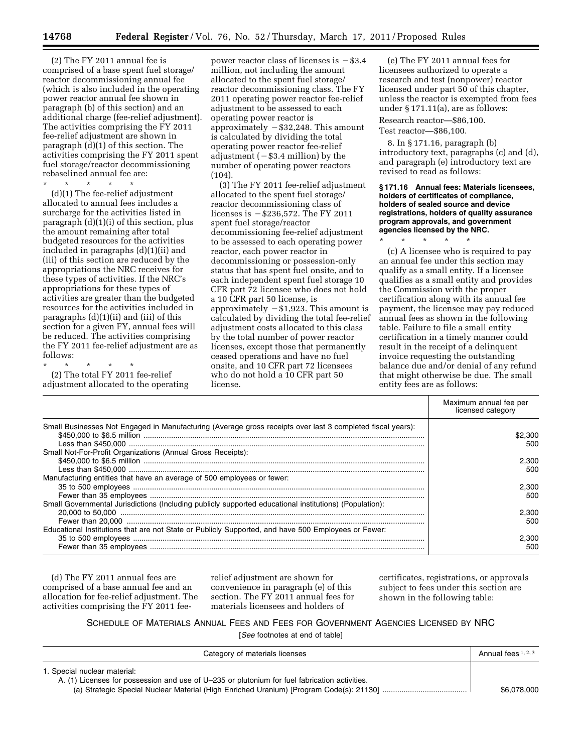(2) The FY 2011 annual fee is comprised of a base spent fuel storage/reactor decommissioning annual fee (which is also included in the operating power reactor annual fee shown in paragraph (b) of this section) and an additional charge (fee-relief adjustment). The activities comprising the FY 2011 fee-relief adjustment are shown in paragraph (d)(1) of this section. The activities comprising the FY 2011 spent fuel storage/reactor decommissioning rebaselined annual fee are:

\* \* \* \* \*

(d)(1) The fee-relief adjustment allocated to annual fees includes a surcharge for the activities listed in paragraph (d)(1)(i) of this section, plus the amount remaining after total budgeted resources for the activities included in paragraphs (d)(1)(ii) and (iii) of this section are reduced by the appropriations the NRC receives for these types of activities. If the NRC's appropriations for these types of activities are greater than the budgeted resources for the activities included in paragraphs (d)(1)(ii) and (iii) of this section for a given FY, annual fees will be reduced. The activities comprising the FY 2011 fee-relief adjustment are as follows:

\* \* \* \* \*

(2) The total FY 2011 fee-relief adjustment allocated to the operating power reactor class of licenses is −$3.4 million, not including the amount allocated to the spent fuel storage/reactor decommissioning class. The FY 2011 operating power reactor fee-relief adjustment to be assessed to each operating power reactor is approximately −$32,248. This amount is calculated by dividing the total operating power reactor fee-relief adjustment (−$3.4 million) by the number of operating power reactors (104).

(3) The FY 2011 fee-relief adjustment allocated to the spent fuel storage/reactor decommissioning class of licenses is −$236,572. The FY 2011 spent fuel storage/reactor decommissioning fee-relief adjustment to be assessed to each operating power reactor, each power reactor in decommissioning or possession-only status that has spent fuel onsite, and to each independent spent fuel storage 10 CFR part 72 licensee who does not hold a 10 CFR part 50 license, is approximately −$1,923. This amount is calculated by dividing the total fee-relief adjustment costs allocated to this class by the total number of power reactor licenses, except those that permanently ceased operations and have no fuel onsite, and 10 CFR part 72 licensees who do not hold a 10 CFR part 50 license.

(e) The FY 2011 annual fees for licensees authorized to operate a research and test (nonpower) reactor licensed under part 50 of this chapter, unless the reactor is exempted from fees under § 171.11(a), are as follows:

Research reactor—$86,100.
Test reactor—$86,100.

8. In § 171.16, paragraph (b) introductory text, paragraphs (c) and (d), and paragraph (e) introductory text are revised to read as follows:

**§ 171.16 Annual fees: Materials licensees, holders of certificates of compliance, holders of sealed source and device registrations, holders of quality assurance program approvals, and government agencies licensed by the NRC.**

\* \* \* \* \*

(c) A licensee who is required to pay an annual fee under this section may qualify as a small entity. If a licensee qualifies as a small entity and provides the Commission with the proper certification along with its annual fee payment, the licensee may pay reduced annual fees as shown in the following table. Failure to file a small entity certification in a timely manner could result in the receipt of a delinquent invoice requesting the outstanding balance due and/or denial of any refund that might otherwise be due. The small entity fees are as follows:

| | Maximum annual fee per licensed category |
|---|---|
| Small Businesses Not Engaged in Manufacturing (Average gross receipts over last 3 completed fiscal years): | |
| $450,000 to $6.5 million | $2,300 |
| Less than $450,000 | 500 |
| Small Not-For-Profit Organizations (Annual Gross Receipts): | |
| $450,000 to $6.5 million | 2,300 |
| Less than $450,000 | 500 |
| Manufacturing entities that have an average of 500 employees or fewer: | |
| 35 to 500 employees | 2,300 |
| Fewer than 35 employees | 500 |
| Small Governmental Jurisdictions (Including publicly supported educational institutions) (Population): | |
| 20,000 to 50,000 | 2,300 |
| Fewer than 20,000 | 500 |
| Educational Institutions that are not State or Publicly Supported, and have 500 Employees or Fewer: | |
| 35 to 500 employees | 2,300 |
| Fewer than 35 employees | 500 |

(d) The FY 2011 annual fees are comprised of a base annual fee and an allocation for fee-relief adjustment. The activities comprising the FY 2011 fee-relief adjustment are shown for convenience in paragraph (e) of this section. The FY 2011 annual fees for materials licensees and holders of certificates, registrations, or approvals subject to fees under this section are shown in the following table:

SCHEDULE OF MATERIALS ANNUAL FEES AND FEES FOR GOVERNMENT AGENCIES LICENSED BY NRC

[*See* footnotes at end of table]

| Category of materials licenses | Annual fees [1, 2, 3] |
|---|---|
| 1. Special nuclear material: | |
| A. (1) Licenses for possession and use of U–235 or plutonium for fuel fabrication activities. | |
| (a) Strategic Special Nuclear Material (High Enriched Uranium) [Program Code(s): 21130] | $6,078,000 |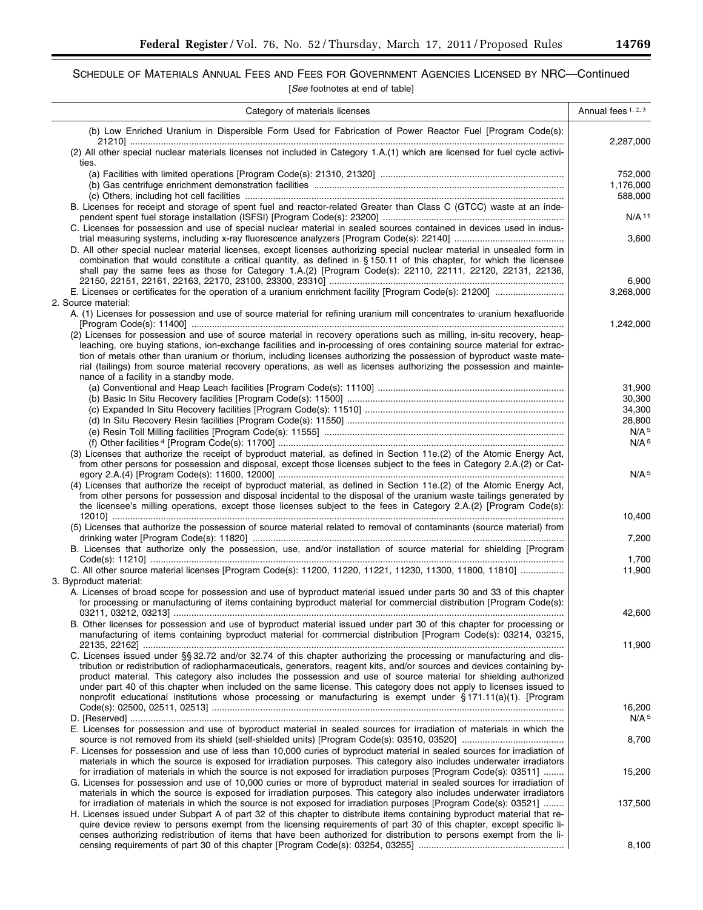## SCHEDULE OF MATERIALS ANNUAL FEES AND FEES FOR GOVERNMENT AGENCIES LICENSED BY NRC—Continued

[*See* footnotes at end of table]

| Category of materials licenses | Annual fees [1, 2, 3] |
| --- | --- |
| (b) Low Enriched Uranium in Dispersible Form Used for Fabrication of Power Reactor Fuel [Program Code(s): 21210] | 2,287,000 |
| (2) All other special nuclear materials licenses not included in Category 1.A.(1) which are licensed for fuel cycle activities. | |
| (a) Facilities with limited operations [Program Code(s): 21310, 21320] | 752,000 |
| (b) Gas centrifuge enrichment demonstration facilities | 1,176,000 |
| (c) Others, including hot cell facilities | 588,000 |
| B. Licenses for receipt and storage of spent fuel and reactor-related Greater than Class C (GTCC) waste at an independent spent fuel storage installation (ISFSI) [Program Code(s): 23200] | N/A [11] |
| C. Licenses for possession and use of special nuclear material in sealed sources contained in devices used in industrial measuring systems, including x-ray fluorescence analyzers [Program Code(s): 22140] | 3,600 |
| D. All other special nuclear material licenses, except licenses authorizing special nuclear material in unsealed form in combination that would constitute a critical quantity, as defined in § 150.11 of this chapter, for which the licensee shall pay the same fees as those for Category 1.A.(2) [Program Code(s): 22110, 22111, 22120, 22131, 22136, 22150, 22151, 22161, 22163, 22170, 23100, 23300, 23310] | 6,900 |
| E. Licenses or certificates for the operation of a uranium enrichment facility [Program Code(s): 21200] | 3,268,000 |
| 2. Source material: | |
| A. (1) Licenses for possession and use of source material for refining uranium mill concentrates to uranium hexafluoride [Program Code(s): 11400] | 1,242,000 |
| (2) Licenses for possession and use of source material in recovery operations such as milling, in-situ recovery, heap-leaching, ore buying stations, ion-exchange facilities and in-processing of ores containing source material for extraction of metals other than uranium or thorium, including licenses authorizing the possession of byproduct waste material (tailings) from source material recovery operations, as well as licenses authorizing the possession and maintenance of a facility in a standby mode. | |
| (a) Conventional and Heap Leach facilities [Program Code(s): 11100] | 31,900 |
| (b) Basic In Situ Recovery facilities [Program Code(s): 11500] | 30,300 |
| (c) Expanded In Situ Recovery facilities [Program Code(s): 11510] | 34,300 |
| (d) In Situ Recovery Resin facilities [Program Code(s): 11550] | 28,800 |
| (e) Resin Toll Milling facilities [Program Code(s): 11555] | N/A [5] |
| (f) Other facilities [4] [Program Code(s): 11700] | N/A [5] |
| (3) Licenses that authorize the receipt of byproduct material, as defined in Section 11e.(2) of the Atomic Energy Act, from other persons for possession and disposal, except those licenses subject to the fees in Category 2.A.(2) or Category 2.A.(4) [Program Code(s): 11600, 12000] | N/A [5] |
| (4) Licenses that authorize the receipt of byproduct material, as defined in Section 11e.(2) of the Atomic Energy Act, from other persons for possession and disposal incidental to the disposal of the uranium waste tailings generated by the licensee's milling operations, except those licenses subject to the fees in Category 2.A.(2) [Program Code(s): 12010] | 10,400 |
| (5) Licenses that authorize the possession of source material related to removal of contaminants (source material) from drinking water [Program Code(s): 11820] | 7,200 |
| B. Licenses that authorize only the possession, use, and/or installation of source material for shielding [Program Code(s): 11210] | 1,700 |
| C. All other source material licenses [Program Code(s): 11200, 11220, 11221, 11230, 11300, 11800, 11810] | 11,900 |
| 3. Byproduct material: | |
| A. Licenses of broad scope for possession and use of byproduct material issued under parts 30 and 33 of this chapter for processing or manufacturing of items containing byproduct material for commercial distribution [Program Code(s): 03211, 03212, 03213] | 42,600 |
| B. Other licenses for possession and use of byproduct material issued under part 30 of this chapter for processing or manufacturing of items containing byproduct material for commercial distribution [Program Code(s): 03214, 03215, 22135, 22162] | 11,900 |
| C. Licenses issued under §§ 32.72 and/or 32.74 of this chapter authorizing the processing or manufacturing and distribution or redistribution of radiopharmaceuticals, generators, reagent kits, and/or sources and devices containing byproduct material. This category also includes the possession and use of source material for shielding authorized under part 40 of this chapter when included on the same license. This category does not apply to licenses issued to nonprofit educational institutions whose processing or manufacturing is exempt under § 171.11(a)(1). [Program Code(s): 02500, 02511, 02513] | 16,200 |
| D. [Reserved] | N/A [5] |
| E. Licenses for possession and use of byproduct material in sealed sources for irradiation of materials in which the source is not removed from its shield (self-shielded units) [Program Code(s): 03510, 03520] | 8,700 |
| F. Licenses for possession and use of less than 10,000 curies of byproduct material in sealed sources for irradiation of materials in which the source is exposed for irradiation purposes. This category also includes underwater irradiators for irradiation of materials in which the source is not exposed for irradiation purposes [Program Code(s): 03511] | 15,200 |
| G. Licenses for possession and use of 10,000 curies or more of byproduct material in sealed sources for irradiation of materials in which the source is exposed for irradiation purposes. This category also includes underwater irradiators for irradiation of materials in which the source is not exposed for irradiation purposes [Program Code(s): 03521] | 137,500 |
| H. Licenses issued under Subpart A of part 32 of this chapter to distribute items containing byproduct material that require device review to persons exempt from the licensing requirements of part 30 of this chapter, except specific licenses authorizing redistribution of items that have been authorized for distribution to persons exempt from the licensing requirements of part 30 of this chapter [Program Code(s): 03254, 03255] | 8,100 |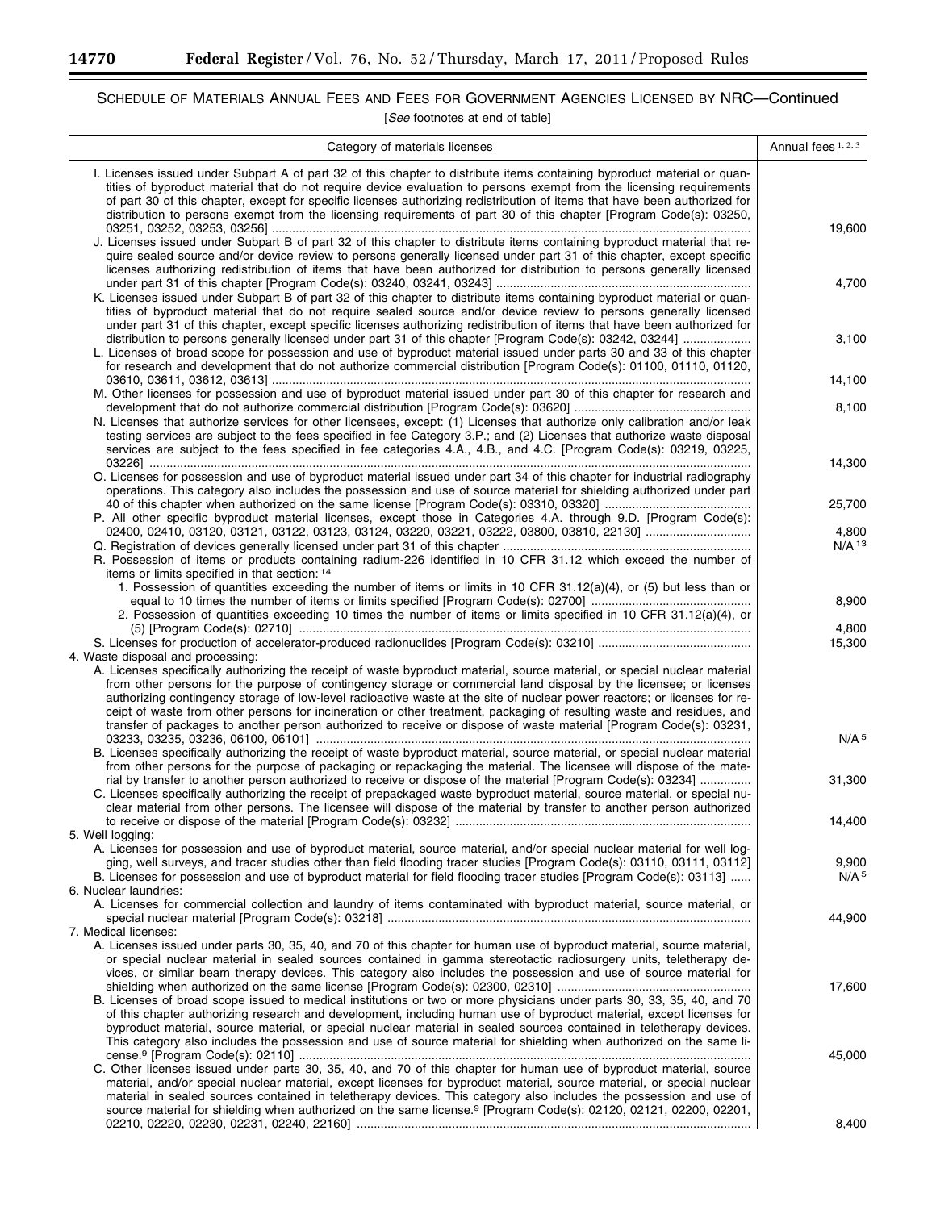SCHEDULE OF MATERIALS ANNUAL FEES AND FEES FOR GOVERNMENT AGENCIES LICENSED BY NRC—Continued

[*See* footnotes at end of table]

| Category of materials licenses | Annual fees [1, 2, 3] |
|---|---|
| I. Licenses issued under Subpart A of part 32 of this chapter to distribute items containing byproduct material or quantities of byproduct material that do not require device evaluation to persons exempt from the licensing requirements of part 30 of this chapter, except for specific licenses authorizing redistribution of items that have been authorized for distribution to persons exempt from the licensing requirements of part 30 of this chapter [Program Code(s): 03250, 03251, 03252, 03253, 03256] | 19,600 |
| J. Licenses issued under Subpart B of part 32 of this chapter to distribute items containing byproduct material that require sealed source and/or device review to persons generally licensed under part 31 of this chapter, except specific licenses authorizing redistribution of items that have been authorized for distribution to persons generally licensed under part 31 of this chapter [Program Code(s): 03240, 03241, 03243] | 4,700 |
| K. Licenses issued under Subpart B of part 32 of this chapter to distribute items containing byproduct material or quantities of byproduct material that do not require sealed source and/or device review to persons generally licensed under part 31 of this chapter, except specific licenses authorizing redistribution of items that have been authorized for distribution to persons generally licensed under part 31 of this chapter [Program Code(s): 03242, 03244] | 3,100 |
| L. Licenses of broad scope for possession and use of byproduct material issued under parts 30 and 33 of this chapter for research and development that do not authorize commercial distribution [Program Code(s): 01100, 01110, 01120, 03610, 03611, 03612, 03613] | 14,100 |
| M. Other licenses for possession and use of byproduct material issued under part 30 of this chapter for research and development that do not authorize commercial distribution [Program Code(s): 03620] | 8,100 |
| N. Licenses that authorize services for other licensees, except: (1) Licenses that authorize only calibration and/or leak testing services are subject to the fees specified in fee Category 3.P.; and (2) Licenses that authorize waste disposal services are subject to the fees specified in fee categories 4.A., 4.B., and 4.C. [Program Code(s): 03219, 03225, 03226] | 14,300 |
| O. Licenses for possession and use of byproduct material issued under part 34 of this chapter for industrial radiography operations. This category also includes the possession and use of source material for shielding authorized under part 40 of this chapter when authorized on the same license [Program Code(s): 03310, 03320] | 25,700 |
| P. All other specific byproduct material licenses, except those in Categories 4.A. through 9.D. [Program Code(s): 02400, 02410, 03120, 03121, 03122, 03123, 03124, 03220, 03221, 03222, 03800, 03810, 22130] | 4,800 |
| Q. Registration of devices generally licensed under part 31 of this chapter | N/A [13] |
| R. Possession of items or products containing radium-226 identified in 10 CFR 31.12 which exceed the number of items or limits specified in that section: [14] | |
| 1. Possession of quantities exceeding the number of items or limits in 10 CFR 31.12(a)(4), or (5) but less than or equal to 10 times the number of items or limits specified [Program Code(s): 02700] | 8,900 |
| 2. Possession of quantities exceeding 10 times the number of items or limits specified in 10 CFR 31.12(a)(4), or (5) [Program Code(s): 02710] | 4,800 |
| S. Licenses for production of accelerator-produced radionuclides [Program Code(s): 03210] | 15,300 |
| 4. Waste disposal and processing: | |
| A. Licenses specifically authorizing the receipt of waste byproduct material, source material, or special nuclear material from other persons for the purpose of contingency storage or commercial land disposal by the licensee; or licenses authorizing contingency storage of low-level radioactive waste at the site of nuclear power reactors; or licenses for receipt of waste from other persons for incineration or other treatment, packaging of resulting waste and residues, and transfer of packages to another person authorized to receive or dispose of waste material [Program Code(s): 03231, 03233, 03235, 03236, 06100, 06101] | N/A [5] |
| B. Licenses specifically authorizing the receipt of waste byproduct material, source material, or special nuclear material from other persons for the purpose of packaging or repackaging the material. The licensee will dispose of the material by transfer to another person authorized to receive or dispose of the material [Program Code(s): 03234] | 31,300 |
| C. Licenses specifically authorizing the receipt of prepackaged waste byproduct material, source material, or special nuclear material from other persons. The licensee will dispose of the material by transfer to another person authorized to receive or dispose of the material [Program Code(s): 03232] | 14,400 |
| 5. Well logging: | |
| A. Licenses for possession and use of byproduct material, source material, and/or special nuclear material for well logging, well surveys, and tracer studies other than field flooding tracer studies [Program Code(s): 03110, 03111, 03112] | 9,900 |
| B. Licenses for possession and use of byproduct material for field flooding tracer studies [Program Code(s): 03113] | N/A [5] |
| 6. Nuclear laundries: | |
| A. Licenses for commercial collection and laundry of items contaminated with byproduct material, source material, or special nuclear material [Program Code(s): 03218] | 44,900 |
| 7. Medical licenses: | |
| A. Licenses issued under parts 30, 35, 40, and 70 of this chapter for human use of byproduct material, source material, or special nuclear material in sealed sources contained in gamma stereotactic radiosurgery units, teletherapy devices, or similar beam therapy devices. This category also includes the possession and use of source material for shielding when authorized on the same license [Program Code(s): 02300, 02310] | 17,600 |
| B. Licenses of broad scope issued to medical institutions or two or more physicians under parts 30, 33, 35, 40, and 70 of this chapter authorizing research and development, including human use of byproduct material, except licenses for byproduct material, source material, or special nuclear material in sealed sources contained in teletherapy devices. This category also includes the possession and use of source material for shielding when authorized on the same license.[9] [Program Code(s): 02110] | 45,000 |
| C. Other licenses issued under parts 30, 35, 40, and 70 of this chapter for human use of byproduct material, source material, and/or special nuclear material, except licenses for byproduct material, source material, or special nuclear material in sealed sources contained in teletherapy devices. This category also includes the possession and use of source material for shielding when authorized on the same license.[9] [Program Code(s): 02120, 02121, 02200, 02201, 02210, 02220, 02230, 02231, 02240, 22160] | 8,400 |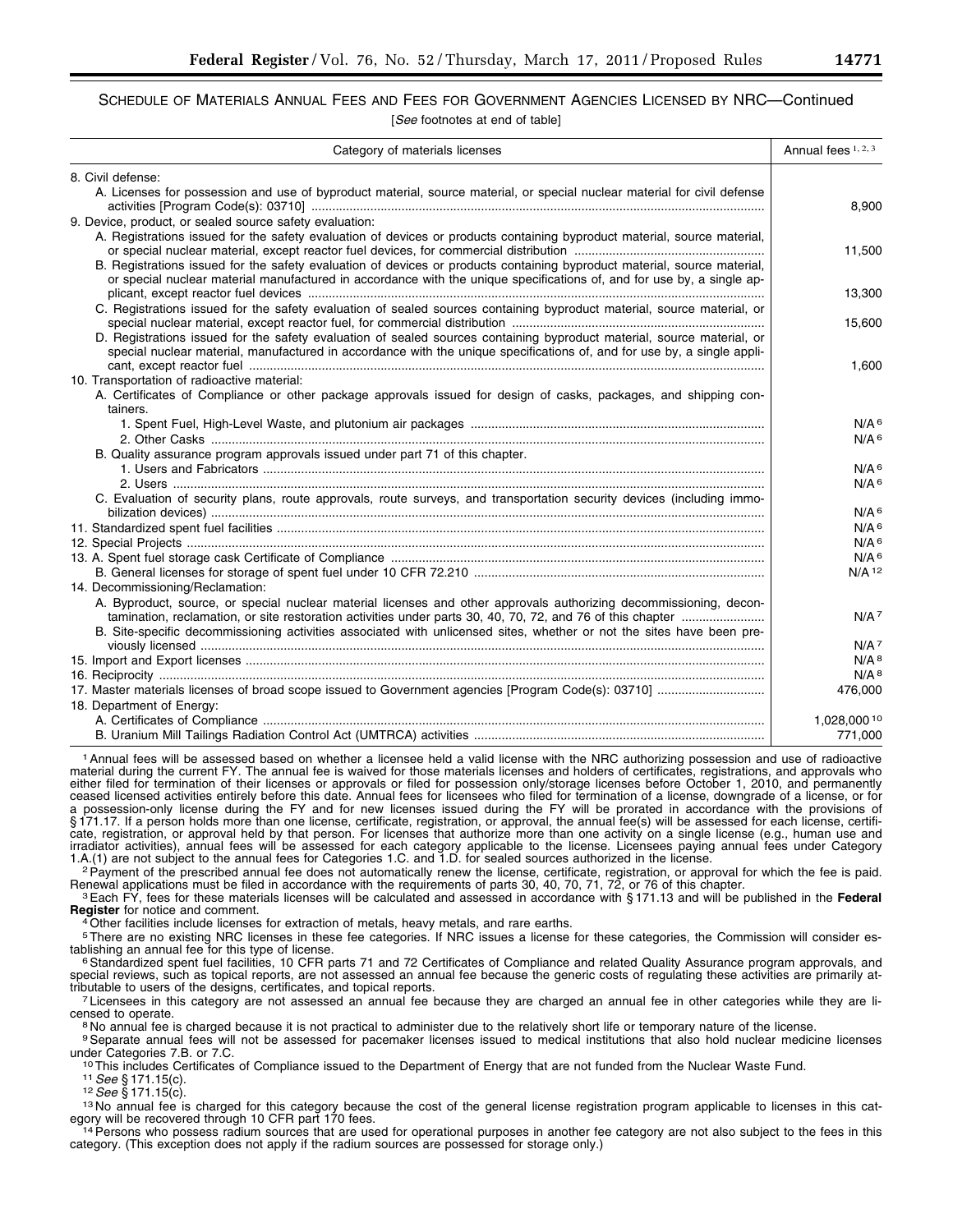SCHEDULE OF MATERIALS ANNUAL FEES AND FEES FOR GOVERNMENT AGENCIES LICENSED BY NRC—Continued

[*See* footnotes at end of table]

| Category of materials licenses | Annual fees [1, 2, 3] |
|---|---|
| 8. Civil defense: | |
| A. Licenses for possession and use of byproduct material, source material, or special nuclear material for civil defense activities [Program Code(s): 03710] | 8,900 |
| 9. Device, product, or sealed source safety evaluation: | |
| A. Registrations issued for the safety evaluation of devices or products containing byproduct material, source material, or special nuclear material, except reactor fuel devices, for commercial distribution | 11,500 |
| B. Registrations issued for the safety evaluation of devices or products containing byproduct material, source material, or special nuclear material manufactured in accordance with the unique specifications of, and for use by, a single applicant, except reactor fuel devices | 13,300 |
| C. Registrations issued for the safety evaluation of sealed sources containing byproduct material, source material, or special nuclear material, except reactor fuel, for commercial distribution | 15,600 |
| D. Registrations issued for the safety evaluation of sealed sources containing byproduct material, source material, or special nuclear material, manufactured in accordance with the unique specifications of, and for use by, a single applicant, except reactor fuel | 1,600 |
| 10. Transportation of radioactive material: | |
| A. Certificates of Compliance or other package approvals issued for design of casks, packages, and shipping containers. | |
| 1. Spent Fuel, High-Level Waste, and plutonium air packages | N/A [6] |
| 2. Other Casks | N/A [6] |
| B. Quality assurance program approvals issued under part 71 of this chapter. | |
| 1. Users and Fabricators | N/A [6] |
| 2. Users | N/A [6] |
| C. Evaluation of security plans, route approvals, route surveys, and transportation security devices (including immobilization devices) | N/A [6] |
| 11. Standardized spent fuel facilities | N/A [6] |
| 12. Special Projects | N/A [6] |
| 13. A. Spent fuel storage cask Certificate of Compliance | N/A [6] |
| B. General licenses for storage of spent fuel under 10 CFR 72.210 | N/A [12] |
| 14. Decommissioning/Reclamation: | |
| A. Byproduct, source, or special nuclear material licenses and other approvals authorizing decommissioning, decontamination, reclamation, or site restoration activities under parts 30, 40, 70, 72, and 76 of this chapter | N/A [7] |
| B. Site-specific decommissioning activities associated with unlicensed sites, whether or not the sites have been previously licensed | N/A [7] |
| 15. Import and Export licenses | N/A [8] |
| 16. Reciprocity | N/A [8] |
| 17. Master materials licenses of broad scope issued to Government agencies [Program Code(s): 03710] | 476,000 |
| 18. Department of Energy: | |
| A. Certificates of Compliance | 1,028,000 [10] |
| B. Uranium Mill Tailings Radiation Control Act (UMTRCA) activities | 771,000 |

[1] Annual fees will be assessed based on whether a licensee held a valid license with the NRC authorizing possession and use of radioactive material during the current FY. The annual fee is waived for those materials licenses and holders of certificates, registrations, and approvals who either filed for termination of their licenses or approvals or filed for possession only/storage licenses before October 1, 2010, and permanently ceased licensed activities entirely before this date. Annual fees for licensees who filed for termination of a license, downgrade of a license, or for a possession-only license during the FY and for new licenses issued during the FY will be prorated in accordance with the provisions of § 171.17. If a person holds more than one license, certificate, registration, or approval, the annual fee(s) will be assessed for each license, certificate, registration, or approval held by that person. For licenses that authorize more than one activity on a single license (e.g., human use and irradiator activities), annual fees will be assessed for each category applicable to the license. Licensees paying annual fees under Category 1.A.(1) are not subject to the annual fees for Categories 1.C. and 1.D. for sealed sources authorized in the license.

[2] Payment of the prescribed annual fee does not automatically renew the license, certificate, registration, or approval for which the fee is paid. Renewal applications must be filed in accordance with the requirements of parts 30, 40, 70, 71, 72, or 76 of this chapter.

[3] Each FY, fees for these materials licenses will be calculated and assessed in accordance with § 171.13 and will be published in the **Federal Register** for notice and comment.

[4] Other facilities include licenses for extraction of metals, heavy metals, and rare earths.

[5] There are no existing NRC licenses in these fee categories. If NRC issues a license for these categories, the Commission will consider establishing an annual fee for this type of license.

[6] Standardized spent fuel facilities, 10 CFR parts 71 and 72 Certificates of Compliance and related Quality Assurance program approvals, and special reviews, such as topical reports, are not assessed an annual fee because the generic costs of regulating these activities are primarily attributable to users of the designs, certificates, and topical reports.

[7] Licensees in this category are not assessed an annual fee because they are charged an annual fee in other categories while they are licensed to operate.

[8] No annual fee is charged because it is not practical to administer due to the relatively short life or temporary nature of the license.

[9] Separate annual fees will not be assessed for pacemaker licenses issued to medical institutions that also hold nuclear medicine licenses under Categories 7.B. or 7.C.

[10] This includes Certificates of Compliance issued to the Department of Energy that are not funded from the Nuclear Waste Fund.

[11] *See* § 171.15(c).

[12] *See* § 171.15(c).

[13] No annual fee is charged for this category because the cost of the general license registration program applicable to licenses in this category will be recovered through 10 CFR part 170 fees.

[14] Persons who possess radium sources that are used for operational purposes in another fee category are not also subject to the fees in this category. (This exception does not apply if the radium sources are possessed for storage only.)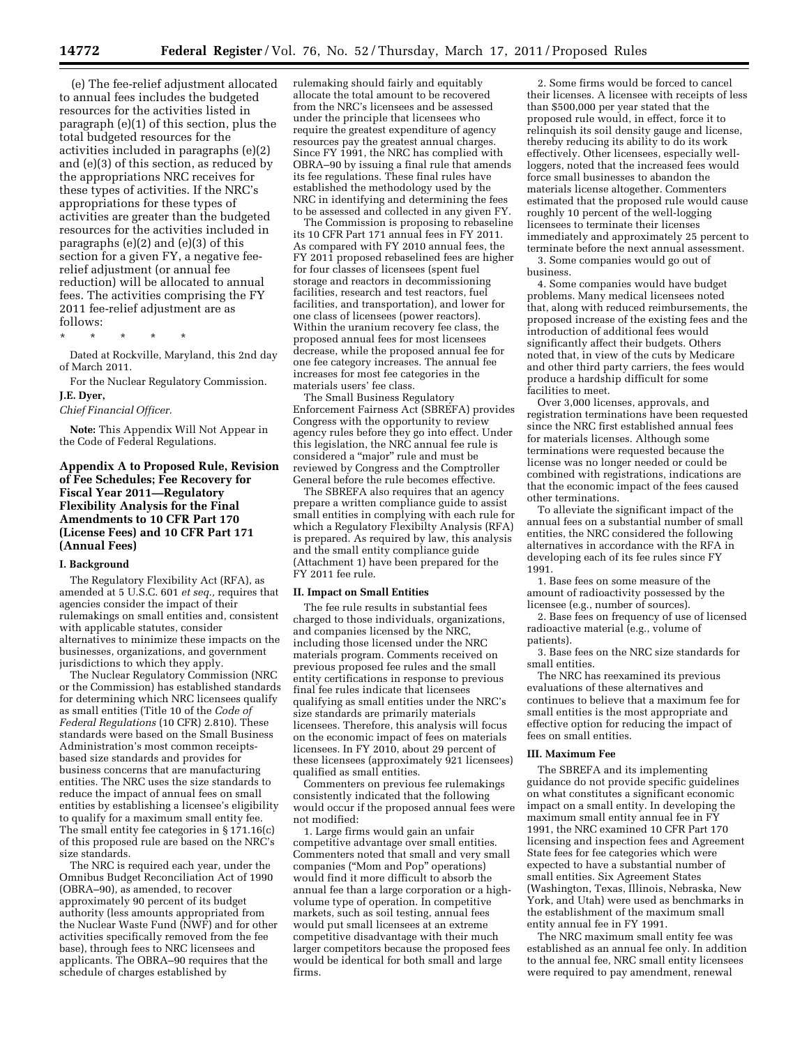(e) The fee-relief adjustment allocated to annual fees includes the budgeted resources for the activities listed in paragraph (e)(1) of this section, plus the total budgeted resources for the activities included in paragraphs (e)(2) and (e)(3) of this section, as reduced by the appropriations NRC receives for these types of activities. If the NRC's appropriations for these types of activities are greater than the budgeted resources for the activities included in paragraphs (e)(2) and (e)(3) of this section for a given FY, a negative fee-relief adjustment (or annual fee reduction) will be allocated to annual fees. The activities comprising the FY 2011 fee-relief adjustment are as follows:

\* \* \* \* \*

Dated at Rockville, Maryland, this 2nd day of March 2011.

For the Nuclear Regulatory Commission.

**J.E. Dyer,**

*Chief Financial Officer.*

**Note:** This Appendix Will Not Appear in the Code of Federal Regulations.

## Appendix A to Proposed Rule, Revision of Fee Schedules; Fee Recovery for Fiscal Year 2011—Regulatory Flexibility Analysis for the Final Amendments to 10 CFR Part 170 (License Fees) and 10 CFR Part 171 (Annual Fees)

### I. Background

The Regulatory Flexibility Act (RFA), as amended at 5 U.S.C. 601 *et seq.,* requires that agencies consider the impact of their rulemakings on small entities and, consistent with applicable statutes, consider alternatives to minimize these impacts on the businesses, organizations, and government jurisdictions to which they apply.

The Nuclear Regulatory Commission (NRC or the Commission) has established standards for determining which NRC licensees qualify as small entities (Title 10 of the *Code of Federal Regulations* (10 CFR) 2.810). These standards were based on the Small Business Administration's most common receipts-based size standards and provides for business concerns that are manufacturing entities. The NRC uses the size standards to reduce the impact of annual fees on small entities by establishing a licensee's eligibility to qualify for a maximum small entity fee. The small entity fee categories in § 171.16(c) of this proposed rule are based on the NRC's size standards.

The NRC is required each year, under the Omnibus Budget Reconciliation Act of 1990 (OBRA–90), as amended, to recover approximately 90 percent of its budget authority (less amounts appropriated from the Nuclear Waste Fund (NWF) and for other activities specifically removed from the fee base), through fees to NRC licensees and applicants. The OBRA–90 requires that the schedule of charges established by rulemaking should fairly and equitably allocate the total amount to be recovered from the NRC's licensees and be assessed under the principle that licensees who require the greatest expenditure of agency resources pay the greatest annual charges. Since FY 1991, the NRC has complied with OBRA–90 by issuing a final rule that amends its fee regulations. These final rules have established the methodology used by the NRC in identifying and determining the fees to be assessed and collected in any given FY.

The Commission is proposing to rebaseline its 10 CFR Part 171 annual fees in FY 2011. As compared with FY 2010 annual fees, the FY 2011 proposed rebaselined fees are higher for four classes of licensees (spent fuel storage and reactors in decommissioning facilities, research and test reactors, fuel facilities, and transportation), and lower for one class of licensees (power reactors). Within the uranium recovery fee class, the proposed annual fees for most licensees decrease, while the proposed annual fee for one fee category increases. The annual fee increases for most fee categories in the materials users' fee class.

The Small Business Regulatory Enforcement Fairness Act (SBREFA) provides Congress with the opportunity to review agency rules before they go into effect. Under this legislation, the NRC annual fee rule is considered a "major" rule and must be reviewed by Congress and the Comptroller General before the rule becomes effective.

The SBREFA also requires that an agency prepare a written compliance guide to assist small entities in complying with each rule for which a Regulatory Flexibilty Analysis (RFA) is prepared. As required by law, this analysis and the small entity compliance guide (Attachment 1) have been prepared for the FY 2011 fee rule.

### II. Impact on Small Entities

The fee rule results in substantial fees charged to those individuals, organizations, and companies licensed by the NRC, including those licensed under the NRC materials program. Comments received on previous proposed fee rules and the small entity certifications in response to previous final fee rules indicate that licensees qualifying as small entities under the NRC's size standards are primarily materials licensees. Therefore, this analysis will focus on the economic impact of fees on materials licensees. In FY 2010, about 29 percent of these licensees (approximately 921 licensees) qualified as small entities.

Commenters on previous fee rulemakings consistently indicated that the following would occur if the proposed annual fees were not modified:

1. Large firms would gain an unfair competitive advantage over small entities. Commenters noted that small and very small companies ("Mom and Pop" operations) would find it more difficult to absorb the annual fee than a large corporation or a high-volume type of operation. In competitive markets, such as soil testing, annual fees would put small licensees at an extreme competitive disadvantage with their much larger competitors because the proposed fees would be identical for both small and large firms.

2. Some firms would be forced to cancel their licenses. A licensee with receipts of less than $500,000 per year stated that the proposed rule would, in effect, force it to relinquish its soil density gauge and license, thereby reducing its ability to do its work effectively. Other licensees, especially well-loggers, noted that the increased fees would force small businesses to abandon the materials license altogether. Commenters estimated that the proposed rule would cause roughly 10 percent of the well-logging licensees to terminate their licenses immediately and approximately 25 percent to terminate before the next annual assessment.

3. Some companies would go out of business.

4. Some companies would have budget problems. Many medical licensees noted that, along with reduced reimbursements, the proposed increase of the existing fees and the introduction of additional fees would significantly affect their budgets. Others noted that, in view of the cuts by Medicare and other third party carriers, the fees would produce a hardship difficult for some facilities to meet.

Over 3,000 licenses, approvals, and registration terminations have been requested since the NRC first established annual fees for materials licenses. Although some terminations were requested because the license was no longer needed or could be combined with registrations, indications are that the economic impact of the fees caused other terminations.

To alleviate the significant impact of the annual fees on a substantial number of small entities, the NRC considered the following alternatives in accordance with the RFA in developing each of its fee rules since FY 1991.

1. Base fees on some measure of the amount of radioactivity possessed by the licensee (e.g., number of sources).

2. Base fees on frequency of use of licensed radioactive material (e.g., volume of patients).

3. Base fees on the NRC size standards for small entities.

The NRC has reexamined its previous evaluations of these alternatives and continues to believe that a maximum fee for small entities is the most appropriate and effective option for reducing the impact of fees on small entities.

### III. Maximum Fee

The SBREFA and its implementing guidance do not provide specific guidelines on what constitutes a significant economic impact on a small entity. In developing the maximum small entity annual fee in FY 1991, the NRC examined 10 CFR Part 170 licensing and inspection fees and Agreement State fees for fee categories which were expected to have a substantial number of small entities. Six Agreement States (Washington, Texas, Illinois, Nebraska, New York, and Utah) were used as benchmarks in the establishment of the maximum small entity annual fee in FY 1991.

The NRC maximum small entity fee was established as an annual fee only. In addition to the annual fee, NRC small entity licensees were required to pay amendment, renewal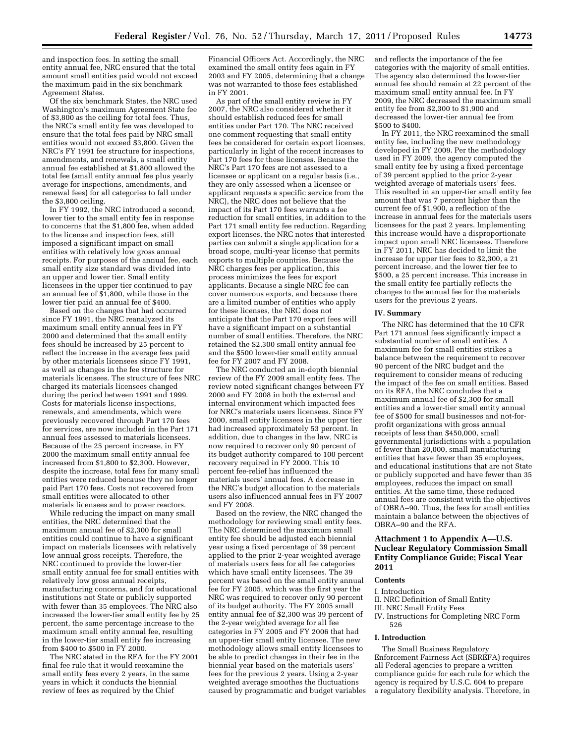and inspection fees. In setting the small entity annual fee, NRC ensured that the total amount small entities paid would not exceed the maximum paid in the six benchmark Agreement States.

Of the six benchmark States, the NRC used Washington's maximum Agreement State fee of $3,800 as the ceiling for total fees. Thus, the NRC's small entity fee was developed to ensure that the total fees paid by NRC small entities would not exceed $3,800. Given the NRC's FY 1991 fee structure for inspections, amendments, and renewals, a small entity annual fee established at $1,800 allowed the total fee (small entity annual fee plus yearly average for inspections, amendments, and renewal fees) for all categories to fall under the $3,800 ceiling.

In FY 1992, the NRC introduced a second, lower tier to the small entity fee in response to concerns that the $1,800 fee, when added to the license and inspection fees, still imposed a significant impact on small entities with relatively low gross annual receipts. For purposes of the annual fee, each small entity size standard was divided into an upper and lower tier. Small entity licensees in the upper tier continued to pay an annual fee of $1,800, while those in the lower tier paid an annual fee of $400.

Based on the changes that had occurred since FY 1991, the NRC reanalyzed its maximum small entity annual fees in FY 2000 and determined that the small entity fees should be increased by 25 percent to reflect the increase in the average fees paid by other materials licensees since FY 1991, as well as changes in the fee structure for materials licensees. The structure of fees NRC charged its materials licensees changed during the period between 1991 and 1999. Costs for materials license inspections, renewals, and amendments, which were previously recovered through Part 170 fees for services, are now included in the Part 171 annual fees assessed to materials licensees. Because of the 25 percent increase, in FY 2000 the maximum small entity annual fee increased from $1,800 to $2,300. However, despite the increase, total fees for many small entities were reduced because they no longer paid Part 170 fees. Costs not recovered from small entities were allocated to other materials licensees and to power reactors.

While reducing the impact on many small entities, the NRC determined that the maximum annual fee of $2,300 for small entities could continue to have a significant impact on materials licensees with relatively low annual gross receipts. Therefore, the NRC continued to provide the lower-tier small entity annual fee for small entities with relatively low gross annual receipts, manufacturing concerns, and for educational institutions not State or publicly supported with fewer than 35 employees. The NRC also increased the lower-tier small entity fee by 25 percent, the same percentage increase to the maximum small entity annual fee, resulting in the lower-tier small entity fee increasing from $400 to $500 in FY 2000.

The NRC stated in the RFA for the FY 2001 final fee rule that it would reexamine the small entity fees every 2 years, in the same years in which it conducts the biennial review of fees as required by the Chief Financial Officers Act. Accordingly, the NRC examined the small entity fees again in FY 2003 and FY 2005, determining that a change was not warranted to those fees established in FY 2001.

As part of the small entity review in FY 2007, the NRC also considered whether it should establish reduced fees for small entities under Part 170. The NRC received one comment requesting that small entity fees be considered for certain export licenses, particularly in light of the recent increases to Part 170 fees for these licenses. Because the NRC's Part 170 fees are not assessed to a licensee or applicant on a regular basis (i.e., they are only assessed when a licensee or applicant requests a specific service from the NRC), the NRC does not believe that the impact of its Part 170 fees warrants a fee reduction for small entities, in addition to the Part 171 small entity fee reduction. Regarding export licenses, the NRC notes that interested parties can submit a single application for a broad scope, multi-year license that permits exports to multiple countries. Because the NRC charges fees per application, this process minimizes the fees for export applicants. Because a single NRC fee can cover numerous exports, and because there are a limited number of entities who apply for these licenses, the NRC does not anticipate that the Part 170 export fees will have a significant impact on a substantial number of small entities. Therefore, the NRC retained the $2,300 small entity annual fee and the $500 lower-tier small entity annual fee for FY 2007 and FY 2008.

The NRC conducted an in-depth biennial review of the FY 2009 small entity fees. The review noted significant changes between FY 2000 and FY 2008 in both the external and internal environment which impacted fees for NRC's materials users licensees. Since FY 2000, small entity licensees in the upper tier had increased approximately 53 percent. In addition, due to changes in the law, NRC is now required to recover only 90 percent of its budget authority compared to 100 percent recovery required in FY 2000. This 10 percent fee-relief has influenced the materials users' annual fees. A decrease in the NRC's budget allocation to the materials users also influenced annual fees in FY 2007 and FY 2008.

Based on the review, the NRC changed the methodology for reviewing small entity fees. The NRC determined the maximum small entity fee should be adjusted each biennial year using a fixed percentage of 39 percent applied to the prior 2-year weighted average of materials users fees for all fee categories which have small entity licensees. The 39 percent was based on the small entity annual fee for FY 2005, which was the first year the NRC was required to recover only 90 percent of its budget authority. The FY 2005 small entity annual fee of $2,300 was 39 percent of the 2-year weighted average for all fee categories in FY 2005 and FY 2006 that had an upper-tier small entity licensee. The new methodology allows small entity licensees to be able to predict changes in their fee in the biennial year based on the materials users' fees for the previous 2 years. Using a 2-year weighted average smoothes the fluctuations caused by programmatic and budget variables and reflects the importance of the fee categories with the majority of small entities. The agency also determined the lower-tier annual fee should remain at 22 percent of the maximum small entity annual fee. In FY 2009, the NRC decreased the maximum small entity fee from $2,300 to $1,900 and decreased the lower-tier annual fee from $500 to $400.

In FY 2011, the NRC reexamined the small entity fee, including the new methodology developed in FY 2009. Per the methodology used in FY 2009, the agency computed the small entity fee by using a fixed percentage of 39 percent applied to the prior 2-year weighted average of materials users' fees. This resulted in an upper-tier small entity fee amount that was 7 percent higher than the current fee of $1,900, a reflection of the increase in annual fees for the materials users licensees for the past 2 years. Implementing this increase would have a disproportionate impact upon small NRC licensees. Therefore in FY 2011, NRC has decided to limit the increase for upper tier fees to $2,300, a 21 percent increase, and the lower tier fee to $500, a 25 percent increase. This increase in the small entity fee partially reflects the changes to the annual fee for the materials users for the previous 2 years.

## IV. Summary

The NRC has determined that the 10 CFR Part 171 annual fees significantly impact a substantial number of small entities. A maximum fee for small entities strikes a balance between the requirement to recover 90 percent of the NRC budget and the requirement to consider means of reducing the impact of the fee on small entities. Based on its RFA, the NRC concludes that a maximum annual fee of $2,300 for small entities and a lower-tier small entity annual fee of $500 for small businesses and not-for-profit organizations with gross annual receipts of less than $450,000, small governmental jurisdictions with a population of fewer than 20,000, small manufacturing entities that have fewer than 35 employees, and educational institutions that are not State or publicly supported and have fewer than 35 employees, reduces the impact on small entities. At the same time, these reduced annual fees are consistent with the objectives of OBRA–90. Thus, the fees for small entities maintain a balance between the objectives of OBRA–90 and the RFA.

## Attachment 1 to Appendix A—U.S. Nuclear Regulatory Commission Small Entity Compliance Guide; Fiscal Year 2011

### Contents

I. Introduction
II. NRC Definition of Small Entity
III. NRC Small Entity Fees
IV. Instructions for Completing NRC Form 526

### I. Introduction

The Small Business Regulatory Enforcement Fairness Act (SBREFA) requires all Federal agencies to prepare a written compliance guide for each rule for which the agency is required by U.S.C. 604 to prepare a regulatory flexibility analysis. Therefore, in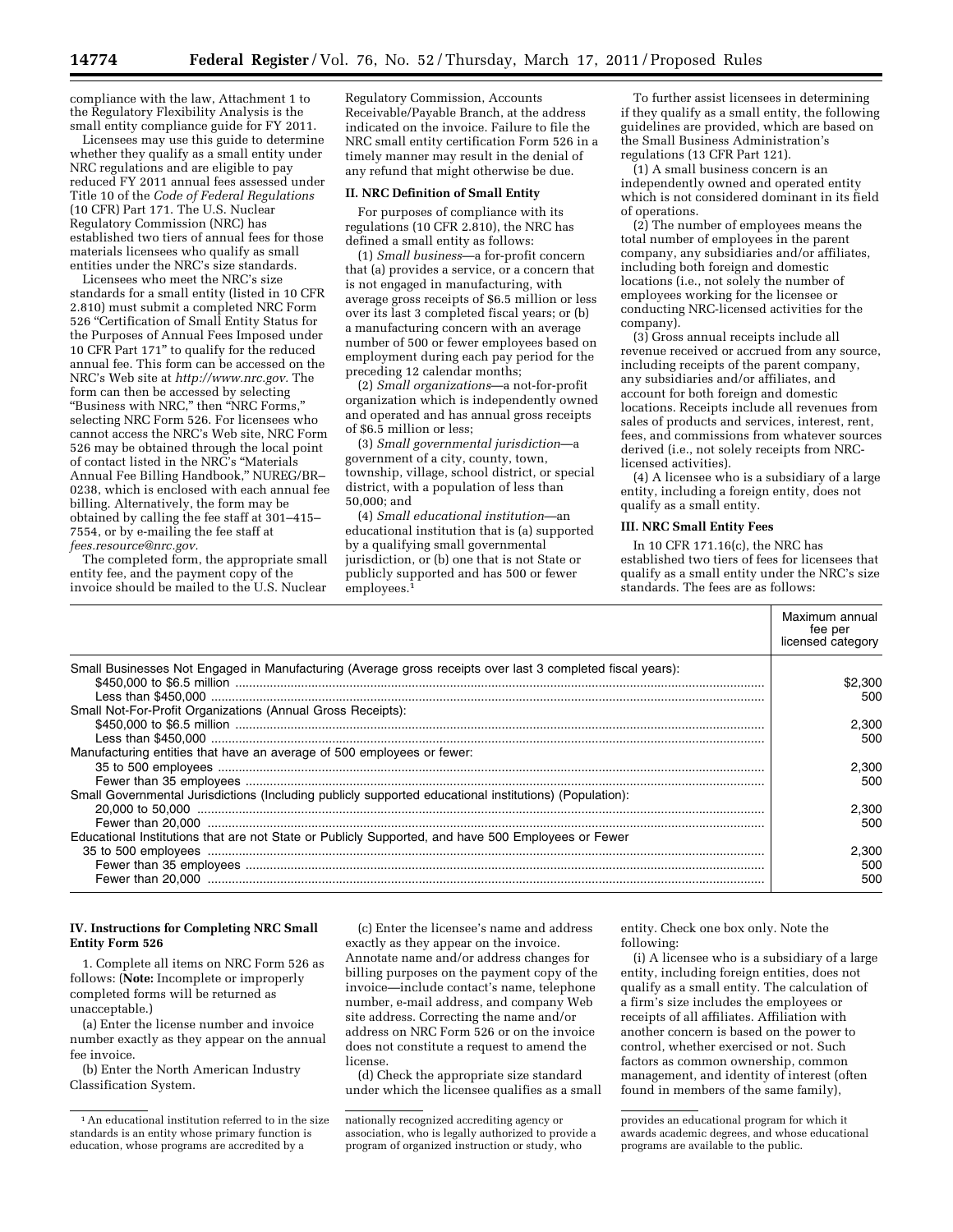compliance with the law, Attachment 1 to the Regulatory Flexibility Analysis is the small entity compliance guide for FY 2011.

Licensees may use this guide to determine whether they qualify as a small entity under NRC regulations and are eligible to pay reduced FY 2011 annual fees assessed under Title 10 of the *Code of Federal Regulations* (10 CFR) Part 171. The U.S. Nuclear Regulatory Commission (NRC) has established two tiers of annual fees for those materials licensees who qualify as small entities under the NRC's size standards.

Licensees who meet the NRC's size standards for a small entity (listed in 10 CFR 2.810) must submit a completed NRC Form 526 "Certification of Small Entity Status for the Purposes of Annual Fees Imposed under 10 CFR Part 171" to qualify for the reduced annual fee. This form can be accessed on the NRC's Web site at *http://www.nrc.gov*. The form can then be accessed by selecting "Business with NRC," then "NRC Forms," selecting NRC Form 526. For licensees who cannot access the NRC's Web site, NRC Form 526 may be obtained through the local point of contact listed in the NRC's "Materials Annual Fee Billing Handbook," NUREG/BR–0238, which is enclosed with each annual fee billing. Alternatively, the form may be obtained by calling the fee staff at 301–415–7554, or by e-mailing the fee staff at *fees.resource@nrc.gov*.

The completed form, the appropriate small entity fee, and the payment copy of the invoice should be mailed to the U.S. Nuclear Regulatory Commission, Accounts Receivable/Payable Branch, at the address indicated on the invoice. Failure to file the NRC small entity certification Form 526 in a timely manner may result in the denial of any refund that might otherwise be due.

**II. NRC Definition of Small Entity**

For purposes of compliance with its regulations (10 CFR 2.810), the NRC has defined a small entity as follows:

(1) *Small business*—a for-profit concern that (a) provides a service, or a concern that is not engaged in manufacturing, with average gross receipts of $6.5 million or less over its last 3 completed fiscal years; or (b) a manufacturing concern with an average number of 500 or fewer employees based on employment during each pay period for the preceding 12 calendar months;

(2) *Small organizations*—a not-for-profit organization which is independently owned and operated and has annual gross receipts of $6.5 million or less;

(3) *Small governmental jurisdiction*—a government of a city, county, town, township, village, school district, or special district, with a population of less than 50,000; and

(4) *Small educational institution*—an educational institution that is (a) supported by a qualifying small governmental jurisdiction, or (b) one that is not State or publicly supported and has 500 or fewer employees.[1]

To further assist licensees in determining if they qualify as a small entity, the following guidelines are provided, which are based on the Small Business Administration's regulations (13 CFR Part 121).

(1) A small business concern is an independently owned and operated entity which is not considered dominant in its field of operations.

(2) The number of employees means the total number of employees in the parent company, any subsidiaries and/or affiliates, including both foreign and domestic locations (i.e., not solely the number of employees working for the licensee or conducting NRC-licensed activities for the company).

(3) Gross annual receipts include all revenue received or accrued from any source, including receipts of the parent company, any subsidiaries and/or affiliates, and account for both foreign and domestic locations. Receipts include all revenues from sales of products and services, interest, rent, fees, and commissions from whatever sources derived (i.e., not solely receipts from NRC-licensed activities).

(4) A licensee who is a subsidiary of a large entity, including a foreign entity, does not qualify as a small entity.

**III. NRC Small Entity Fees**

In 10 CFR 171.16(c), the NRC has established two tiers of fees for licensees that qualify as a small entity under the NRC's size standards. The fees are as follows:

| | Maximum annual fee per licensed category |
|---|---|
| Small Businesses Not Engaged in Manufacturing (Average gross receipts over last 3 completed fiscal years): | |
| $450,000 to $6.5 million | $2,300 |
| Less than $450,000 | 500 |
| Small Not-For-Profit Organizations (Annual Gross Receipts): | |
| $450,000 to $6.5 million | 2,300 |
| Less than $450,000 | 500 |
| Manufacturing entities that have an average of 500 employees or fewer: | |
| 35 to 500 employees | 2,300 |
| Fewer than 35 employees | 500 |
| Small Governmental Jurisdictions (Including publicly supported educational institutions) (Population): | |
| 20,000 to 50,000 | 2,300 |
| Fewer than 20,000 | 500 |
| Educational Institutions that are not State or Publicly Supported, and have 500 Employees or Fewer | |
| 35 to 500 employees | 2,300 |
| Fewer than 35 employees | 500 |
| Fewer than 20,000 | 500 |

**IV. Instructions for Completing NRC Small Entity Form 526**

1. Complete all items on NRC Form 526 as follows: (**Note:** Incomplete or improperly completed forms will be returned as unacceptable.)

(a) Enter the license number and invoice number exactly as they appear on the annual fee invoice.

(b) Enter the North American Industry Classification System.

(c) Enter the licensee's name and address exactly as they appear on the invoice. Annotate name and/or address changes for billing purposes on the payment copy of the invoice—include contact's name, telephone number, e-mail address, and company Web site address. Correcting the name and/or address on NRC Form 526 or on the invoice does not constitute a request to amend the license.

(d) Check the appropriate size standard under which the licensee qualifies as a small entity. Check one box only. Note the following:

(i) A licensee who is a subsidiary of a large entity, including foreign entities, does not qualify as a small entity. The calculation of a firm's size includes the employees or receipts of all affiliates. Affiliation with another concern is based on the power to control, whether exercised or not. Such factors as common ownership, common management, and identity of interest (often found in members of the same family),

---

[1] An educational institution referred to in the size standards is an entity whose primary function is education, whose programs are accredited by a nationally recognized accrediting agency or association, who is legally authorized to provide a program of organized instruction or study, who provides an educational program for which it awards academic degrees, and whose educational programs are available to the public.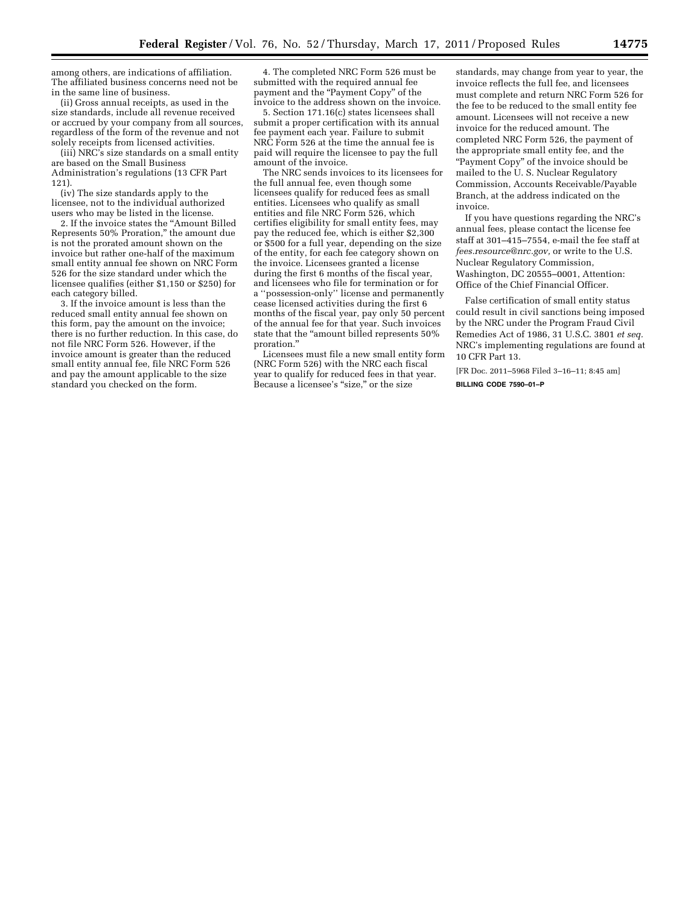among others, are indications of affiliation. The affiliated business concerns need not be in the same line of business.

(ii) Gross annual receipts, as used in the size standards, include all revenue received or accrued by your company from all sources, regardless of the form of the revenue and not solely receipts from licensed activities.

(iii) NRC's size standards on a small entity are based on the Small Business Administration's regulations (13 CFR Part 121).

(iv) The size standards apply to the licensee, not to the individual authorized users who may be listed in the license.

2. If the invoice states the "Amount Billed Represents 50% Proration," the amount due is not the prorated amount shown on the invoice but rather one-half of the maximum small entity annual fee shown on NRC Form 526 for the size standard under which the licensee qualifies (either $1,150 or $250) for each category billed.

3. If the invoice amount is less than the reduced small entity annual fee shown on this form, pay the amount on the invoice; there is no further reduction. In this case, do not file NRC Form 526. However, if the invoice amount is greater than the reduced small entity annual fee, file NRC Form 526 and pay the amount applicable to the size standard you checked on the form.

4. The completed NRC Form 526 must be submitted with the required annual fee payment and the "Payment Copy" of the invoice to the address shown on the invoice.

5. Section 171.16(c) states licensees shall submit a proper certification with its annual fee payment each year. Failure to submit NRC Form 526 at the time the annual fee is paid will require the licensee to pay the full amount of the invoice.

The NRC sends invoices to its licensees for the full annual fee, even though some licensees qualify for reduced fees as small entities. Licensees who qualify as small entities and file NRC Form 526, which certifies eligibility for small entity fees, may pay the reduced fee, which is either $2,300 or $500 for a full year, depending on the size of the entity, for each fee category shown on the invoice. Licensees granted a license during the first 6 months of the fiscal year, and licensees who file for termination or for a ''possession-only'' license and permanently cease licensed activities during the first 6 months of the fiscal year, pay only 50 percent of the annual fee for that year. Such invoices state that the "amount billed represents 50% proration."

Licensees must file a new small entity form (NRC Form 526) with the NRC each fiscal year to qualify for reduced fees in that year. Because a licensee's "size," or the size standards, may change from year to year, the invoice reflects the full fee, and licensees must complete and return NRC Form 526 for the fee to be reduced to the small entity fee amount. Licensees will not receive a new invoice for the reduced amount. The completed NRC Form 526, the payment of the appropriate small entity fee, and the "Payment Copy" of the invoice should be mailed to the U. S. Nuclear Regulatory Commission, Accounts Receivable/Payable Branch, at the address indicated on the invoice.

If you have questions regarding the NRC's annual fees, please contact the license fee staff at 301–415–7554, e-mail the fee staff at *fees.resource@nrc.gov,* or write to the U.S. Nuclear Regulatory Commission, Washington, DC 20555–0001, Attention: Office of the Chief Financial Officer.

False certification of small entity status could result in civil sanctions being imposed by the NRC under the Program Fraud Civil Remedies Act of 1986, 31 U.S.C. 3801 *et seq.* NRC's implementing regulations are found at 10 CFR Part 13.

[FR Doc. 2011–5968 Filed 3–16–11; 8:45 am]

**BILLING CODE 7590–01–P**